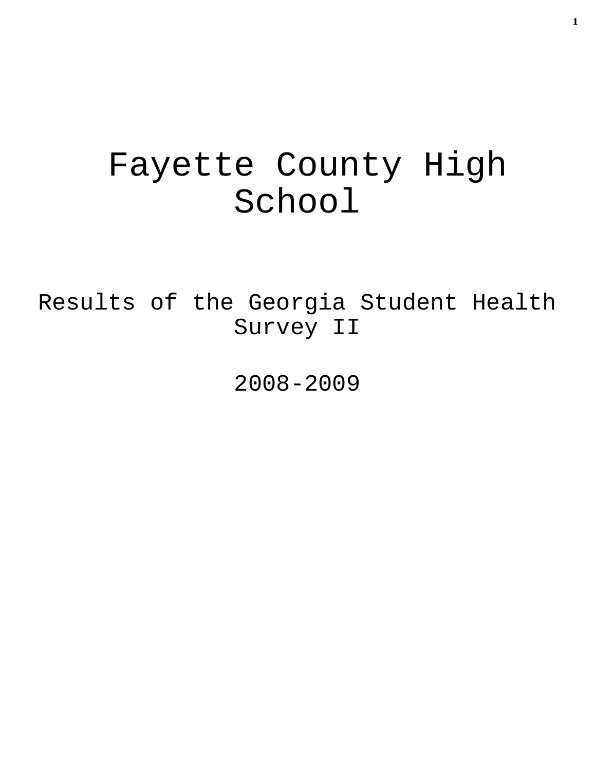# Fayette County High School

## Results of the Georgia Student Health Survey II

## 2008-2009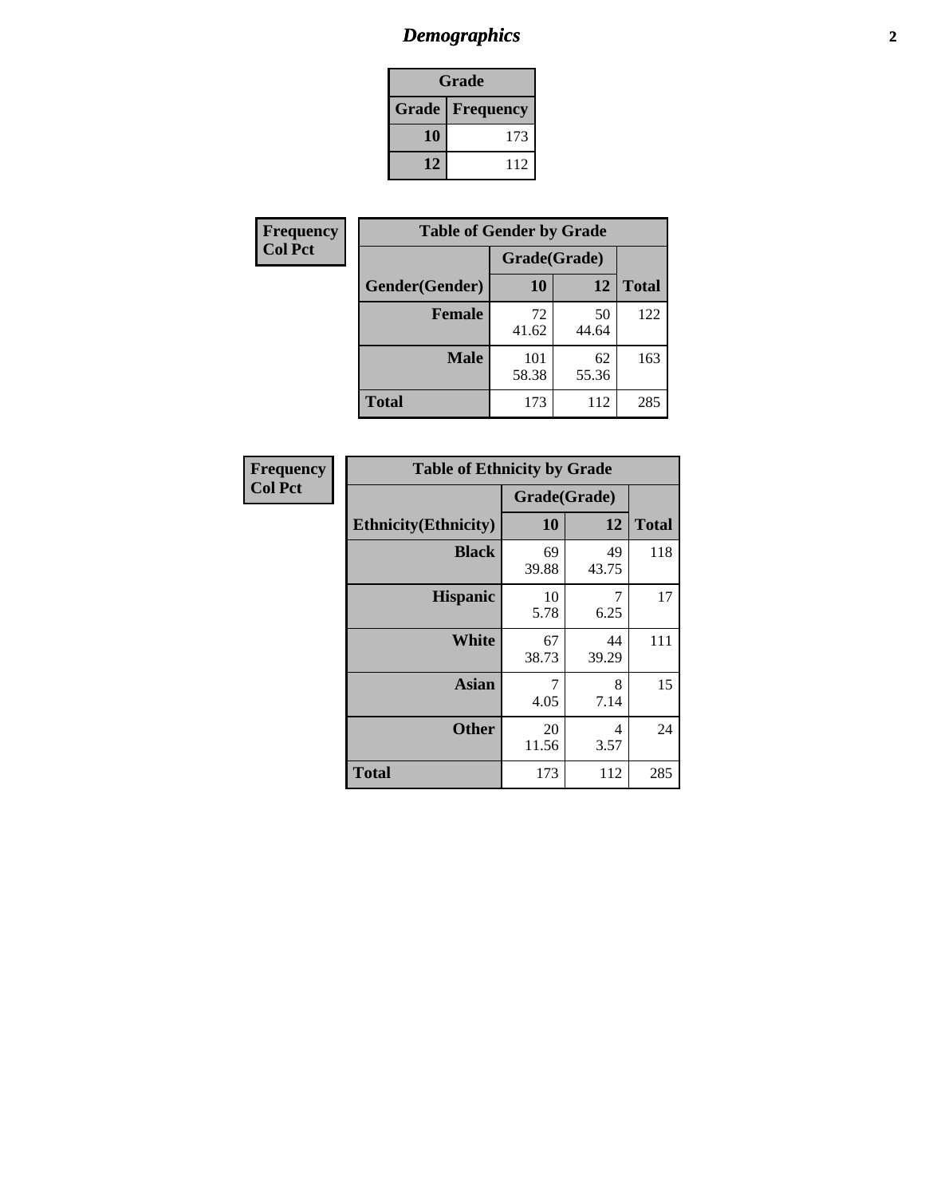# Demographics

| Grade | |
|---|---|
| **Grade** | **Frequency** |
| **10** | 173 |
| **12** | 112 |

**Frequency**
**Col Pct**

| Table of Gender by Grade | | | |
|---|---|---|---|
| | Grade(Grade) | | |
| **Gender(Gender)** | **10** | **12** | **Total** |
| **Female** | 72<br>41.62 | 50<br>44.64 | 122 |
| **Male** | 101<br>58.38 | 62<br>55.36 | 163 |
| **Total** | 173 | 112 | 285 |

**Frequency**
**Col Pct**

| Table of Ethnicity by Grade | | | |
|---|---|---|---|
| | Grade(Grade) | | |
| **Ethnicity(Ethnicity)** | **10** | **12** | **Total** |
| **Black** | 69<br>39.88 | 49<br>43.75 | 118 |
| **Hispanic** | 10<br>5.78 | 7<br>6.25 | 17 |
| **White** | 67<br>38.73 | 44<br>39.29 | 111 |
| **Asian** | 7<br>4.05 | 8<br>7.14 | 15 |
| **Other** | 20<br>11.56 | 4<br>3.57 | 24 |
| **Total** | 173 | 112 | 285 |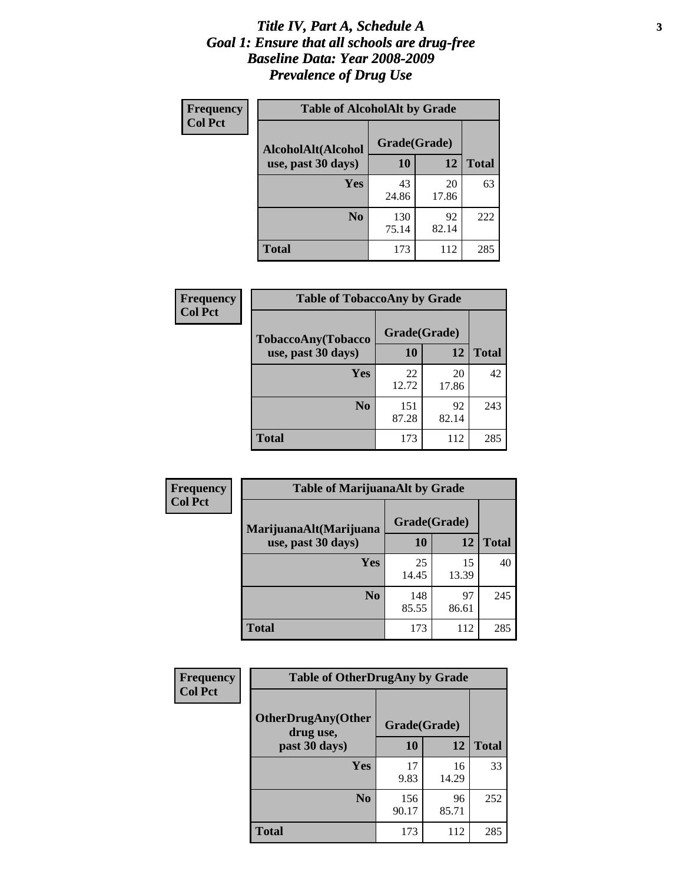# *Title IV, Part A, Schedule A*
# *Goal 1: Ensure that all schools are drug-free*
# *Baseline Data: Year 2008-2009*
# *Prevalence of Drug Use*

**Frequency**
**Col Pct**

**Table of AlcoholAlt by Grade**

| AlcoholAlt(Alcohol use, past 30 days) | Grade(Grade) | | Total |
|---|---|---|---|
| | 10 | 12 | |
| Yes | 43<br>24.86 | 20<br>17.86 | 63 |
| No | 130<br>75.14 | 92<br>82.14 | 222 |
| Total | 173 | 112 | 285 |

**Frequency**
**Col Pct**

**Table of TobaccoAny by Grade**

| TobaccoAny(Tobacco use, past 30 days) | Grade(Grade) | | Total |
|---|---|---|---|
| | 10 | 12 | |
| Yes | 22<br>12.72 | 20<br>17.86 | 42 |
| No | 151<br>87.28 | 92<br>82.14 | 243 |
| Total | 173 | 112 | 285 |

**Frequency**
**Col Pct**

**Table of MarijuanaAlt by Grade**

| MarijuanaAlt(Marijuana use, past 30 days) | Grade(Grade) | | Total |
|---|---|---|---|
| | 10 | 12 | |
| Yes | 25<br>14.45 | 15<br>13.39 | 40 |
| No | 148<br>85.55 | 97<br>86.61 | 245 |
| Total | 173 | 112 | 285 |

**Frequency**
**Col Pct**

**Table of OtherDrugAny by Grade**

| OtherDrugAny(Other drug use, past 30 days) | Grade(Grade) | | Total |
|---|---|---|---|
| | 10 | 12 | |
| Yes | 17<br>9.83 | 16<br>14.29 | 33 |
| No | 156<br>90.17 | 96<br>85.71 | 252 |
| Total | 173 | 112 | 285 |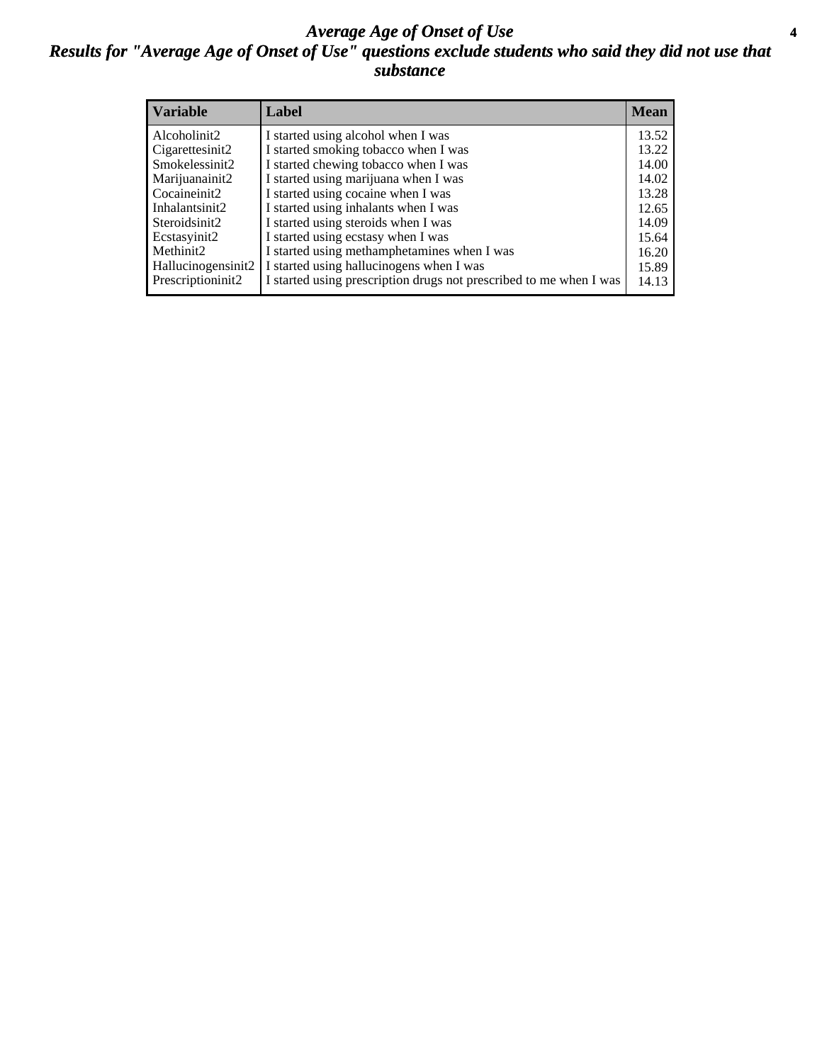# Average Age of Onset of Use

## Results for "Average Age of Onset of Use" questions exclude students who said they did not use that substance

| Variable | Label | Mean |
|---|---|---|
| Alcoholinit2 | I started using alcohol when I was | 13.52 |
| Cigarettesinit2 | I started smoking tobacco when I was | 13.22 |
| Smokelessinit2 | I started chewing tobacco when I was | 14.00 |
| Marijuanainit2 | I started using marijuana when I was | 14.02 |
| Cocaineinit2 | I started using cocaine when I was | 13.28 |
| Inhalantsinit2 | I started using inhalants when I was | 12.65 |
| Steroidsinit2 | I started using steroids when I was | 14.09 |
| Ecstasyinit2 | I started using ecstasy when I was | 15.64 |
| Methinit2 | I started using methamphetamines when I was | 16.20 |
| Hallucinogensinit2 | I started using hallucinogens when I was | 15.89 |
| Prescriptioninit2 | I started using prescription drugs not prescribed to me when I was | 14.13 |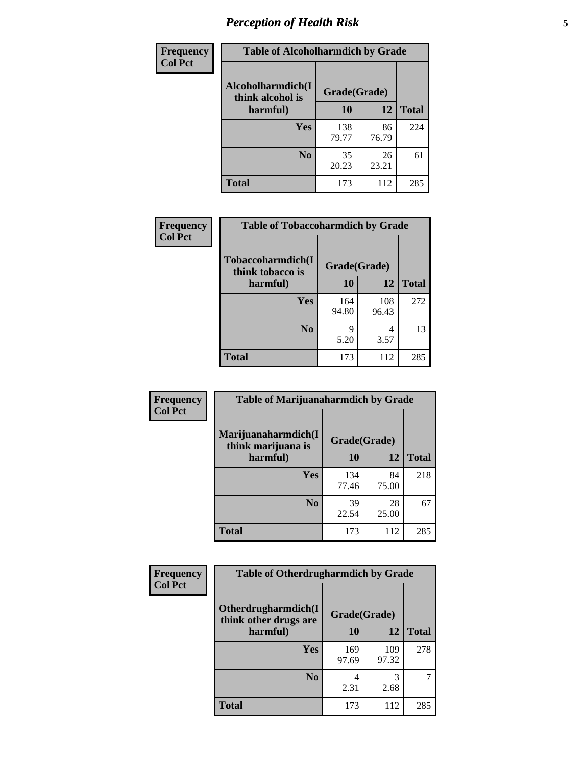# *Perception of Health Risk*

| Frequency Col Pct | Table of Alcoholharmdich by Grade | | |
|---|---|---|---|
| Alcoholharmdich(I think alcohol is harmful) | Grade(Grade) | | |
| | 10 | 12 | Total |
| Yes | 138<br>79.77 | 86<br>76.79 | 224 |
| No | 35<br>20.23 | 26<br>23.21 | 61 |
| Total | 173 | 112 | 285 |

| Frequency Col Pct | Table of Tobaccoharmdich by Grade | | |
|---|---|---|---|
| Tobaccoharmdich(I think tobacco is harmful) | Grade(Grade) | | |
| | 10 | 12 | Total |
| Yes | 164<br>94.80 | 108<br>96.43 | 272 |
| No | 9<br>5.20 | 4<br>3.57 | 13 |
| Total | 173 | 112 | 285 |

| Frequency Col Pct | Table of Marijuanaharmdich by Grade | | |
|---|---|---|---|
| Marijuanaharmdich(I think marijuana is harmful) | Grade(Grade) | | |
| | 10 | 12 | Total |
| Yes | 134<br>77.46 | 84<br>75.00 | 218 |
| No | 39<br>22.54 | 28<br>25.00 | 67 |
| Total | 173 | 112 | 285 |

| Frequency Col Pct | Table of Otherdrugharmdich by Grade | | |
|---|---|---|---|
| Otherdrugharmdich(I think other drugs are harmful) | Grade(Grade) | | |
| | 10 | 12 | Total |
| Yes | 169<br>97.69 | 109<br>97.32 | 278 |
| No | 4<br>2.31 | 3<br>2.68 | 7 |
| Total | 173 | 112 | 285 |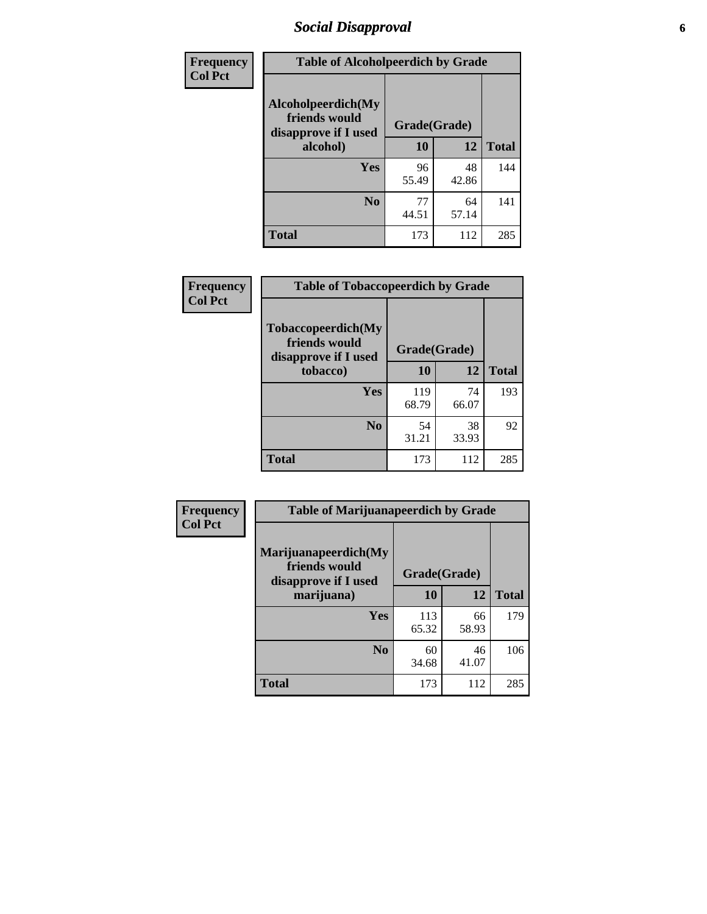# *Social Disapproval*

| Frequency<br>Col Pct | Table of Alcoholpeerdich by Grade | | |
|---|---|---|---|
| **Alcoholpeerdich(My friends would disapprove if I used alcohol)** | **Grade(Grade)** | | |
| | **10** | **12** | **Total** |
| **Yes** | 96<br>55.49 | 48<br>42.86 | 144 |
| **No** | 77<br>44.51 | 64<br>57.14 | 141 |
| **Total** | 173 | 112 | 285 |

| Frequency<br>Col Pct | Table of Tobaccopeerdich by Grade | | |
|---|---|---|---|
| **Tobaccopeerdich(My friends would disapprove if I used tobacco)** | **Grade(Grade)** | | |
| | **10** | **12** | **Total** |
| **Yes** | 119<br>68.79 | 74<br>66.07 | 193 |
| **No** | 54<br>31.21 | 38<br>33.93 | 92 |
| **Total** | 173 | 112 | 285 |

| Frequency<br>Col Pct | Table of Marijuanapeerdich by Grade | | |
|---|---|---|---|
| **Marijuanapeerdich(My friends would disapprove if I used marijuana)** | **Grade(Grade)** | | |
| | **10** | **12** | **Total** |
| **Yes** | 113<br>65.32 | 66<br>58.93 | 179 |
| **No** | 60<br>34.68 | 46<br>41.07 | 106 |
| **Total** | 173 | 112 | 285 |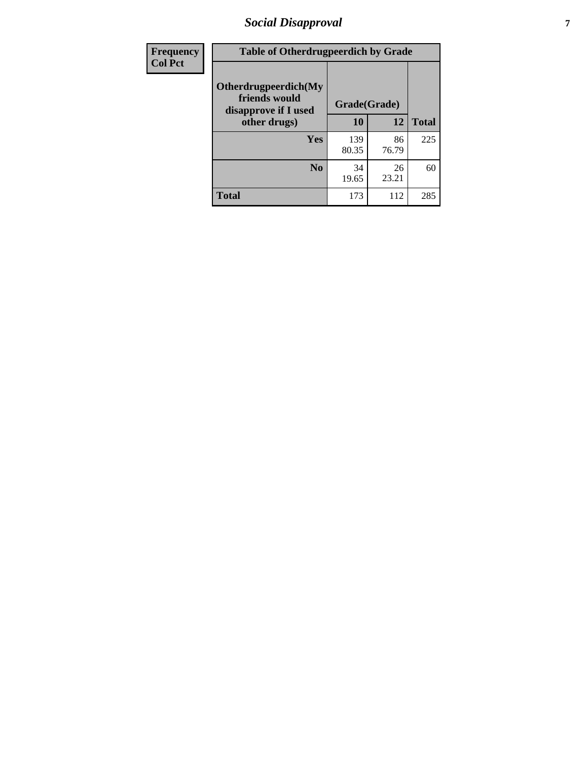| Frequency<br>Col Pct | Table of Otherdrugpeerdich by Grade | | | |
|---|---|---|---|---|
| | Otherdrugpeerdich(My friends would disapprove if I used other drugs) | Grade(Grade) | | |
| | | 10 | 12 | Total |
| | Yes | 139<br>80.35 | 86<br>76.79 | 225 |
| | No | 34<br>19.65 | 26<br>23.21 | 60 |
| | Total | 173 | 112 | 285 |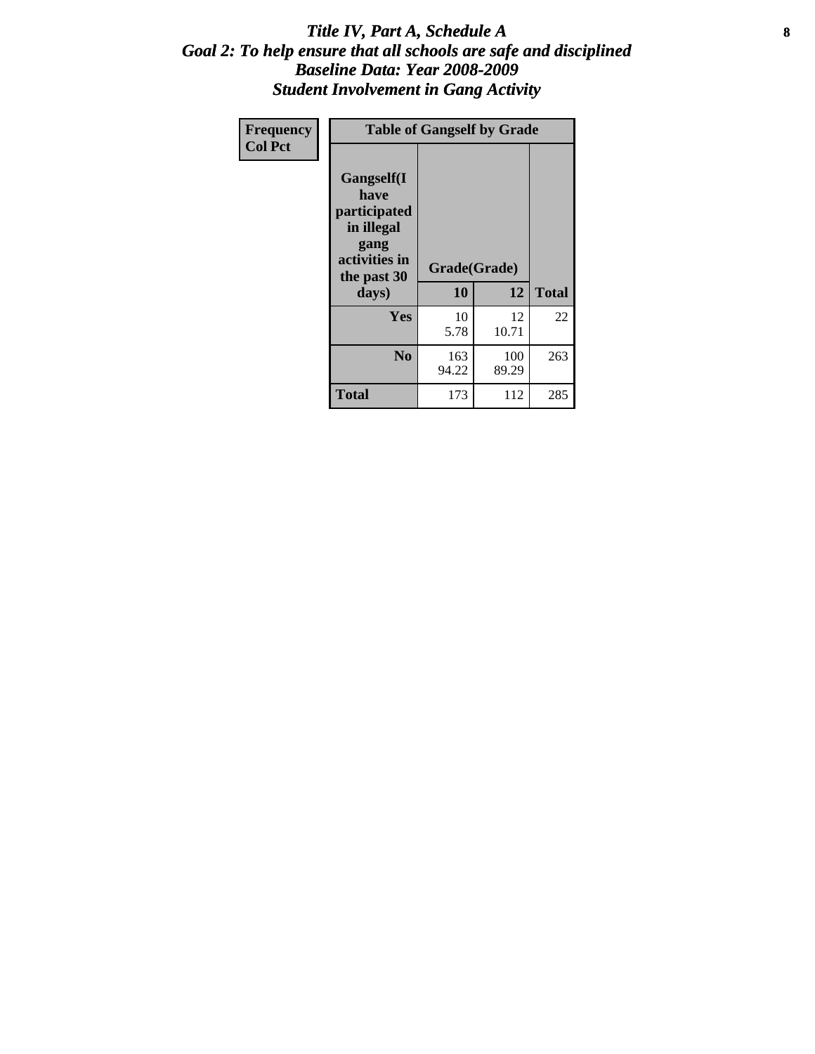# *Title IV, Part A, Schedule A*
## *Goal 2: To help ensure that all schools are safe and disciplined*
## *Baseline Data: Year 2008-2009*
## *Student Involvement in Gang Activity*

**Frequency**
**Col Pct**

| **Table of Gangself by Grade** | | | |
|---|---|---|---|
| **Gangself(I have participated in illegal gang activities in the past 30 days)** | **Grade(Grade)** | | |
| | **10** | **12** | **Total** |
| **Yes** | 10<br>5.78 | 12<br>10.71 | 22 |
| **No** | 163<br>94.22 | 100<br>89.29 | 263 |
| **Total** | 173 | 112 | 285 |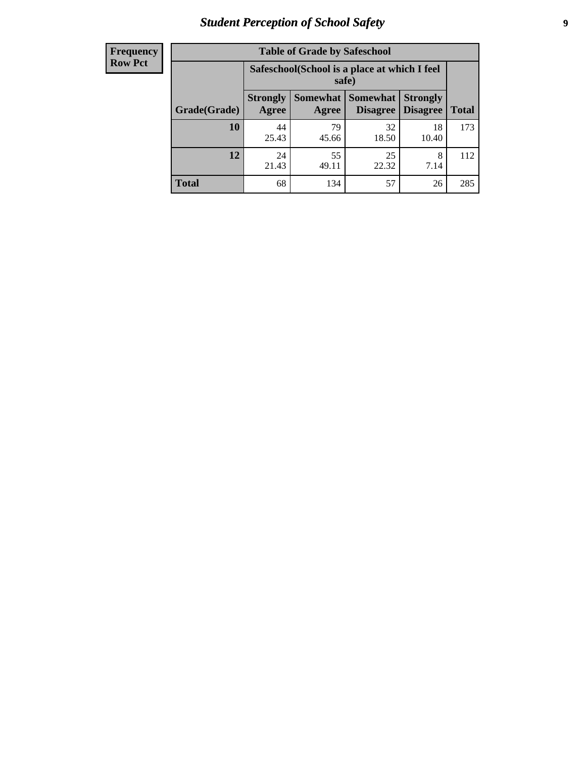## Student Perception of School Safety

| Frequency Row Pct |
|---|

| Table of Grade by Safeschool | | | | | |
|---|---|---|---|---|---|
| | Safeschool(School is a place at which I feel safe) | | | | |
| Grade(Grade) | Strongly Agree | Somewhat Agree | Somewhat Disagree | Strongly Disagree | Total |
| 10 | 44<br>25.43 | 79<br>45.66 | 32<br>18.50 | 18<br>10.40 | 173 |
| 12 | 24<br>21.43 | 55<br>49.11 | 25<br>22.32 | 8<br>7.14 | 112 |
| Total | 68 | 134 | 57 | 26 | 285 |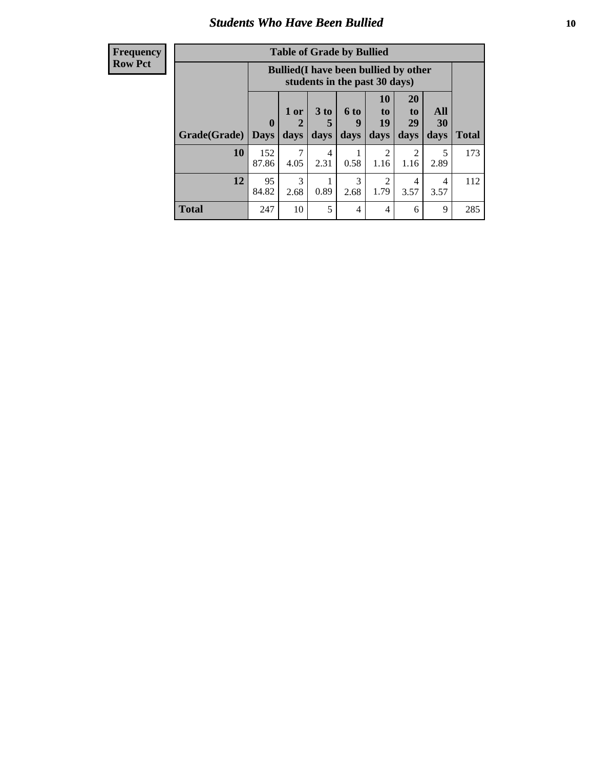# Students Who Have Been Bullied

| Frequency<br>Row Pct |
|---|

**Table of Grade by Bullied**

| Grade(Grade) | Bullied(I have been bullied by other students in the past 30 days) | | | | | | | Total |
|---|---|---|---|---|---|---|---|---|
| | 0 Days | 1 or 2 days | 3 to 5 days | 6 to 9 days | 10 to 19 days | 20 to 29 days | All 30 days | |
| **10** | 152<br>87.86 | 7<br>4.05 | 4<br>2.31 | 1<br>0.58 | 2<br>1.16 | 2<br>1.16 | 5<br>2.89 | 173 |
| **12** | 95<br>84.82 | 3<br>2.68 | 1<br>0.89 | 3<br>2.68 | 2<br>1.79 | 4<br>3.57 | 4<br>3.57 | 112 |
| **Total** | 247 | 10 | 5 | 4 | 4 | 6 | 9 | 285 |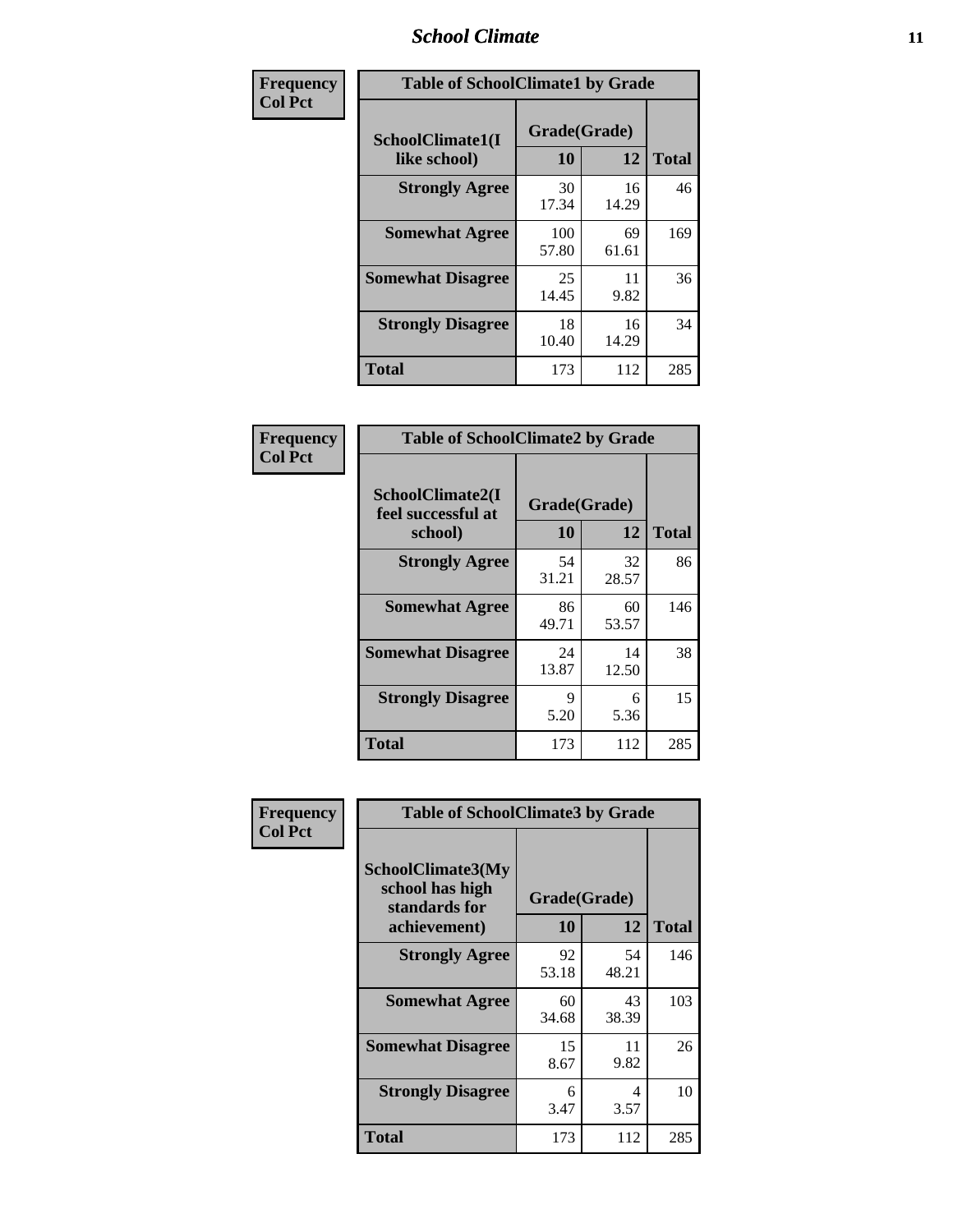| Frequency Col Pct |
|---|

| Table of SchoolClimate1 by Grade | | | |
|---|---|---|---|
| SchoolClimate1(I like school) | Grade(Grade) | | Total |
| | 10 | 12 | |
| Strongly Agree | 30<br>17.34 | 16<br>14.29 | 46 |
| Somewhat Agree | 100<br>57.80 | 69<br>61.61 | 169 |
| Somewhat Disagree | 25<br>14.45 | 11<br>9.82 | 36 |
| Strongly Disagree | 18<br>10.40 | 16<br>14.29 | 34 |
| Total | 173 | 112 | 285 |

| Frequency Col Pct |
|---|

| Table of SchoolClimate2 by Grade | | | |
|---|---|---|---|
| SchoolClimate2(I feel successful at school) | Grade(Grade) | | Total |
| | 10 | 12 | |
| Strongly Agree | 54<br>31.21 | 32<br>28.57 | 86 |
| Somewhat Agree | 86<br>49.71 | 60<br>53.57 | 146 |
| Somewhat Disagree | 24<br>13.87 | 14<br>12.50 | 38 |
| Strongly Disagree | 9<br>5.20 | 6<br>5.36 | 15 |
| Total | 173 | 112 | 285 |

| Frequency Col Pct |
|---|

| Table of SchoolClimate3 by Grade | | | |
|---|---|---|---|
| SchoolClimate3(My school has high standards for achievement) | Grade(Grade) | | Total |
| | 10 | 12 | |
| Strongly Agree | 92<br>53.18 | 54<br>48.21 | 146 |
| Somewhat Agree | 60<br>34.68 | 43<br>38.39 | 103 |
| Somewhat Disagree | 15<br>8.67 | 11<br>9.82 | 26 |
| Strongly Disagree | 6<br>3.47 | 4<br>3.57 | 10 |
| Total | 173 | 112 | 285 |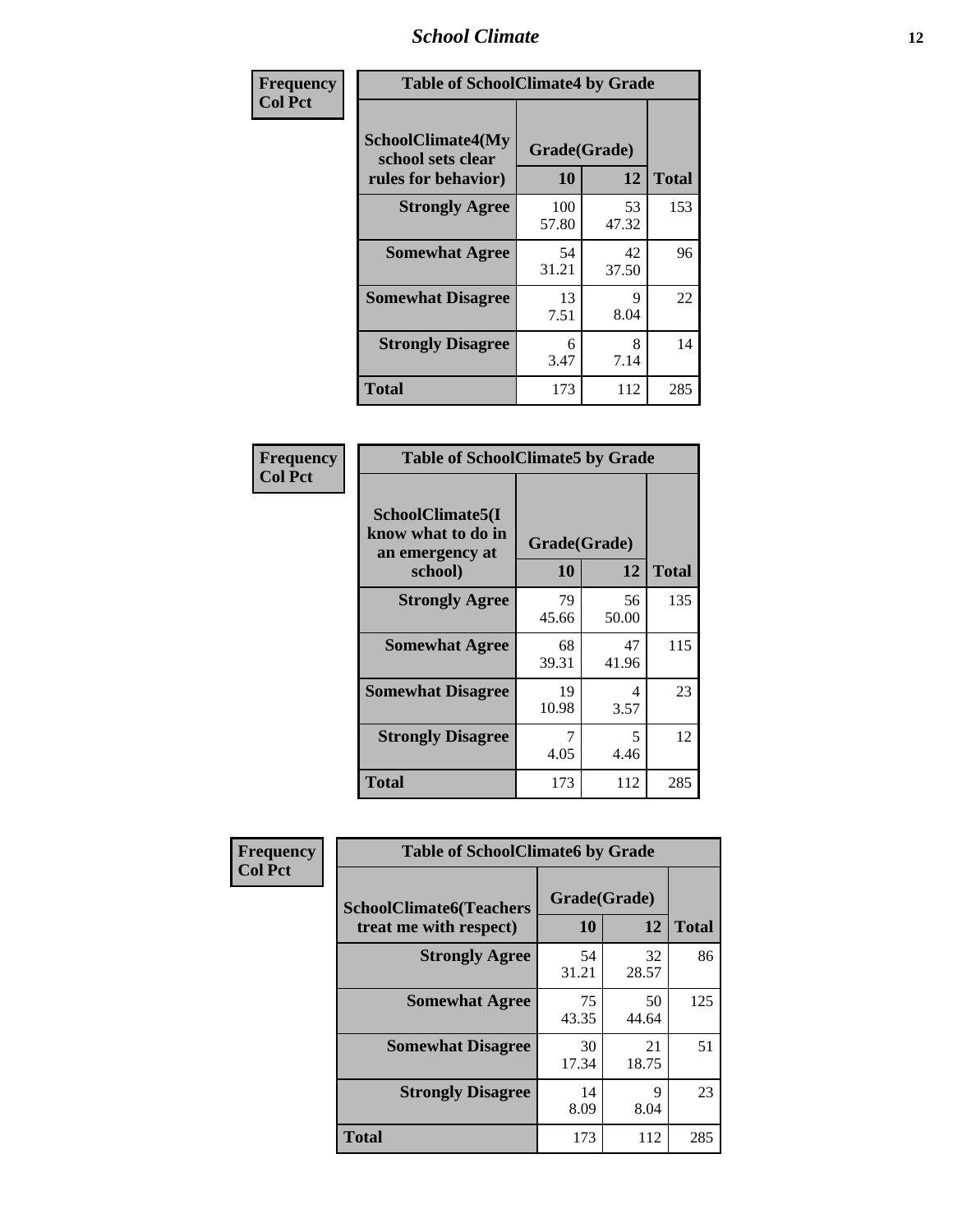| Frequency<br>Col Pct | Table of SchoolClimate4 by Grade | | |
|---|---|---|---|
| SchoolClimate4(My school sets clear rules for behavior) | Grade(Grade) | | |
| | 10 | 12 | Total |
| Strongly Agree | 100<br>57.80 | 53<br>47.32 | 153 |
| Somewhat Agree | 54<br>31.21 | 42<br>37.50 | 96 |
| Somewhat Disagree | 13<br>7.51 | 9<br>8.04 | 22 |
| Strongly Disagree | 6<br>3.47 | 8<br>7.14 | 14 |
| Total | 173 | 112 | 285 |

| Frequency<br>Col Pct | Table of SchoolClimate5 by Grade | | |
|---|---|---|---|
| SchoolClimate5(I know what to do in an emergency at school) | Grade(Grade) | | |
| | 10 | 12 | Total |
| Strongly Agree | 79<br>45.66 | 56<br>50.00 | 135 |
| Somewhat Agree | 68<br>39.31 | 47<br>41.96 | 115 |
| Somewhat Disagree | 19<br>10.98 | 4<br>3.57 | 23 |
| Strongly Disagree | 7<br>4.05 | 5<br>4.46 | 12 |
| Total | 173 | 112 | 285 |

| Frequency<br>Col Pct | Table of SchoolClimate6 by Grade | | |
|---|---|---|---|
| SchoolClimate6(Teachers treat me with respect) | Grade(Grade) | | |
| | 10 | 12 | Total |
| Strongly Agree | 54<br>31.21 | 32<br>28.57 | 86 |
| Somewhat Agree | 75<br>43.35 | 50<br>44.64 | 125 |
| Somewhat Disagree | 30<br>17.34 | 21<br>18.75 | 51 |
| Strongly Disagree | 14<br>8.09 | 9<br>8.04 | 23 |
| Total | 173 | 112 | 285 |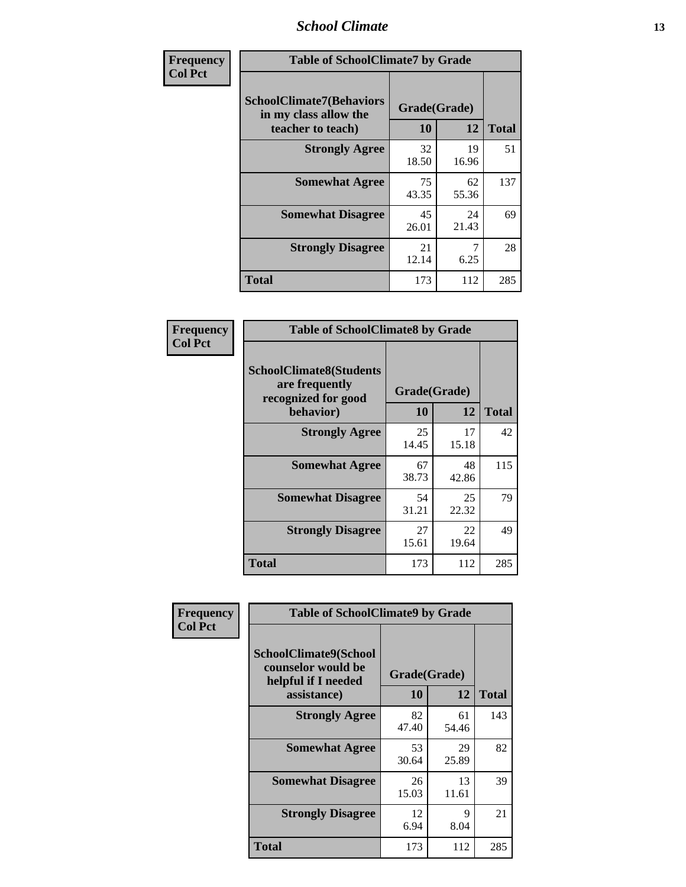| Frequency Col Pct |
|---|

| Table of SchoolClimate7 by Grade | | | |
|---|---|---|---|
| SchoolClimate7(Behaviors in my class allow the teacher to teach) | Grade(Grade) | | Total |
| | 10 | 12 | |
| Strongly Agree | 32<br>18.50 | 19<br>16.96 | 51 |
| Somewhat Agree | 75<br>43.35 | 62<br>55.36 | 137 |
| Somewhat Disagree | 45<br>26.01 | 24<br>21.43 | 69 |
| Strongly Disagree | 21<br>12.14 | 7<br>6.25 | 28 |
| Total | 173 | 112 | 285 |

| Frequency Col Pct |
|---|

| Table of SchoolClimate8 by Grade | | | |
|---|---|---|---|
| SchoolClimate8(Students are frequently recognized for good behavior) | Grade(Grade) | | Total |
| | 10 | 12 | |
| Strongly Agree | 25<br>14.45 | 17<br>15.18 | 42 |
| Somewhat Agree | 67<br>38.73 | 48<br>42.86 | 115 |
| Somewhat Disagree | 54<br>31.21 | 25<br>22.32 | 79 |
| Strongly Disagree | 27<br>15.61 | 22<br>19.64 | 49 |
| Total | 173 | 112 | 285 |

| Frequency Col Pct |
|---|

| Table of SchoolClimate9 by Grade | | | |
|---|---|---|---|
| SchoolClimate9(School counselor would be helpful if I needed assistance) | Grade(Grade) | | Total |
| | 10 | 12 | |
| Strongly Agree | 82<br>47.40 | 61<br>54.46 | 143 |
| Somewhat Agree | 53<br>30.64 | 29<br>25.89 | 82 |
| Somewhat Disagree | 26<br>15.03 | 13<br>11.61 | 39 |
| Strongly Disagree | 12<br>6.94 | 9<br>8.04 | 21 |
| Total | 173 | 112 | 285 |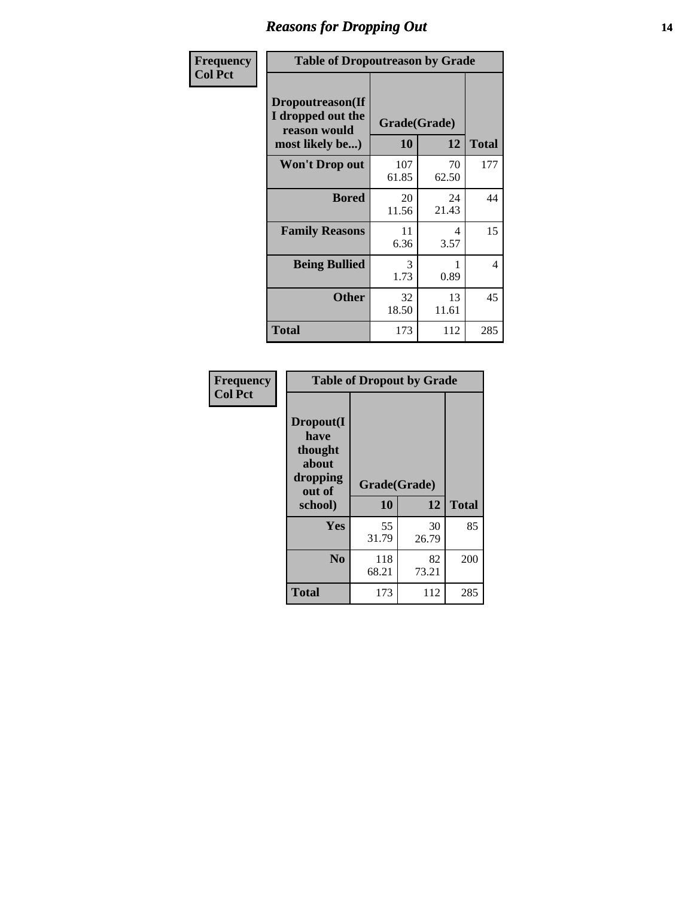# Reasons for Dropping Out

Frequency
Col Pct

| Table of Dropoutreason by Grade | | | |
|---|---|---|---|
| Dropoutreason(If I dropped out the reason would most likely be...) | Grade(Grade) | | |
| | 10 | 12 | Total |
| Won't Drop out | 107<br>61.85 | 70<br>62.50 | 177 |
| Bored | 20<br>11.56 | 24<br>21.43 | 44 |
| Family Reasons | 11<br>6.36 | 4<br>3.57 | 15 |
| Being Bullied | 3<br>1.73 | 1<br>0.89 | 4 |
| Other | 32<br>18.50 | 13<br>11.61 | 45 |
| Total | 173 | 112 | 285 |

Frequency
Col Pct

| Table of Dropout by Grade | | | |
|---|---|---|---|
| Dropout(I have thought about dropping out of school) | Grade(Grade) | | |
| | 10 | 12 | Total |
| Yes | 55<br>31.79 | 30<br>26.79 | 85 |
| No | 118<br>68.21 | 82<br>73.21 | 200 |
| Total | 173 | 112 | 285 |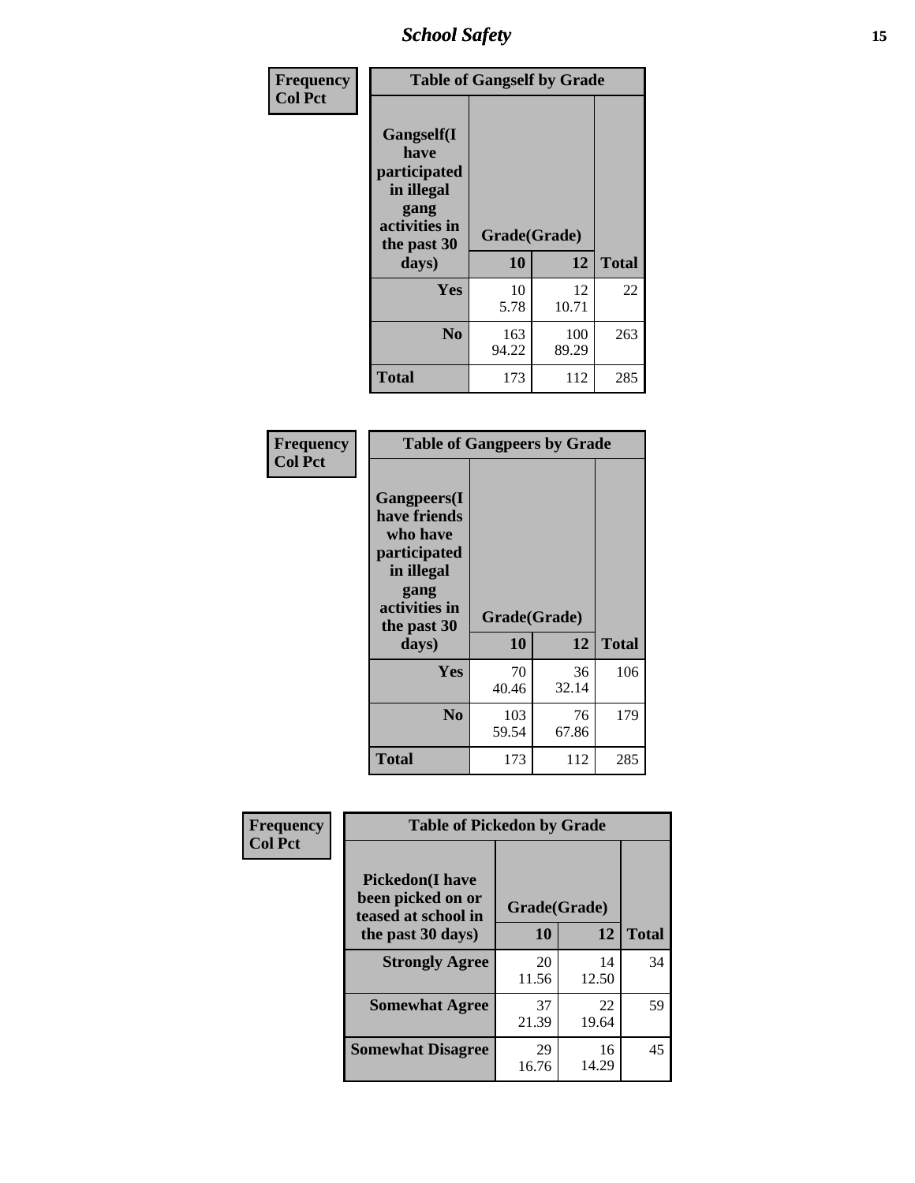| Frequency<br>Col Pct | Table of Gangself by Grade | | |
|---|---|---|---|
| Gangself(I have participated in illegal gang activities in the past 30 days) | Grade(Grade) | | |
| | 10 | 12 | Total |
| Yes | 10<br>5.78 | 12<br>10.71 | 22 |
| No | 163<br>94.22 | 100<br>89.29 | 263 |
| Total | 173 | 112 | 285 |

| Frequency<br>Col Pct | Table of Gangpeers by Grade | | |
|---|---|---|---|
| Gangpeers(I have friends who have participated in illegal gang activities in the past 30 days) | Grade(Grade) | | |
| | 10 | 12 | Total |
| Yes | 70<br>40.46 | 36<br>32.14 | 106 |
| No | 103<br>59.54 | 76<br>67.86 | 179 |
| Total | 173 | 112 | 285 |

| Frequency<br>Col Pct | Table of Pickedon by Grade | | |
|---|---|---|---|
| Pickedon(I have been picked on or teased at school in the past 30 days) | Grade(Grade) | | |
| | 10 | 12 | Total |
| Strongly Agree | 20<br>11.56 | 14<br>12.50 | 34 |
| Somewhat Agree | 37<br>21.39 | 22<br>19.64 | 59 |
| Somewhat Disagree | 29<br>16.76 | 16<br>14.29 | 45 |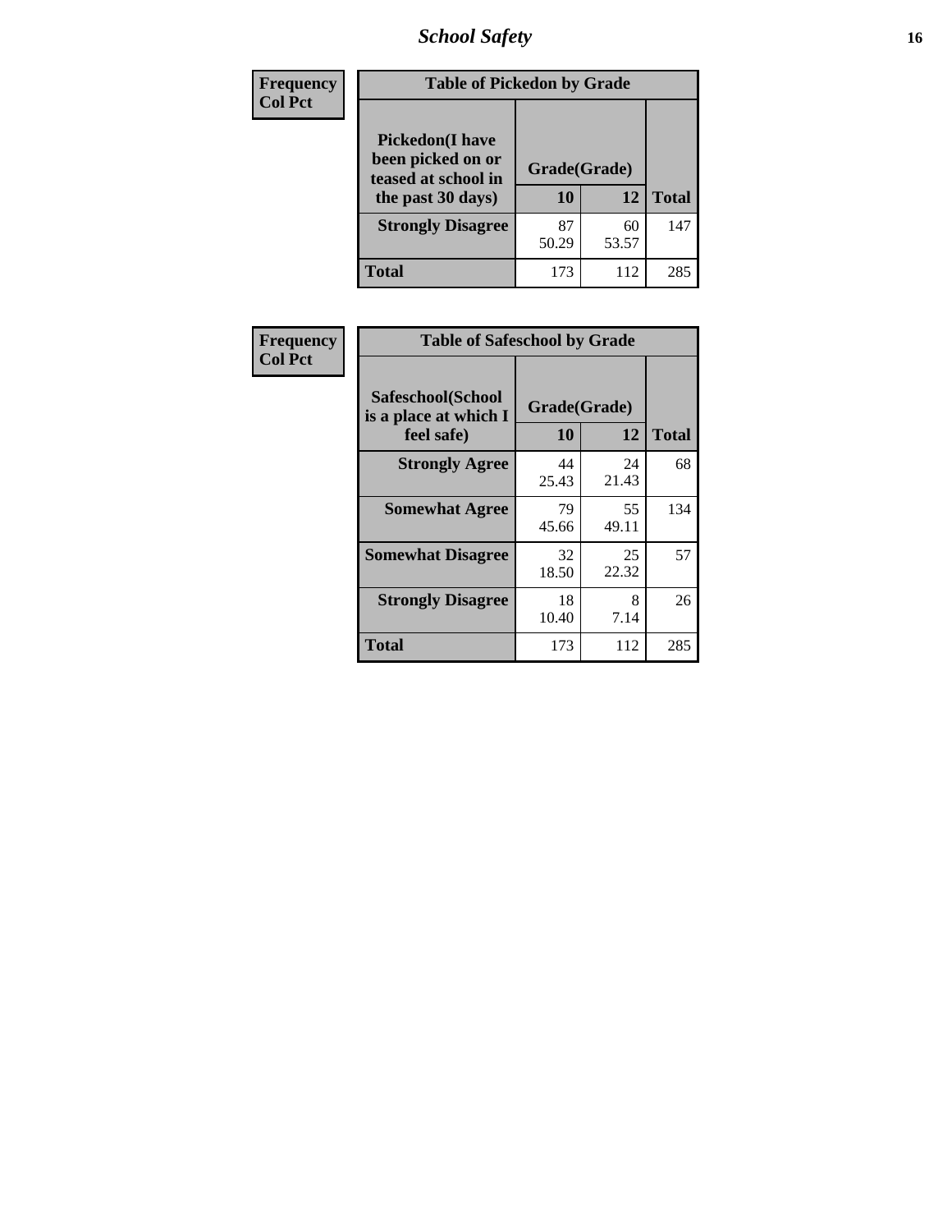| Frequency<br>Col Pct | Table of Pickedon by Grade | | |
|---|---|---|---|
| Pickedon(I have been picked on or teased at school in the past 30 days) | Grade(Grade) | | |
| | 10 | 12 | Total |
| Strongly Disagree | 87<br>50.29 | 60<br>53.57 | 147 |
| Total | 173 | 112 | 285 |

| Frequency<br>Col Pct | Table of Safeschool by Grade | | |
|---|---|---|---|
| Safeschool(School is a place at which I feel safe) | Grade(Grade) | | |
| | 10 | 12 | Total |
| Strongly Agree | 44<br>25.43 | 24<br>21.43 | 68 |
| Somewhat Agree | 79<br>45.66 | 55<br>49.11 | 134 |
| Somewhat Disagree | 32<br>18.50 | 25<br>22.32 | 57 |
| Strongly Disagree | 18<br>10.40 | 8<br>7.14 | 26 |
| Total | 173 | 112 | 285 |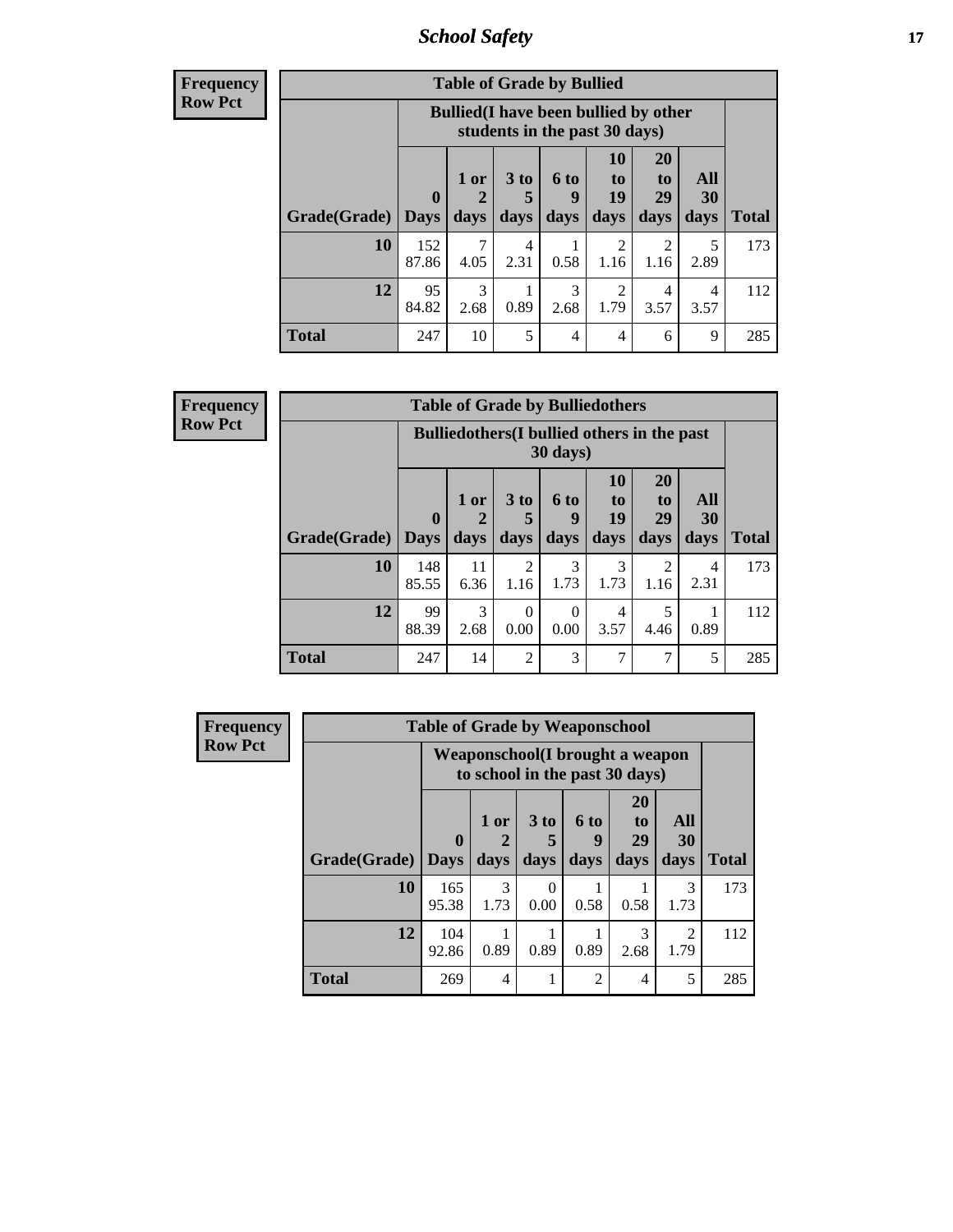| Frequency Row Pct | Table of Grade by Bullied | | | | | | | |
|---|---|---|---|---|---|---|---|---|
| | Bullied(I have been bullied by other students in the past 30 days) | | | | | | | |
| Grade(Grade) | 0 Days | 1 or 2 days | 3 to 5 days | 6 to 9 days | 10 to 19 days | 20 to 29 days | All 30 days | Total |
| 10 | 152 87.86 | 7 4.05 | 4 2.31 | 1 0.58 | 2 1.16 | 2 1.16 | 5 2.89 | 173 |
| 12 | 95 84.82 | 3 2.68 | 1 0.89 | 3 2.68 | 2 1.79 | 4 3.57 | 4 3.57 | 112 |
| Total | 247 | 10 | 5 | 4 | 4 | 6 | 9 | 285 |

| Frequency Row Pct | Table of Grade by Bulliedothers | | | | | | | |
|---|---|---|---|---|---|---|---|---|
| | Bulliedothers(I bullied others in the past 30 days) | | | | | | | |
| Grade(Grade) | 0 Days | 1 or 2 days | 3 to 5 days | 6 to 9 days | 10 to 19 days | 20 to 29 days | All 30 days | Total |
| 10 | 148 85.55 | 11 6.36 | 2 1.16 | 3 1.73 | 3 1.73 | 2 1.16 | 4 2.31 | 173 |
| 12 | 99 88.39 | 3 2.68 | 0 0.00 | 0 0.00 | 4 3.57 | 5 4.46 | 1 0.89 | 112 |
| Total | 247 | 14 | 2 | 3 | 7 | 7 | 5 | 285 |

| Frequency Row Pct | Table of Grade by Weaponschool | | | | | | |
|---|---|---|---|---|---|---|---|
| | Weaponschool(I brought a weapon to school in the past 30 days) | | | | | | |
| Grade(Grade) | 0 Days | 1 or 2 days | 3 to 5 days | 6 to 9 days | 20 to 29 days | All 30 days | Total |
| 10 | 165 95.38 | 3 1.73 | 0 0.00 | 1 0.58 | 1 0.58 | 3 1.73 | 173 |
| 12 | 104 92.86 | 1 0.89 | 1 0.89 | 1 0.89 | 3 2.68 | 2 1.79 | 112 |
| Total | 269 | 4 | 1 | 2 | 4 | 5 | 285 |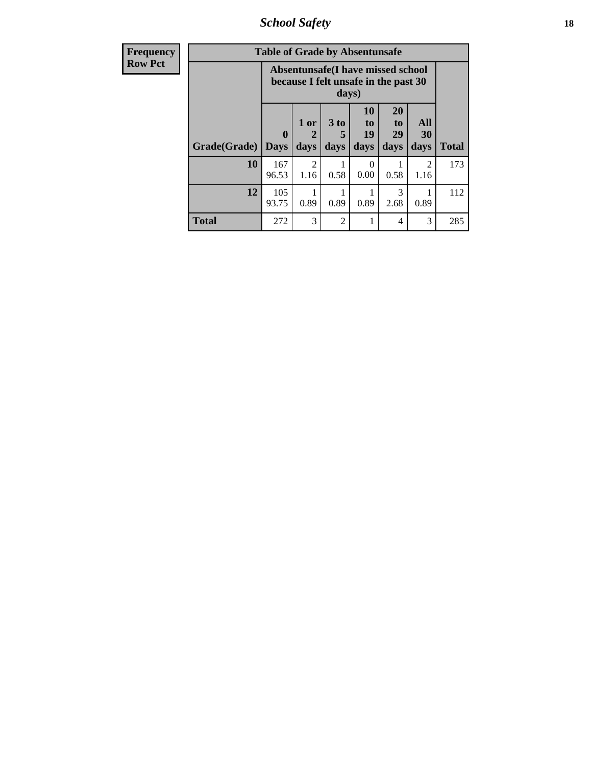| Frequency<br>Row Pct | Table of Grade by Absentunsafe | | | | | | |
|---|---|---|---|---|---|---|---|
| | Absentunsafe(I have missed school because I felt unsafe in the past 30 days) | | | | | | |
| Grade(Grade) | 0 Days | 1 or 2 days | 3 to 5 days | 10 to 19 days | 20 to 29 days | All 30 days | Total |
| 10 | 167<br>96.53 | 2<br>1.16 | 1<br>0.58 | 0<br>0.00 | 1<br>0.58 | 2<br>1.16 | 173 |
| 12 | 105<br>93.75 | 1<br>0.89 | 1<br>0.89 | 1<br>0.89 | 3<br>2.68 | 1<br>0.89 | 112 |
| Total | 272 | 3 | 2 | 1 | 4 | 3 | 285 |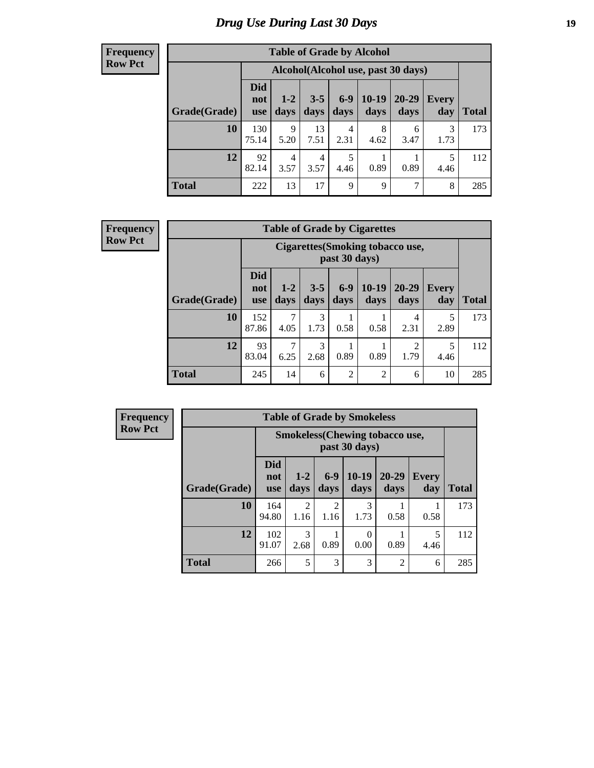# Drug Use During Last 30 Days

**Frequency**
**Row Pct**

| Table of Grade by Alcohol | | | | | | | | |
|---|---|---|---|---|---|---|---|---|
| | Alcohol(Alcohol use, past 30 days) | | | | | | | |
| Grade(Grade) | Did not use | 1-2 days | 3-5 days | 6-9 days | 10-19 days | 20-29 days | Every day | Total |
| 10 | 130<br>75.14 | 9<br>5.20 | 13<br>7.51 | 4<br>2.31 | 8<br>4.62 | 6<br>3.47 | 3<br>1.73 | 173 |
| 12 | 92<br>82.14 | 4<br>3.57 | 4<br>3.57 | 5<br>4.46 | 1<br>0.89 | 1<br>0.89 | 5<br>4.46 | 112 |
| Total | 222 | 13 | 17 | 9 | 9 | 7 | 8 | 285 |

**Frequency**
**Row Pct**

| Table of Grade by Cigarettes | | | | | | | | |
|---|---|---|---|---|---|---|---|---|
| | Cigarettes(Smoking tobacco use, past 30 days) | | | | | | | |
| Grade(Grade) | Did not use | 1-2 days | 3-5 days | 6-9 days | 10-19 days | 20-29 days | Every day | Total |
| 10 | 152<br>87.86 | 7<br>4.05 | 3<br>1.73 | 1<br>0.58 | 1<br>0.58 | 4<br>2.31 | 5<br>2.89 | 173 |
| 12 | 93<br>83.04 | 7<br>6.25 | 3<br>2.68 | 1<br>0.89 | 1<br>0.89 | 2<br>1.79 | 5<br>4.46 | 112 |
| Total | 245 | 14 | 6 | 2 | 2 | 6 | 10 | 285 |

**Frequency**
**Row Pct**

| Table of Grade by Smokeless | | | | | | | |
|---|---|---|---|---|---|---|---|
| | Smokeless(Chewing tobacco use, past 30 days) | | | | | | |
| Grade(Grade) | Did not use | 1-2 days | 6-9 days | 10-19 days | 20-29 days | Every day | Total |
| 10 | 164<br>94.80 | 2<br>1.16 | 2<br>1.16 | 3<br>1.73 | 1<br>0.58 | 1<br>0.58 | 173 |
| 12 | 102<br>91.07 | 3<br>2.68 | 1<br>0.89 | 0<br>0.00 | 1<br>0.89 | 5<br>4.46 | 112 |
| Total | 266 | 5 | 3 | 3 | 2 | 6 | 285 |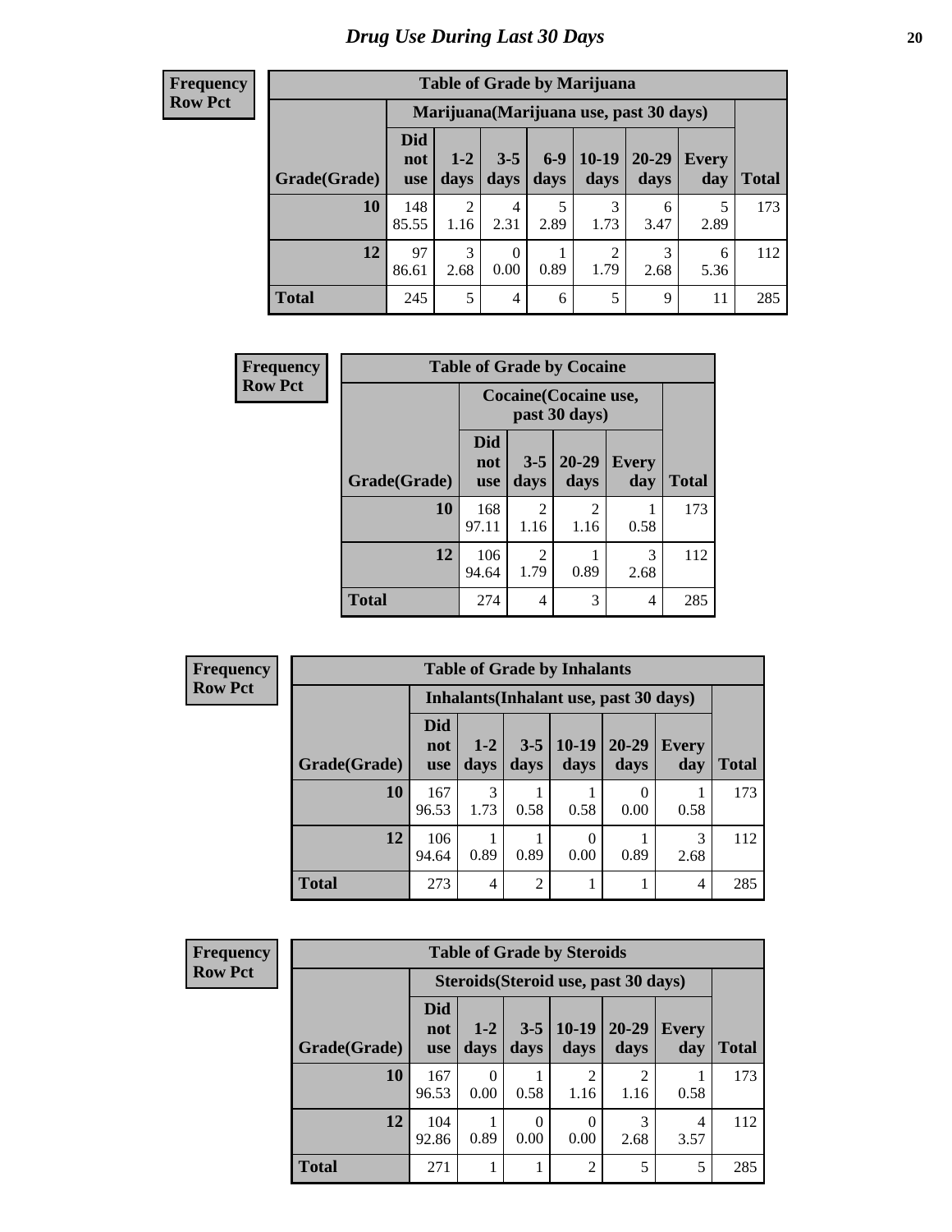# Drug Use During Last 30 Days

**Frequency**
**Row Pct**

| Table of Grade by Marijuana | | | | | | | | |
|---|---|---|---|---|---|---|---|---|
| | Marijuana(Marijuana use, past 30 days) | | | | | | | |
| Grade(Grade) | Did not use | 1-2 days | 3-5 days | 6-9 days | 10-19 days | 20-29 days | Every day | Total |
| 10 | 148 85.55 | 2 1.16 | 4 2.31 | 5 2.89 | 3 1.73 | 6 3.47 | 5 2.89 | 173 |
| 12 | 97 86.61 | 3 2.68 | 0 0.00 | 1 0.89 | 2 1.79 | 3 2.68 | 6 5.36 | 112 |
| Total | 245 | 5 | 4 | 6 | 5 | 9 | 11 | 285 |

**Frequency**
**Row Pct**

| Table of Grade by Cocaine | | | | | |
|---|---|---|---|---|---|
| | Cocaine(Cocaine use, past 30 days) | | | | |
| Grade(Grade) | Did not use | 3-5 days | 20-29 days | Every day | Total |
| 10 | 168 97.11 | 2 1.16 | 2 1.16 | 1 0.58 | 173 |
| 12 | 106 94.64 | 2 1.79 | 1 0.89 | 3 2.68 | 112 |
| Total | 274 | 4 | 3 | 4 | 285 |

**Frequency**
**Row Pct**

| Table of Grade by Inhalants | | | | | | | |
|---|---|---|---|---|---|---|---|
| | Inhalants(Inhalant use, past 30 days) | | | | | | |
| Grade(Grade) | Did not use | 1-2 days | 3-5 days | 10-19 days | 20-29 days | Every day | Total |
| 10 | 167 96.53 | 3 1.73 | 1 0.58 | 1 0.58 | 0 0.00 | 1 0.58 | 173 |
| 12 | 106 94.64 | 1 0.89 | 1 0.89 | 0 0.00 | 1 0.89 | 3 2.68 | 112 |
| Total | 273 | 4 | 2 | 1 | 1 | 4 | 285 |

**Frequency**
**Row Pct**

| Table of Grade by Steroids | | | | | | | |
|---|---|---|---|---|---|---|---|
| | Steroids(Steroid use, past 30 days) | | | | | | |
| Grade(Grade) | Did not use | 1-2 days | 3-5 days | 10-19 days | 20-29 days | Every day | Total |
| 10 | 167 96.53 | 0 0.00 | 1 0.58 | 2 1.16 | 2 1.16 | 1 0.58 | 173 |
| 12 | 104 92.86 | 1 0.89 | 0 0.00 | 0 0.00 | 3 2.68 | 4 3.57 | 112 |
| Total | 271 | 1 | 1 | 2 | 5 | 5 | 285 |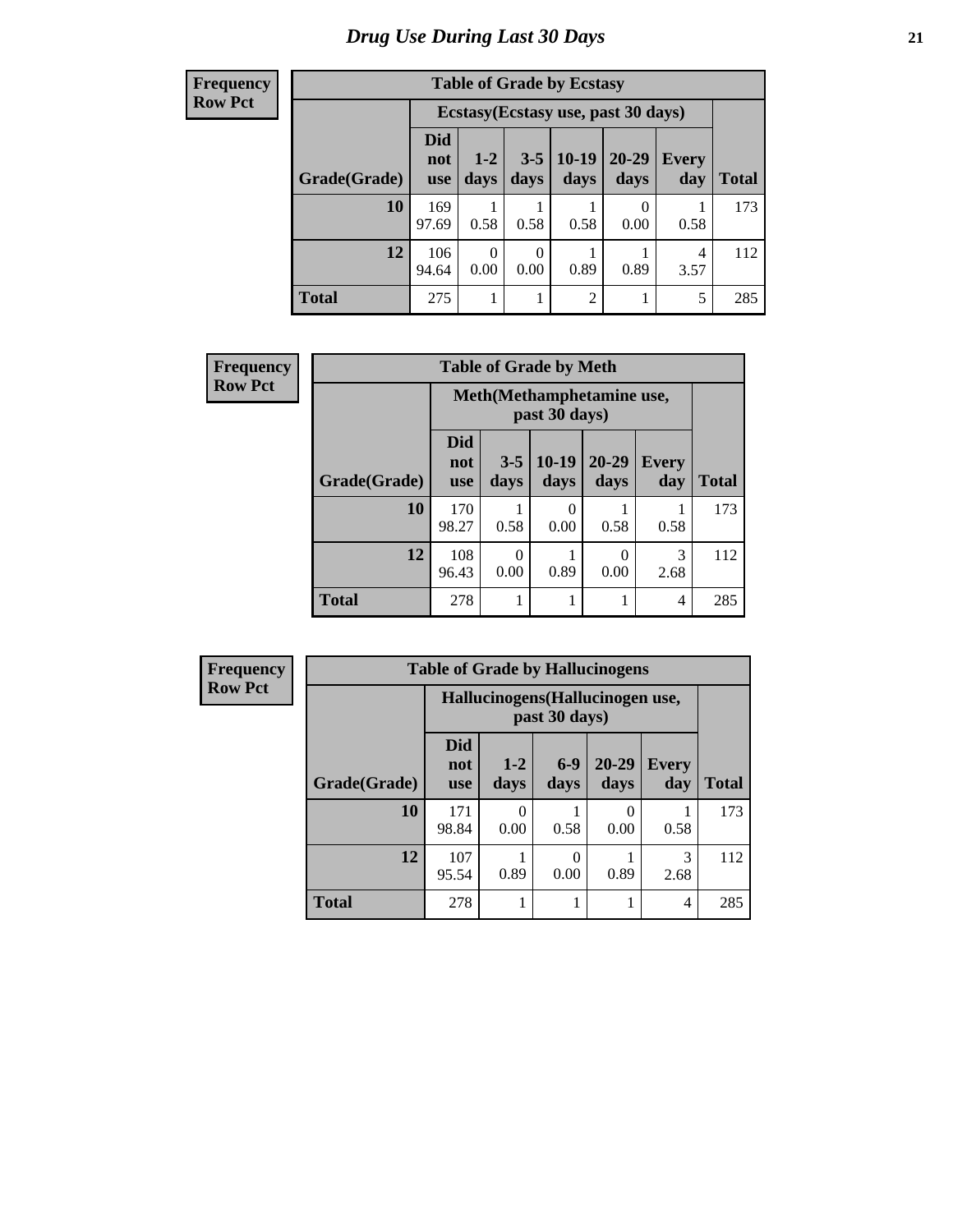# Drug Use During Last 30 Days

**Frequency**
**Row Pct**

**Table of Grade by Ecstasy**

| Grade(Grade) | Ecstasy(Ecstasy use, past 30 days) | | | | | | Total |
|---|---|---|---|---|---|---|---|
| | Did not use | 1-2 days | 3-5 days | 10-19 days | 20-29 days | Every day | |
| **10** | 169<br>97.69 | 1<br>0.58 | 1<br>0.58 | 1<br>0.58 | 0<br>0.00 | 1<br>0.58 | 173 |
| **12** | 106<br>94.64 | 0<br>0.00 | 0<br>0.00 | 1<br>0.89 | 1<br>0.89 | 4<br>3.57 | 112 |
| **Total** | 275 | 1 | 1 | 2 | 1 | 5 | 285 |

**Frequency**
**Row Pct**

**Table of Grade by Meth**

| Grade(Grade) | Meth(Methamphetamine use, past 30 days) | | | | | Total |
|---|---|---|---|---|---|---|
| | Did not use | 3-5 days | 10-19 days | 20-29 days | Every day | |
| **10** | 170<br>98.27 | 1<br>0.58 | 0<br>0.00 | 1<br>0.58 | 1<br>0.58 | 173 |
| **12** | 108<br>96.43 | 0<br>0.00 | 1<br>0.89 | 0<br>0.00 | 3<br>2.68 | 112 |
| **Total** | 278 | 1 | 1 | 1 | 4 | 285 |

**Frequency**
**Row Pct**

**Table of Grade by Hallucinogens**

| Grade(Grade) | Hallucinogens(Hallucinogen use, past 30 days) | | | | | Total |
|---|---|---|---|---|---|---|
| | Did not use | 1-2 days | 6-9 days | 20-29 days | Every day | |
| **10** | 171<br>98.84 | 0<br>0.00 | 1<br>0.58 | 0<br>0.00 | 1<br>0.58 | 173 |
| **12** | 107<br>95.54 | 1<br>0.89 | 0<br>0.00 | 1<br>0.89 | 3<br>2.68 | 112 |
| **Total** | 278 | 1 | 1 | 1 | 4 | 285 |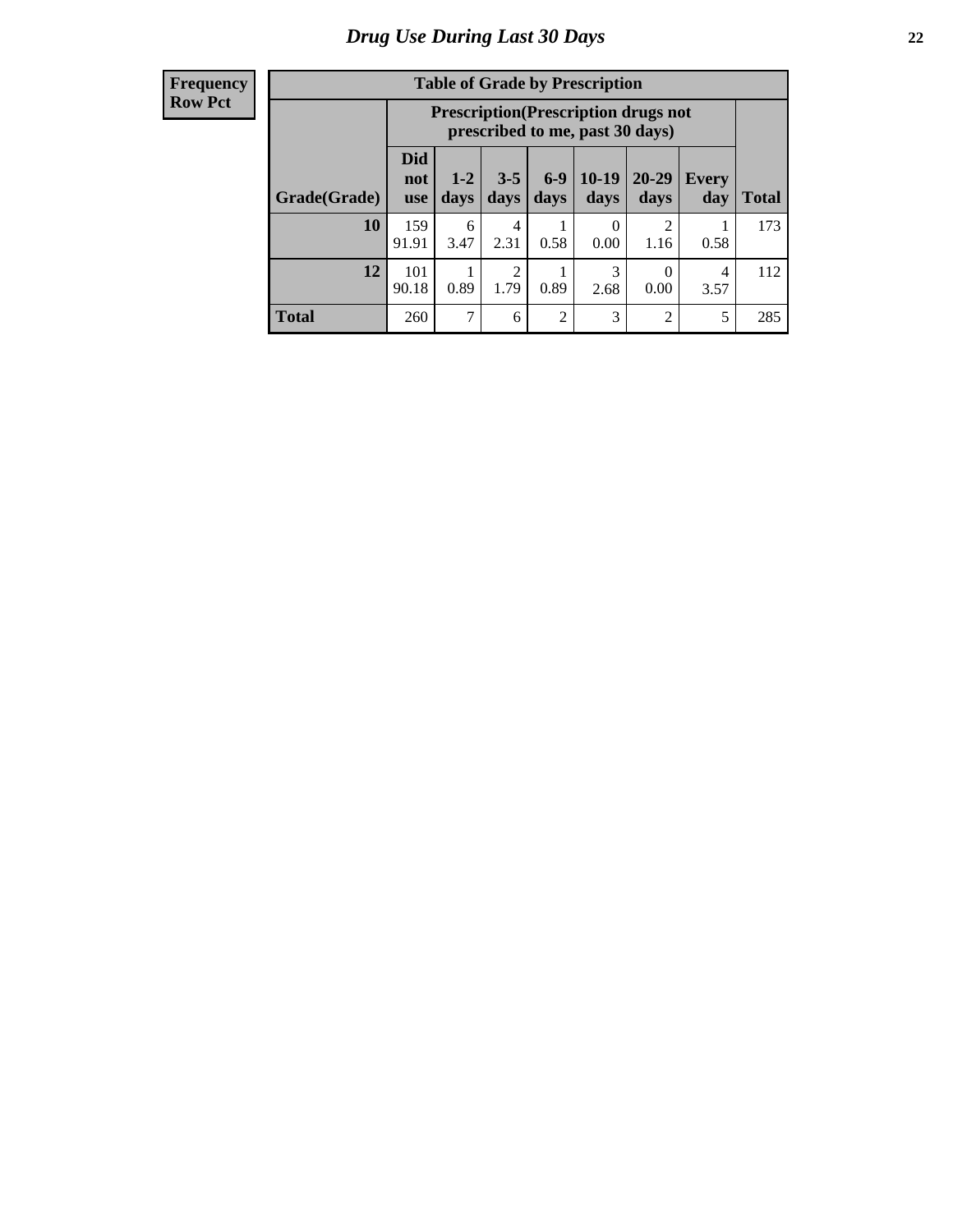# Drug Use During Last 30 Days

| Frequency<br>Row Pct |
|---|

**Table of Grade by Prescription**

| Grade(Grade) | Prescription(Prescription drugs not prescribed to me, past 30 days) | | | | | | | Total |
|---|---|---|---|---|---|---|---|---|
| | Did not use | 1-2 days | 3-5 days | 6-9 days | 10-19 days | 20-29 days | Every day | |
| 10 | 159<br>91.91 | 6<br>3.47 | 4<br>2.31 | 1<br>0.58 | 0<br>0.00 | 2<br>1.16 | 1<br>0.58 | 173 |
| 12 | 101<br>90.18 | 1<br>0.89 | 2<br>1.79 | 1<br>0.89 | 3<br>2.68 | 0<br>0.00 | 4<br>3.57 | 112 |
| Total | 260 | 7 | 6 | 2 | 3 | 2 | 5 | 285 |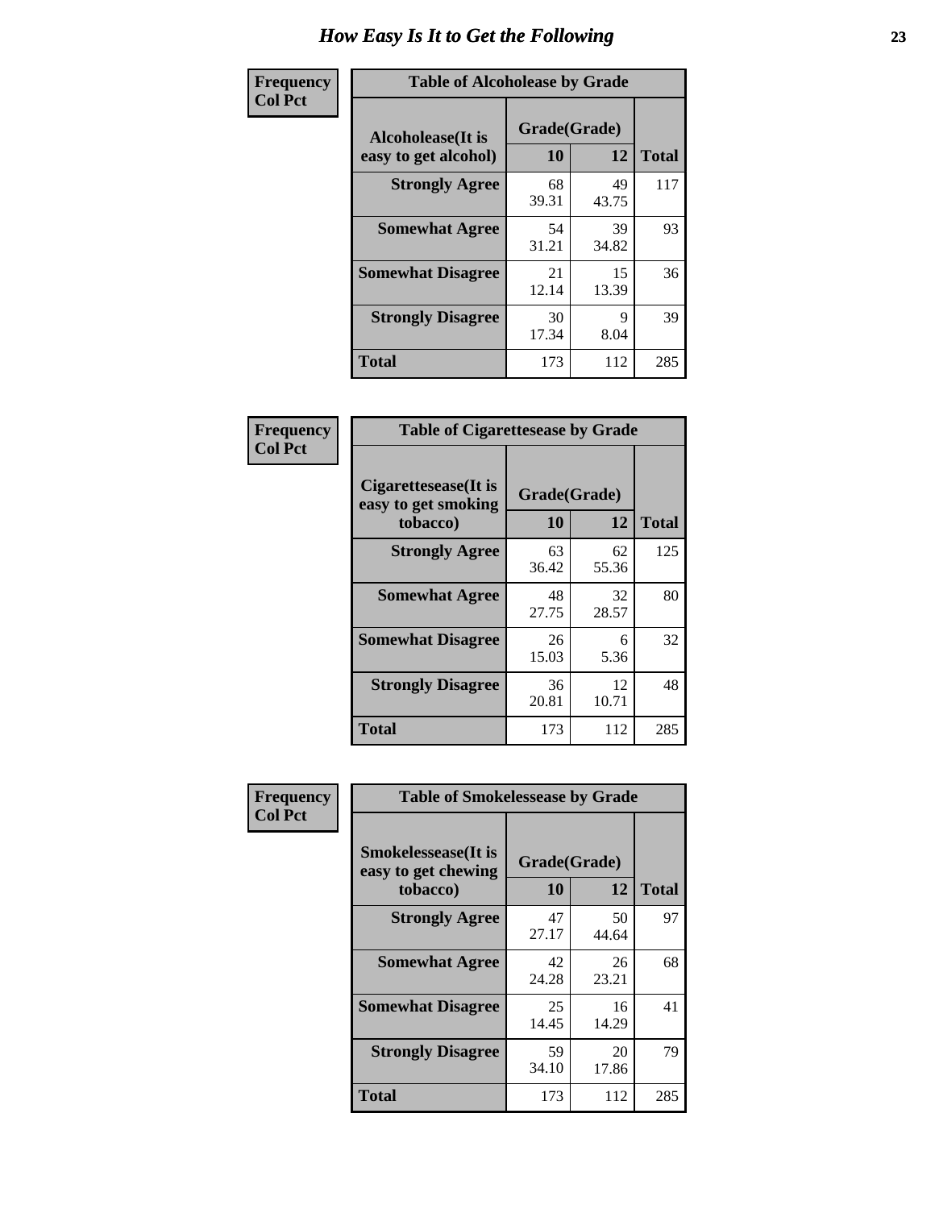# How Easy Is It to Get the Following

**Frequency**
**Col Pct**

**Table of Alcoholease by Grade**

| Alcoholease(It is easy to get alcohol) | Grade(Grade) | | Total |
|---|---|---|---|
| | 10 | 12 | |
| **Strongly Agree** | 68<br>39.31 | 49<br>43.75 | 117 |
| **Somewhat Agree** | 54<br>31.21 | 39<br>34.82 | 93 |
| **Somewhat Disagree** | 21<br>12.14 | 15<br>13.39 | 36 |
| **Strongly Disagree** | 30<br>17.34 | 9<br>8.04 | 39 |
| **Total** | 173 | 112 | 285 |

**Frequency**
**Col Pct**

**Table of Cigarettesease by Grade**

| Cigarettesease(It is easy to get smoking tobacco) | Grade(Grade) | | Total |
|---|---|---|---|
| | 10 | 12 | |
| **Strongly Agree** | 63<br>36.42 | 62<br>55.36 | 125 |
| **Somewhat Agree** | 48<br>27.75 | 32<br>28.57 | 80 |
| **Somewhat Disagree** | 26<br>15.03 | 6<br>5.36 | 32 |
| **Strongly Disagree** | 36<br>20.81 | 12<br>10.71 | 48 |
| **Total** | 173 | 112 | 285 |

**Frequency**
**Col Pct**

**Table of Smokelessease by Grade**

| Smokelessease(It is easy to get chewing tobacco) | Grade(Grade) | | Total |
|---|---|---|---|
| | 10 | 12 | |
| **Strongly Agree** | 47<br>27.17 | 50<br>44.64 | 97 |
| **Somewhat Agree** | 42<br>24.28 | 26<br>23.21 | 68 |
| **Somewhat Disagree** | 25<br>14.45 | 16<br>14.29 | 41 |
| **Strongly Disagree** | 59<br>34.10 | 20<br>17.86 | 79 |
| **Total** | 173 | 112 | 285 |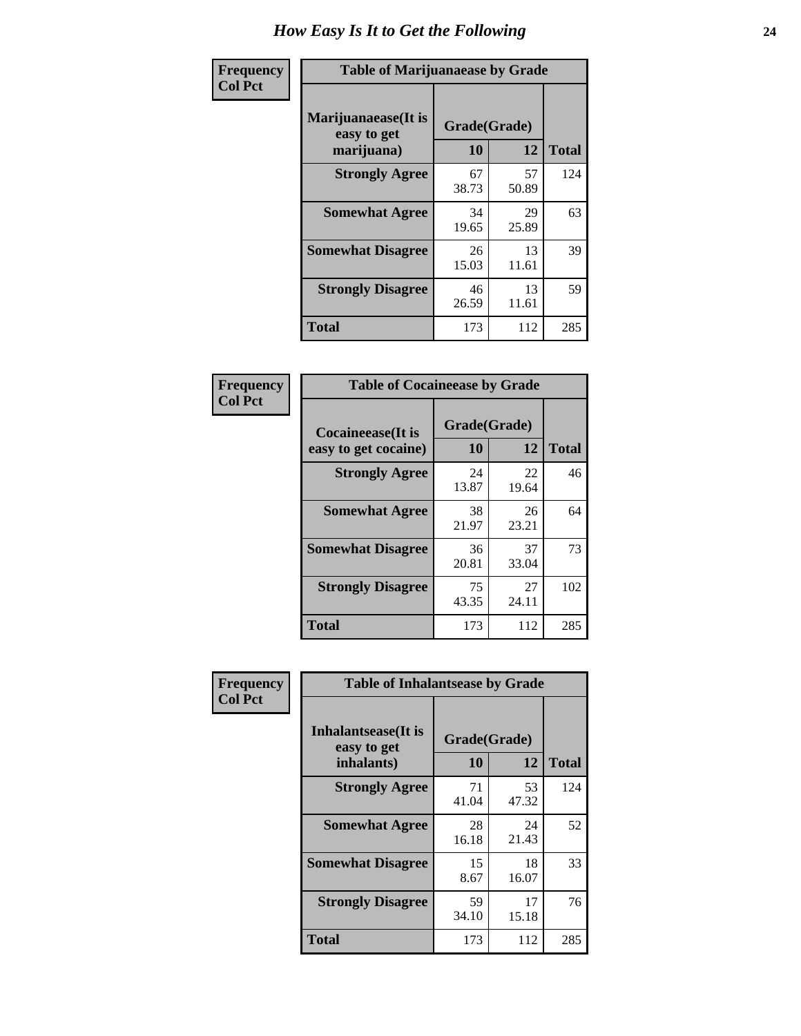# How Easy Is It to Get the Following

**Frequency**
**Col Pct**

**Table of Marijuanaease by Grade**

| Marijuanaease(It is easy to get marijuana) | Grade(Grade) 10 | 12 | Total |
|---|---|---|---|
| **Strongly Agree** | 67<br>38.73 | 57<br>50.89 | 124 |
| **Somewhat Agree** | 34<br>19.65 | 29<br>25.89 | 63 |
| **Somewhat Disagree** | 26<br>15.03 | 13<br>11.61 | 39 |
| **Strongly Disagree** | 46<br>26.59 | 13<br>11.61 | 59 |
| **Total** | 173 | 112 | 285 |

**Frequency**
**Col Pct**

**Table of Cocaineease by Grade**

| Cocaineease(It is easy to get cocaine) | Grade(Grade) 10 | 12 | Total |
|---|---|---|---|
| **Strongly Agree** | 24<br>13.87 | 22<br>19.64 | 46 |
| **Somewhat Agree** | 38<br>21.97 | 26<br>23.21 | 64 |
| **Somewhat Disagree** | 36<br>20.81 | 37<br>33.04 | 73 |
| **Strongly Disagree** | 75<br>43.35 | 27<br>24.11 | 102 |
| **Total** | 173 | 112 | 285 |

**Frequency**
**Col Pct**

**Table of Inhalantsease by Grade**

| Inhalantsease(It is easy to get inhalants) | Grade(Grade) 10 | 12 | Total |
|---|---|---|---|
| **Strongly Agree** | 71<br>41.04 | 53<br>47.32 | 124 |
| **Somewhat Agree** | 28<br>16.18 | 24<br>21.43 | 52 |
| **Somewhat Disagree** | 15<br>8.67 | 18<br>16.07 | 33 |
| **Strongly Disagree** | 59<br>34.10 | 17<br>15.18 | 76 |
| **Total** | 173 | 112 | 285 |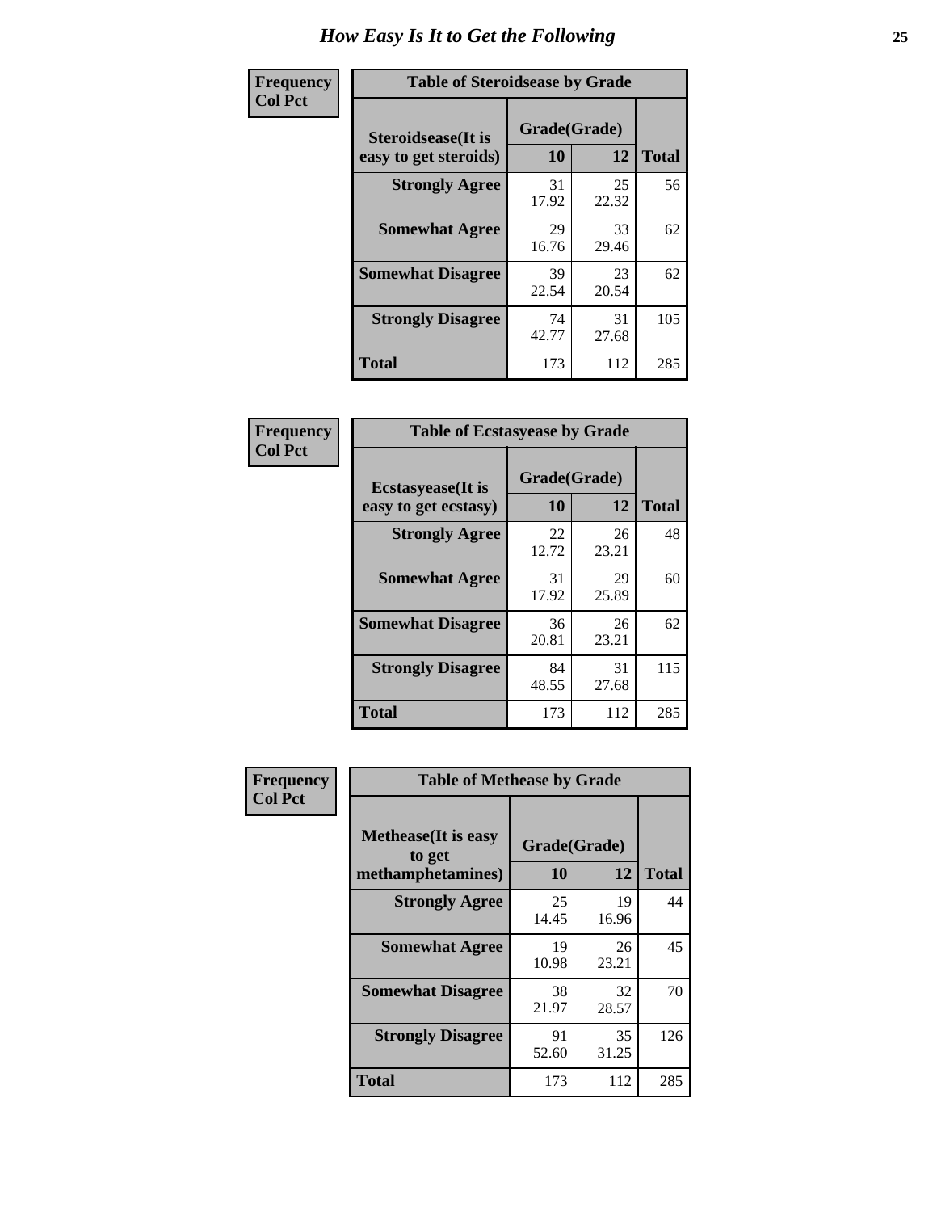# How Easy Is It to Get the Following

**Frequency**
**Col Pct**

| Table of Steroidsease by Grade | | | |
|---|---|---|---|
| **Steroidsease(It is easy to get steroids)** | **Grade(Grade)** | | **Total** |
| | **10** | **12** | |
| **Strongly Agree** | 31<br>17.92 | 25<br>22.32 | 56 |
| **Somewhat Agree** | 29<br>16.76 | 33<br>29.46 | 62 |
| **Somewhat Disagree** | 39<br>22.54 | 23<br>20.54 | 62 |
| **Strongly Disagree** | 74<br>42.77 | 31<br>27.68 | 105 |
| **Total** | 173 | 112 | 285 |

**Frequency**
**Col Pct**

| Table of Ecstasyease by Grade | | | |
|---|---|---|---|
| **Ecstasyease(It is easy to get ecstasy)** | **Grade(Grade)** | | **Total** |
| | **10** | **12** | |
| **Strongly Agree** | 22<br>12.72 | 26<br>23.21 | 48 |
| **Somewhat Agree** | 31<br>17.92 | 29<br>25.89 | 60 |
| **Somewhat Disagree** | 36<br>20.81 | 26<br>23.21 | 62 |
| **Strongly Disagree** | 84<br>48.55 | 31<br>27.68 | 115 |
| **Total** | 173 | 112 | 285 |

**Frequency**
**Col Pct**

| Table of Methease by Grade | | | |
|---|---|---|---|
| **Methease(It is easy to get methamphetamines)** | **Grade(Grade)** | | **Total** |
| | **10** | **12** | |
| **Strongly Agree** | 25<br>14.45 | 19<br>16.96 | 44 |
| **Somewhat Agree** | 19<br>10.98 | 26<br>23.21 | 45 |
| **Somewhat Disagree** | 38<br>21.97 | 32<br>28.57 | 70 |
| **Strongly Disagree** | 91<br>52.60 | 35<br>31.25 | 126 |
| **Total** | 173 | 112 | 285 |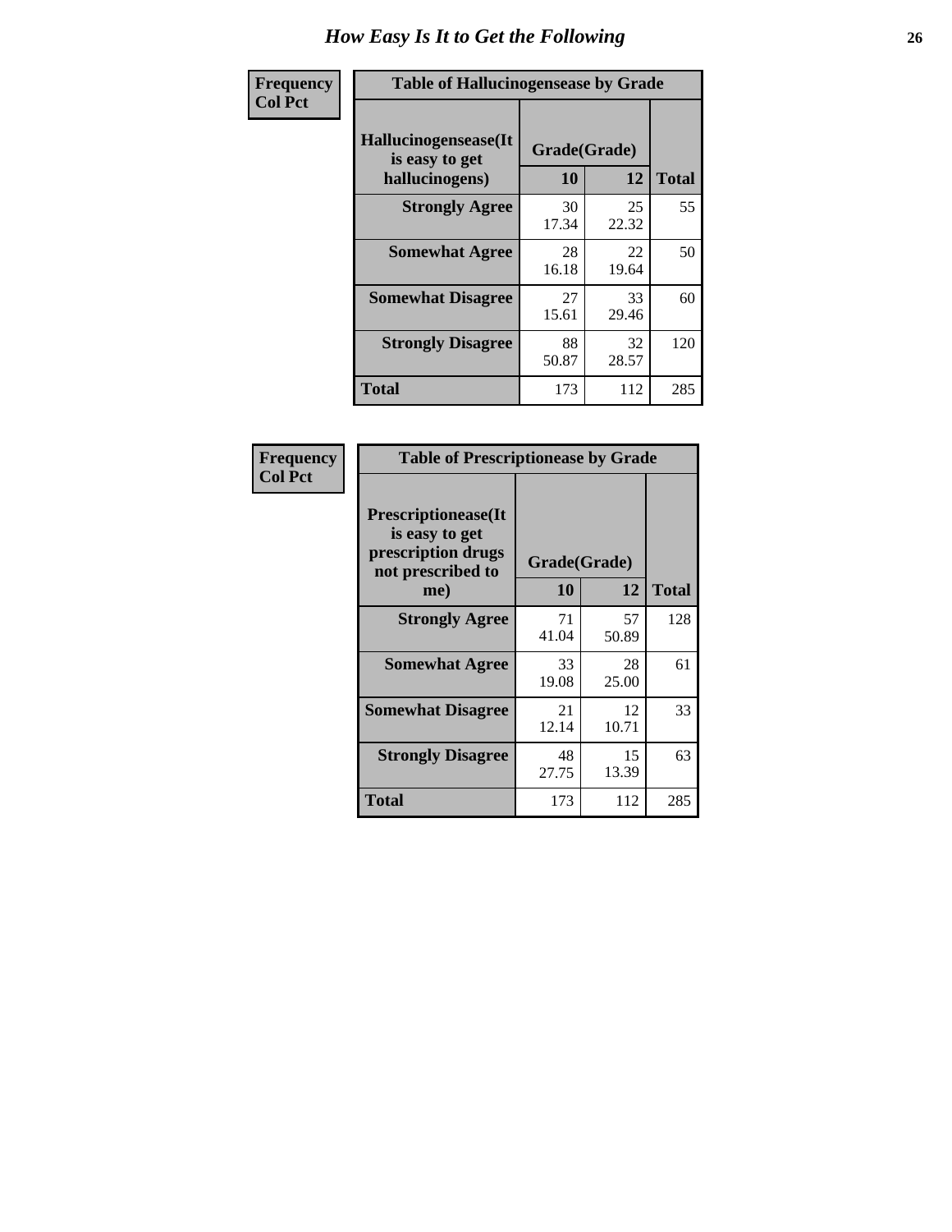# How Easy Is It to Get the Following

**Frequency**
**Col Pct**

| Table of Hallucinogensease by Grade | | | |
|---|---|---|---|
| **Hallucinogensease(It is easy to get hallucinogens)** | **Grade(Grade)** | | **Total** |
| | **10** | **12** | |
| **Strongly Agree** | 30<br>17.34 | 25<br>22.32 | 55 |
| **Somewhat Agree** | 28<br>16.18 | 22<br>19.64 | 50 |
| **Somewhat Disagree** | 27<br>15.61 | 33<br>29.46 | 60 |
| **Strongly Disagree** | 88<br>50.87 | 32<br>28.57 | 120 |
| **Total** | 173 | 112 | 285 |

**Frequency**
**Col Pct**

| Table of Prescriptionease by Grade | | | |
|---|---|---|---|
| **Prescriptionease(It is easy to get prescription drugs not prescribed to me)** | **Grade(Grade)** | | **Total** |
| | **10** | **12** | |
| **Strongly Agree** | 71<br>41.04 | 57<br>50.89 | 128 |
| **Somewhat Agree** | 33<br>19.08 | 28<br>25.00 | 61 |
| **Somewhat Disagree** | 21<br>12.14 | 12<br>10.71 | 33 |
| **Strongly Disagree** | 48<br>27.75 | 15<br>13.39 | 63 |
| **Total** | 173 | 112 | 285 |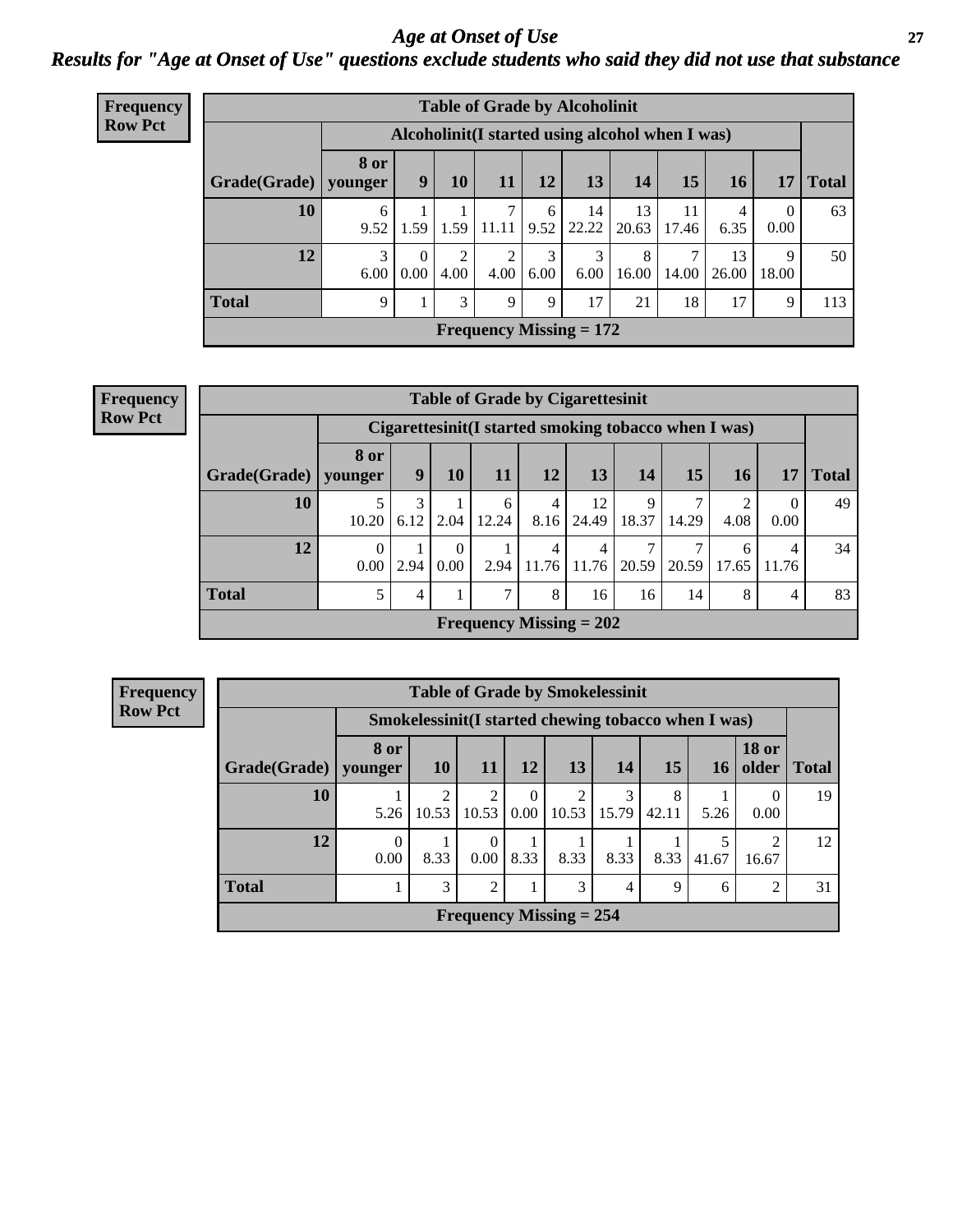# *Age at Onset of Use*

## *Results for "Age at Onset of Use" questions exclude students who said they did not use that substance*

**Frequency**
**Row Pct**

**Table of Grade by Alcoholinit**

| Grade(Grade) | Alcoholinit(I started using alcohol when I was) | | | | | | | | | | Total |
|---|---|---|---|---|---|---|---|---|---|---|---|
| | 8 or younger | 9 | 10 | 11 | 12 | 13 | 14 | 15 | 16 | 17 | |
| 10 | 6<br>9.52 | 1<br>1.59 | 1<br>1.59 | 7<br>11.11 | 6<br>9.52 | 14<br>22.22 | 13<br>20.63 | 11<br>17.46 | 4<br>6.35 | 0<br>0.00 | 63 |
| 12 | 3<br>6.00 | 0<br>0.00 | 2<br>4.00 | 2<br>4.00 | 3<br>6.00 | 3<br>6.00 | 8<br>16.00 | 7<br>14.00 | 13<br>26.00 | 9<br>18.00 | 50 |
| Total | 9 | 1 | 3 | 9 | 9 | 17 | 21 | 18 | 17 | 9 | 113 |

**Frequency Missing = 172**

**Frequency**
**Row Pct**

**Table of Grade by Cigarettesinit**

| Grade(Grade) | Cigarettesinit(I started smoking tobacco when I was) | | | | | | | | | | Total |
|---|---|---|---|---|---|---|---|---|---|---|---|
| | 8 or younger | 9 | 10 | 11 | 12 | 13 | 14 | 15 | 16 | 17 | |
| 10 | 5<br>10.20 | 3<br>6.12 | 1<br>2.04 | 6<br>12.24 | 4<br>8.16 | 12<br>24.49 | 9<br>18.37 | 7<br>14.29 | 2<br>4.08 | 0<br>0.00 | 49 |
| 12 | 0<br>0.00 | 1<br>2.94 | 0<br>0.00 | 1<br>2.94 | 4<br>11.76 | 4<br>11.76 | 7<br>20.59 | 7<br>20.59 | 6<br>17.65 | 4<br>11.76 | 34 |
| Total | 5 | 4 | 1 | 7 | 8 | 16 | 16 | 14 | 8 | 4 | 83 |

**Frequency Missing = 202**

**Frequency**
**Row Pct**

**Table of Grade by Smokelessinit**

| Grade(Grade) | Smokelessinit(I started chewing tobacco when I was) | | | | | | | | | Total |
|---|---|---|---|---|---|---|---|---|---|---|
| | 8 or younger | 10 | 11 | 12 | 13 | 14 | 15 | 16 | 18 or older | |
| 10 | 1<br>5.26 | 2<br>10.53 | 2<br>10.53 | 0<br>0.00 | 2<br>10.53 | 3<br>15.79 | 8<br>42.11 | 1<br>5.26 | 0<br>0.00 | 19 |
| 12 | 0<br>0.00 | 1<br>8.33 | 0<br>0.00 | 1<br>8.33 | 1<br>8.33 | 1<br>8.33 | 1<br>8.33 | 5<br>41.67 | 2<br>16.67 | 12 |
| Total | 1 | 3 | 2 | 1 | 3 | 4 | 9 | 6 | 2 | 31 |

**Frequency Missing = 254**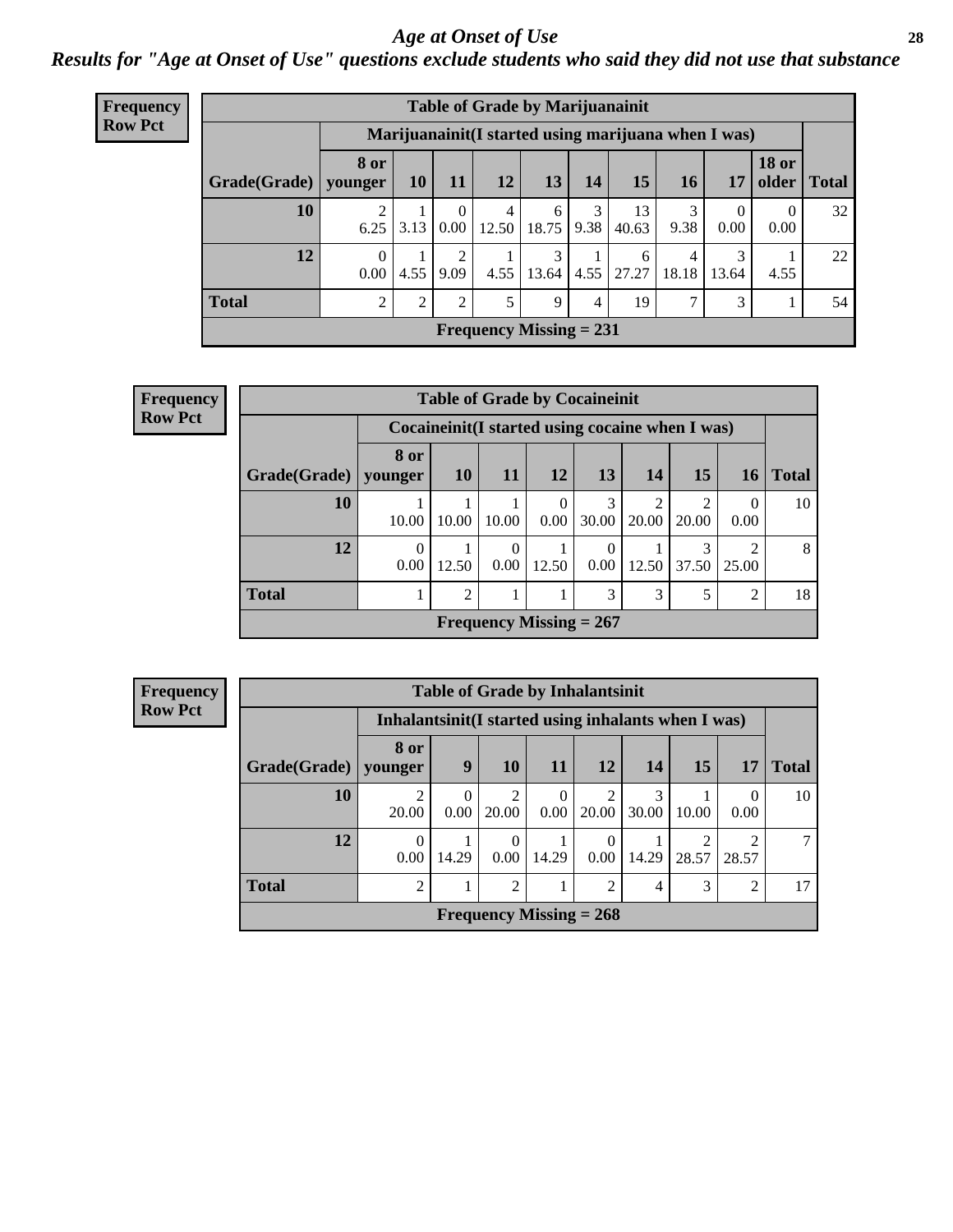# Age at Onset of Use

## Results for "Age at Onset of Use" questions exclude students who said they did not use that substance

**Frequency Row Pct**

| Table of Grade by Marijuanainit | | | | | | | | | | | |
|---|---|---|---|---|---|---|---|---|---|---|---|
| | Marijuanainit(I started using marijuana when I was) | | | | | | | | | | |
| Grade(Grade) | 8 or younger | 10 | 11 | 12 | 13 | 14 | 15 | 16 | 17 | 18 or older | Total |
| 10 | 2<br>6.25 | 1<br>3.13 | 0<br>0.00 | 4<br>12.50 | 6<br>18.75 | 3<br>9.38 | 13<br>40.63 | 3<br>9.38 | 0<br>0.00 | 0<br>0.00 | 32 |
| 12 | 0<br>0.00 | 1<br>4.55 | 2<br>9.09 | 1<br>4.55 | 3<br>13.64 | 1<br>4.55 | 6<br>27.27 | 4<br>18.18 | 3<br>13.64 | 1<br>4.55 | 22 |
| Total | 2 | 2 | 2 | 5 | 9 | 4 | 19 | 7 | 3 | 1 | 54 |
| Frequency Missing = 231 | | | | | | | | | | | |

**Frequency Row Pct**

| Table of Grade by Cocaineinit | | | | | | | | | |
|---|---|---|---|---|---|---|---|---|---|
| | Cocaineinit(I started using cocaine when I was) | | | | | | | | |
| Grade(Grade) | 8 or younger | 10 | 11 | 12 | 13 | 14 | 15 | 16 | Total |
| 10 | 1<br>10.00 | 1<br>10.00 | 1<br>10.00 | 0<br>0.00 | 3<br>30.00 | 2<br>20.00 | 2<br>20.00 | 0<br>0.00 | 10 |
| 12 | 0<br>0.00 | 1<br>12.50 | 0<br>0.00 | 1<br>12.50 | 0<br>0.00 | 1<br>12.50 | 3<br>37.50 | 2<br>25.00 | 8 |
| Total | 1 | 2 | 1 | 1 | 3 | 3 | 5 | 2 | 18 |
| Frequency Missing = 267 | | | | | | | | | |

**Frequency Row Pct**

| Table of Grade by Inhalantsinit | | | | | | | | | |
|---|---|---|---|---|---|---|---|---|---|
| | Inhalantsinit(I started using inhalants when I was) | | | | | | | | |
| Grade(Grade) | 8 or younger | 9 | 10 | 11 | 12 | 14 | 15 | 17 | Total |
| 10 | 2<br>20.00 | 0<br>0.00 | 2<br>20.00 | 0<br>0.00 | 2<br>20.00 | 3<br>30.00 | 1<br>10.00 | 0<br>0.00 | 10 |
| 12 | 0<br>0.00 | 1<br>14.29 | 0<br>0.00 | 1<br>14.29 | 0<br>0.00 | 1<br>14.29 | 2<br>28.57 | 2<br>28.57 | 7 |
| Total | 2 | 1 | 2 | 1 | 2 | 4 | 3 | 2 | 17 |
| Frequency Missing = 268 | | | | | | | | | |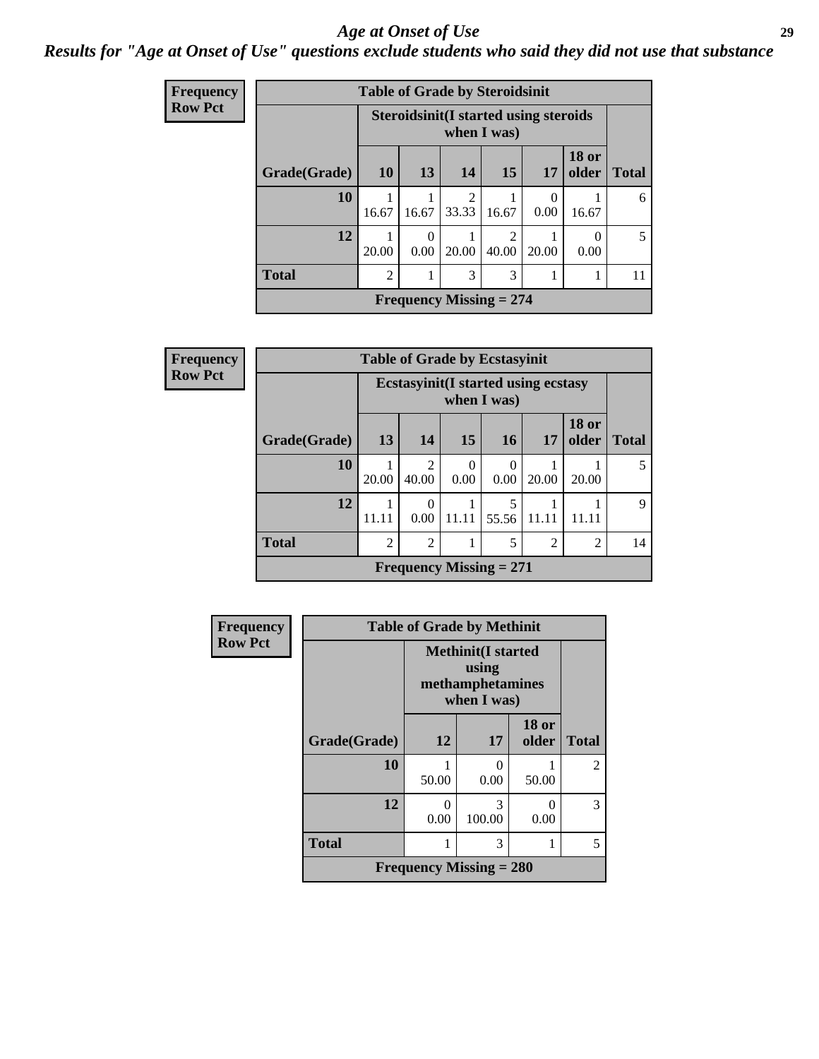# *Age at Onset of Use*

***Results for "Age at Onset of Use" questions exclude students who said they did not use that substance***

**Frequency**
**Row Pct**

**Table of Grade by Steroidsinit**

| Grade(Grade) | Steroidsinit(I started using steroids when I was) | | | | | | Total |
|---|---|---|---|---|---|---|---|
| | 10 | 13 | 14 | 15 | 17 | 18 or older | |
| 10 | 1<br>16.67 | 1<br>16.67 | 2<br>33.33 | 1<br>16.67 | 0<br>0.00 | 1<br>16.67 | 6 |
| 12 | 1<br>20.00 | 0<br>0.00 | 1<br>20.00 | 2<br>40.00 | 1<br>20.00 | 0<br>0.00 | 5 |
| Total | 2 | 1 | 3 | 3 | 1 | 1 | 11 |

**Frequency Missing = 274**

**Frequency**
**Row Pct**

**Table of Grade by Ecstasyinit**

| Grade(Grade) | Ecstasyinit(I started using ecstasy when I was) | | | | | | Total |
|---|---|---|---|---|---|---|---|
| | 13 | 14 | 15 | 16 | 17 | 18 or older | |
| 10 | 1<br>20.00 | 2<br>40.00 | 0<br>0.00 | 0<br>0.00 | 1<br>20.00 | 1<br>20.00 | 5 |
| 12 | 1<br>11.11 | 0<br>0.00 | 1<br>11.11 | 5<br>55.56 | 1<br>11.11 | 1<br>11.11 | 9 |
| Total | 2 | 2 | 1 | 5 | 2 | 2 | 14 |

**Frequency Missing = 271**

**Frequency**
**Row Pct**

**Table of Grade by Methinit**

| Grade(Grade) | Methinit(I started using methamphetamines when I was) | | | Total |
|---|---|---|---|---|
| | 12 | 17 | 18 or older | |
| 10 | 1<br>50.00 | 0<br>0.00 | 1<br>50.00 | 2 |
| 12 | 0<br>0.00 | 3<br>100.00 | 0<br>0.00 | 3 |
| Total | 1 | 3 | 1 | 5 |

**Frequency Missing = 280**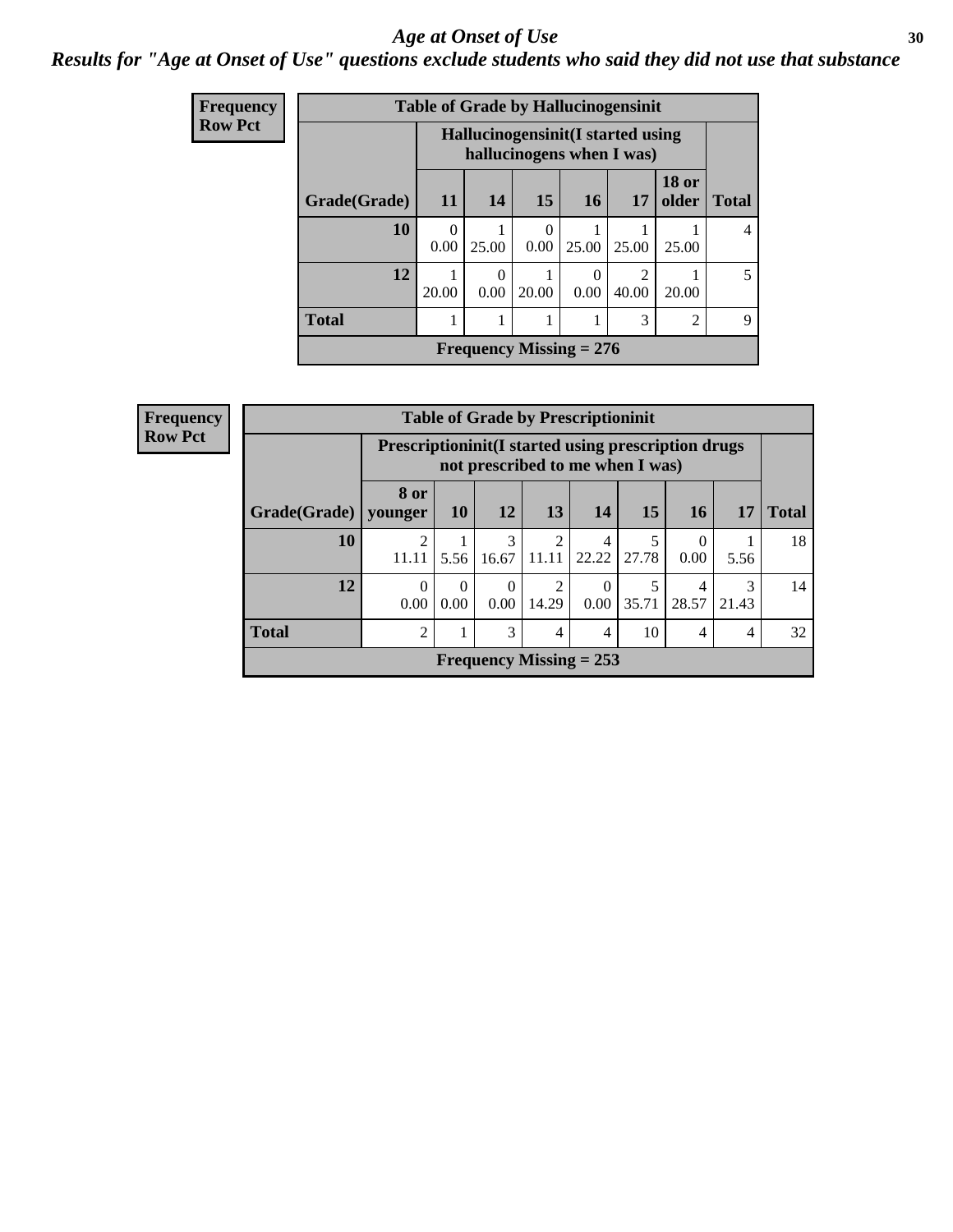# *Age at Onset of Use*

***Results for "Age at Onset of Use" questions exclude students who said they did not use that substance***

**Frequency**
**Row Pct**

| Table of Grade by Hallucinogensinit | | | | | | | |
|---|---|---|---|---|---|---|---|
| | Hallucinogensinit(I started using hallucinogens when I was) | | | | | | |
| Grade(Grade) | 11 | 14 | 15 | 16 | 17 | 18 or older | Total |
| 10 | 0<br>0.00 | 1<br>25.00 | 0<br>0.00 | 1<br>25.00 | 1<br>25.00 | 1<br>25.00 | 4 |
| 12 | 1<br>20.00 | 0<br>0.00 | 1<br>20.00 | 0<br>0.00 | 2<br>40.00 | 1<br>20.00 | 5 |
| Total | 1 | 1 | 1 | 1 | 3 | 2 | 9 |
| Frequency Missing = 276 | | | | | | | |

**Frequency**
**Row Pct**

| Table of Grade by Prescriptioninit | | | | | | | | | |
|---|---|---|---|---|---|---|---|---|---|
| | Prescriptioninit(I started using prescription drugs not prescribed to me when I was) | | | | | | | | |
| Grade(Grade) | 8 or younger | 10 | 12 | 13 | 14 | 15 | 16 | 17 | Total |
| 10 | 2<br>11.11 | 1<br>5.56 | 3<br>16.67 | 2<br>11.11 | 4<br>22.22 | 5<br>27.78 | 0<br>0.00 | 1<br>5.56 | 18 |
| 12 | 0<br>0.00 | 0<br>0.00 | 0<br>0.00 | 2<br>14.29 | 0<br>0.00 | 5<br>35.71 | 4<br>28.57 | 3<br>21.43 | 14 |
| Total | 2 | 1 | 3 | 4 | 4 | 10 | 4 | 4 | 32 |
| Frequency Missing = 253 | | | | | | | | | |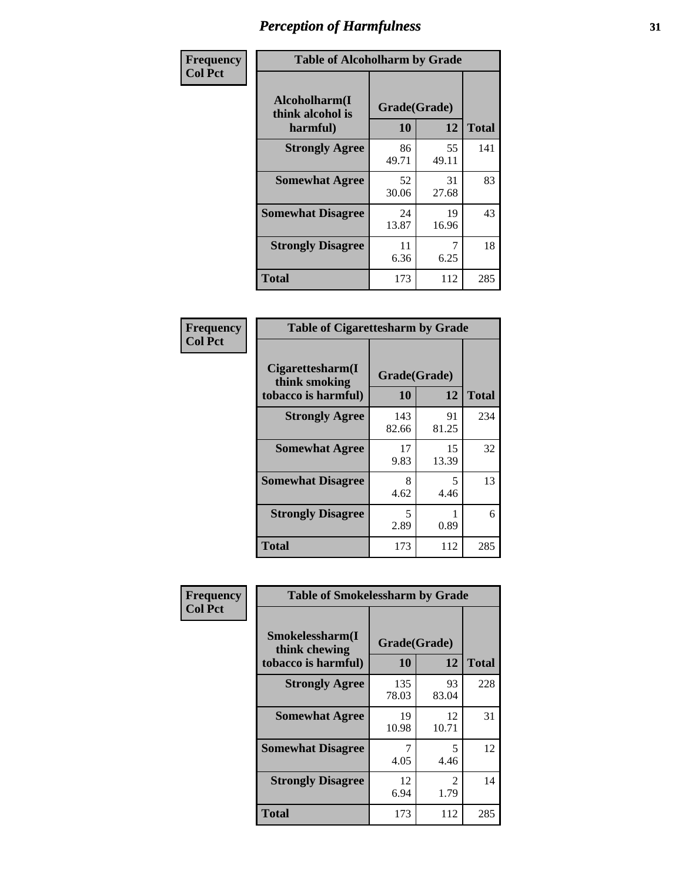# Perception of Harmfulness

| Frequency Col Pct | Table of Alcoholharm by Grade | | |
|---|---|---|---|
| Alcoholharm(I think alcohol is harmful) | Grade(Grade) | | |
| | 10 | 12 | Total |
| Strongly Agree | 86<br>49.71 | 55<br>49.11 | 141 |
| Somewhat Agree | 52<br>30.06 | 31<br>27.68 | 83 |
| Somewhat Disagree | 24<br>13.87 | 19<br>16.96 | 43 |
| Strongly Disagree | 11<br>6.36 | 7<br>6.25 | 18 |
| Total | 173 | 112 | 285 |

| Frequency Col Pct | Table of Cigarettesharm by Grade | | |
|---|---|---|---|
| Cigarettesharm(I think smoking tobacco is harmful) | Grade(Grade) | | |
| | 10 | 12 | Total |
| Strongly Agree | 143<br>82.66 | 91<br>81.25 | 234 |
| Somewhat Agree | 17<br>9.83 | 15<br>13.39 | 32 |
| Somewhat Disagree | 8<br>4.62 | 5<br>4.46 | 13 |
| Strongly Disagree | 5<br>2.89 | 1<br>0.89 | 6 |
| Total | 173 | 112 | 285 |

| Frequency Col Pct | Table of Smokelessharm by Grade | | |
|---|---|---|---|
| Smokelessharm(I think chewing tobacco is harmful) | Grade(Grade) | | |
| | 10 | 12 | Total |
| Strongly Agree | 135<br>78.03 | 93<br>83.04 | 228 |
| Somewhat Agree | 19<br>10.98 | 12<br>10.71 | 31 |
| Somewhat Disagree | 7<br>4.05 | 5<br>4.46 | 12 |
| Strongly Disagree | 12<br>6.94 | 2<br>1.79 | 14 |
| Total | 173 | 112 | 285 |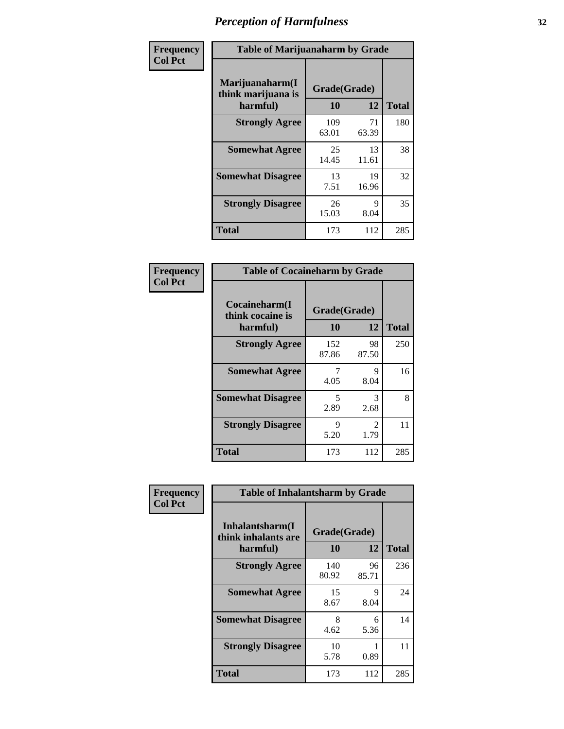# Perception of Harmfulness

**Frequency Col Pct**

**Table of Marijuanaharm by Grade**

| Marijuanaharm(I think marijuana is harmful) | Grade(Grade) | | Total |
|---|---|---|---|
| | 10 | 12 | |
| Strongly Agree | 109<br>63.01 | 71<br>63.39 | 180 |
| Somewhat Agree | 25<br>14.45 | 13<br>11.61 | 38 |
| Somewhat Disagree | 13<br>7.51 | 19<br>16.96 | 32 |
| Strongly Disagree | 26<br>15.03 | 9<br>8.04 | 35 |
| Total | 173 | 112 | 285 |

**Frequency Col Pct**

**Table of Cocaineharm by Grade**

| Cocaineharm(I think cocaine is harmful) | Grade(Grade) | | Total |
|---|---|---|---|
| | 10 | 12 | |
| Strongly Agree | 152<br>87.86 | 98<br>87.50 | 250 |
| Somewhat Agree | 7<br>4.05 | 9<br>8.04 | 16 |
| Somewhat Disagree | 5<br>2.89 | 3<br>2.68 | 8 |
| Strongly Disagree | 9<br>5.20 | 2<br>1.79 | 11 |
| Total | 173 | 112 | 285 |

**Frequency Col Pct**

**Table of Inhalantsharm by Grade**

| Inhalantsharm(I think inhalants are harmful) | Grade(Grade) | | Total |
|---|---|---|---|
| | 10 | 12 | |
| Strongly Agree | 140<br>80.92 | 96<br>85.71 | 236 |
| Somewhat Agree | 15<br>8.67 | 9<br>8.04 | 24 |
| Somewhat Disagree | 8<br>4.62 | 6<br>5.36 | 14 |
| Strongly Disagree | 10<br>5.78 | 1<br>0.89 | 11 |
| Total | 173 | 112 | 285 |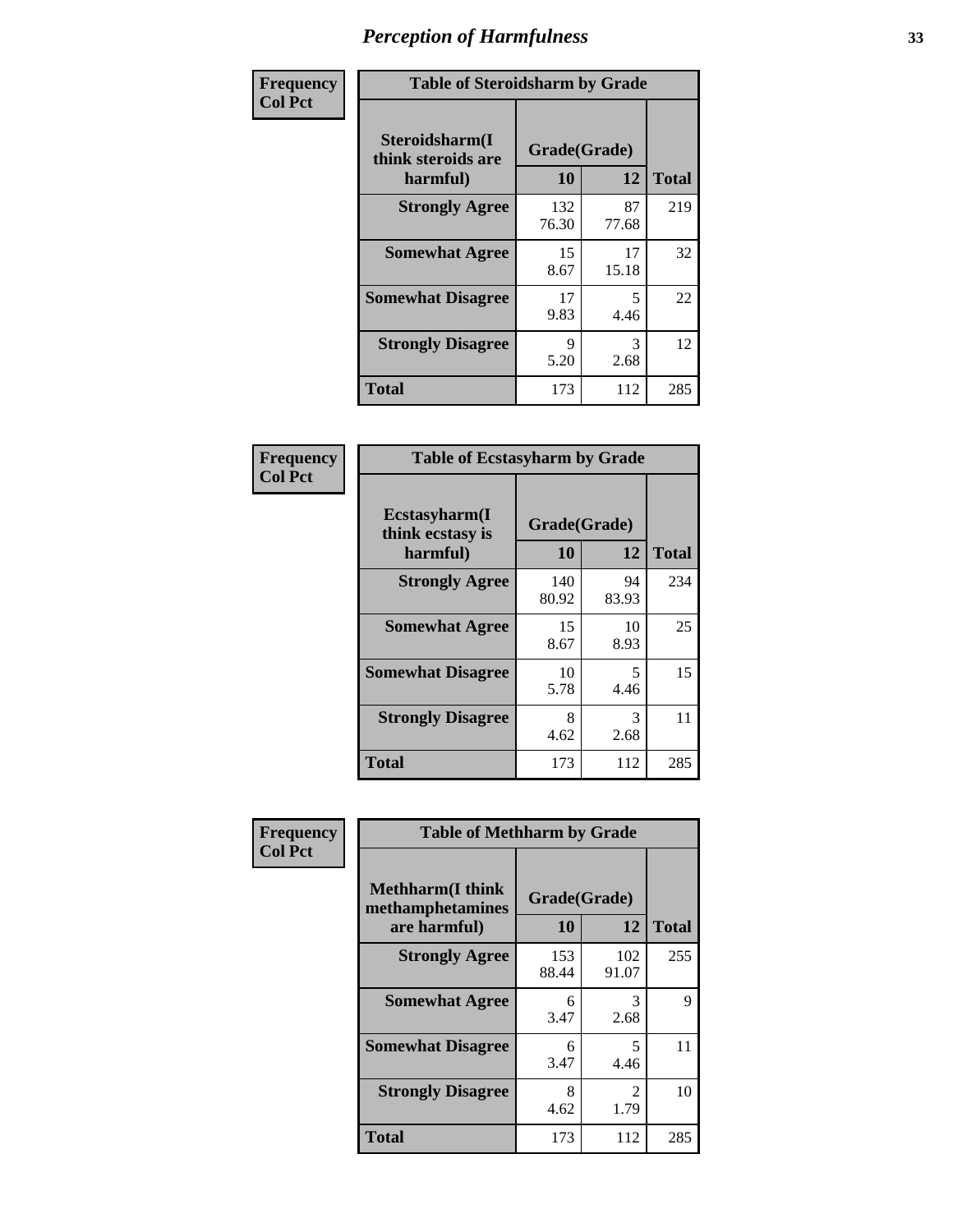# *Perception of Harmfulness*

**Frequency**
**Col Pct**

| Table of Steroidsharm by Grade | | | |
|---|---|---|---|
| **Steroidsharm(I think steroids are harmful)** | **Grade(Grade)** | | **Total** |
| | **10** | **12** | |
| **Strongly Agree** | 132<br>76.30 | 87<br>77.68 | 219 |
| **Somewhat Agree** | 15<br>8.67 | 17<br>15.18 | 32 |
| **Somewhat Disagree** | 17<br>9.83 | 5<br>4.46 | 22 |
| **Strongly Disagree** | 9<br>5.20 | 3<br>2.68 | 12 |
| **Total** | 173 | 112 | 285 |

**Frequency**
**Col Pct**

| Table of Ecstasyharm by Grade | | | |
|---|---|---|---|
| **Ecstasyharm(I think ecstasy is harmful)** | **Grade(Grade)** | | **Total** |
| | **10** | **12** | |
| **Strongly Agree** | 140<br>80.92 | 94<br>83.93 | 234 |
| **Somewhat Agree** | 15<br>8.67 | 10<br>8.93 | 25 |
| **Somewhat Disagree** | 10<br>5.78 | 5<br>4.46 | 15 |
| **Strongly Disagree** | 8<br>4.62 | 3<br>2.68 | 11 |
| **Total** | 173 | 112 | 285 |

**Frequency**
**Col Pct**

| Table of Methharm by Grade | | | |
|---|---|---|---|
| **Methharm(I think methamphetamines are harmful)** | **Grade(Grade)** | | **Total** |
| | **10** | **12** | |
| **Strongly Agree** | 153<br>88.44 | 102<br>91.07 | 255 |
| **Somewhat Agree** | 6<br>3.47 | 3<br>2.68 | 9 |
| **Somewhat Disagree** | 6<br>3.47 | 5<br>4.46 | 11 |
| **Strongly Disagree** | 8<br>4.62 | 2<br>1.79 | 10 |
| **Total** | 173 | 112 | 285 |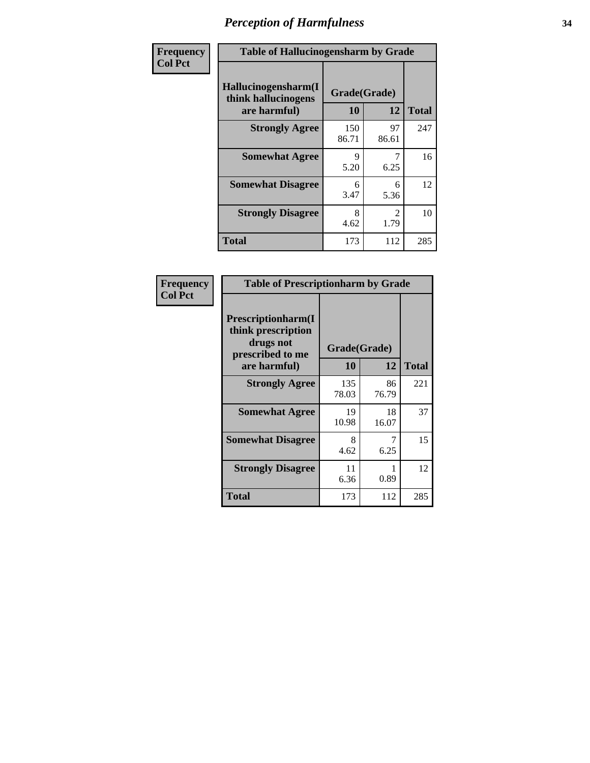# Perception of Harmfulness

| Frequency<br>Col Pct | Table of Hallucinogensharm by Grade | | |
|---|---|---|---|
| **Hallucinogensharm(I think hallucinogens are harmful)** | **Grade(Grade)** | | |
| | **10** | **12** | **Total** |
| **Strongly Agree** | 150<br>86.71 | 97<br>86.61 | 247 |
| **Somewhat Agree** | 9<br>5.20 | 7<br>6.25 | 16 |
| **Somewhat Disagree** | 6<br>3.47 | 6<br>5.36 | 12 |
| **Strongly Disagree** | 8<br>4.62 | 2<br>1.79 | 10 |
| **Total** | 173 | 112 | 285 |

| Frequency<br>Col Pct | Table of Prescriptionharm by Grade | | |
|---|---|---|---|
| **Prescriptionharm(I think prescription drugs not prescribed to me are harmful)** | **Grade(Grade)** | | |
| | **10** | **12** | **Total** |
| **Strongly Agree** | 135<br>78.03 | 86<br>76.79 | 221 |
| **Somewhat Agree** | 19<br>10.98 | 18<br>16.07 | 37 |
| **Somewhat Disagree** | 8<br>4.62 | 7<br>6.25 | 15 |
| **Strongly Disagree** | 11<br>6.36 | 1<br>0.89 | 12 |
| **Total** | 173 | 112 | 285 |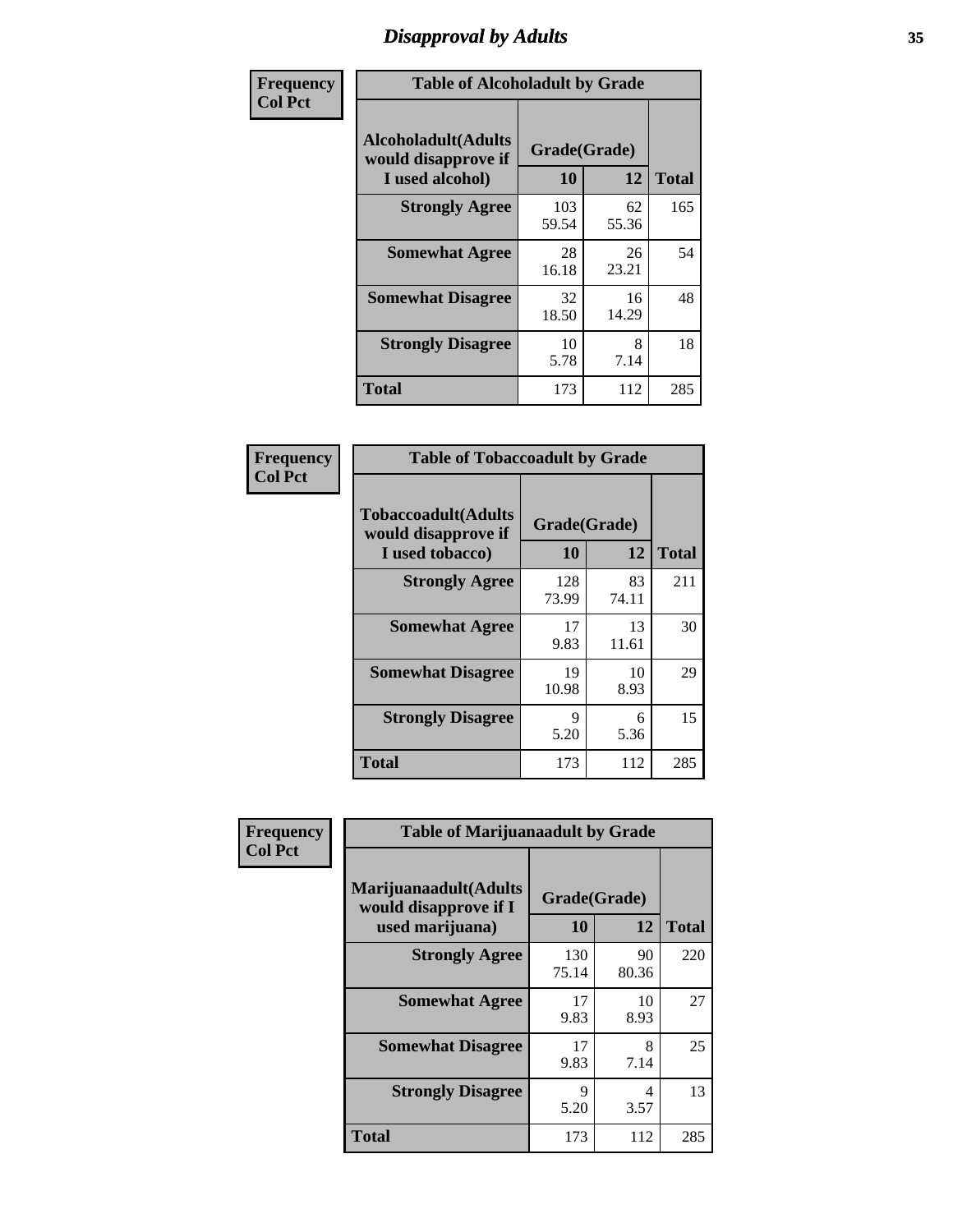# Disapproval by Adults

| Frequency<br>Col Pct | Table of Alcoholadult by Grade | | |
|---|---|---|---|
| **Alcoholadult(Adults would disapprove if I used alcohol)** | **Grade(Grade)** | | |
| | **10** | **12** | **Total** |
| **Strongly Agree** | 103<br>59.54 | 62<br>55.36 | 165 |
| **Somewhat Agree** | 28<br>16.18 | 26<br>23.21 | 54 |
| **Somewhat Disagree** | 32<br>18.50 | 16<br>14.29 | 48 |
| **Strongly Disagree** | 10<br>5.78 | 8<br>7.14 | 18 |
| **Total** | 173 | 112 | 285 |

| Frequency<br>Col Pct | Table of Tobaccoadult by Grade | | |
|---|---|---|---|
| **Tobaccoadult(Adults would disapprove if I used tobacco)** | **Grade(Grade)** | | |
| | **10** | **12** | **Total** |
| **Strongly Agree** | 128<br>73.99 | 83<br>74.11 | 211 |
| **Somewhat Agree** | 17<br>9.83 | 13<br>11.61 | 30 |
| **Somewhat Disagree** | 19<br>10.98 | 10<br>8.93 | 29 |
| **Strongly Disagree** | 9<br>5.20 | 6<br>5.36 | 15 |
| **Total** | 173 | 112 | 285 |

| Frequency<br>Col Pct | Table of Marijuanaadult by Grade | | |
|---|---|---|---|
| **Marijuanaadult(Adults would disapprove if I used marijuana)** | **Grade(Grade)** | | |
| | **10** | **12** | **Total** |
| **Strongly Agree** | 130<br>75.14 | 90<br>80.36 | 220 |
| **Somewhat Agree** | 17<br>9.83 | 10<br>8.93 | 27 |
| **Somewhat Disagree** | 17<br>9.83 | 8<br>7.14 | 25 |
| **Strongly Disagree** | 9<br>5.20 | 4<br>3.57 | 13 |
| **Total** | 173 | 112 | 285 |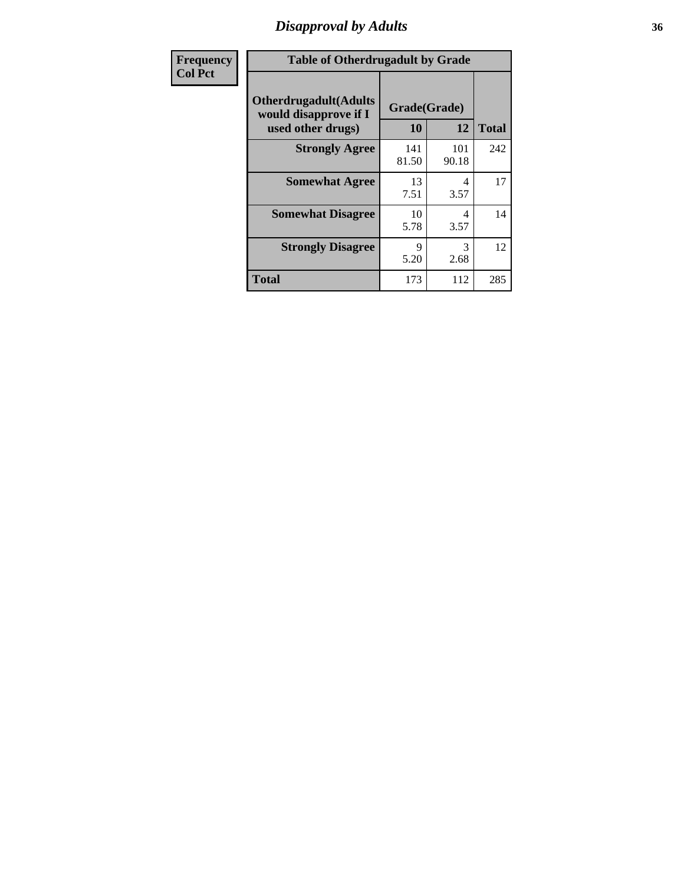## Disapproval by Adults

| Frequency<br>Col Pct | Table of Otherdrugadult by Grade | | |
|---|---|---|---|
| **Otherdrugadult(Adults would disapprove if I used other drugs)** | **Grade(Grade)** | | |
| | **10** | **12** | **Total** |
| **Strongly Agree** | 141<br>81.50 | 101<br>90.18 | 242 |
| **Somewhat Agree** | 13<br>7.51 | 4<br>3.57 | 17 |
| **Somewhat Disagree** | 10<br>5.78 | 4<br>3.57 | 14 |
| **Strongly Disagree** | 9<br>5.20 | 3<br>2.68 | 12 |
| **Total** | 173 | 112 | 285 |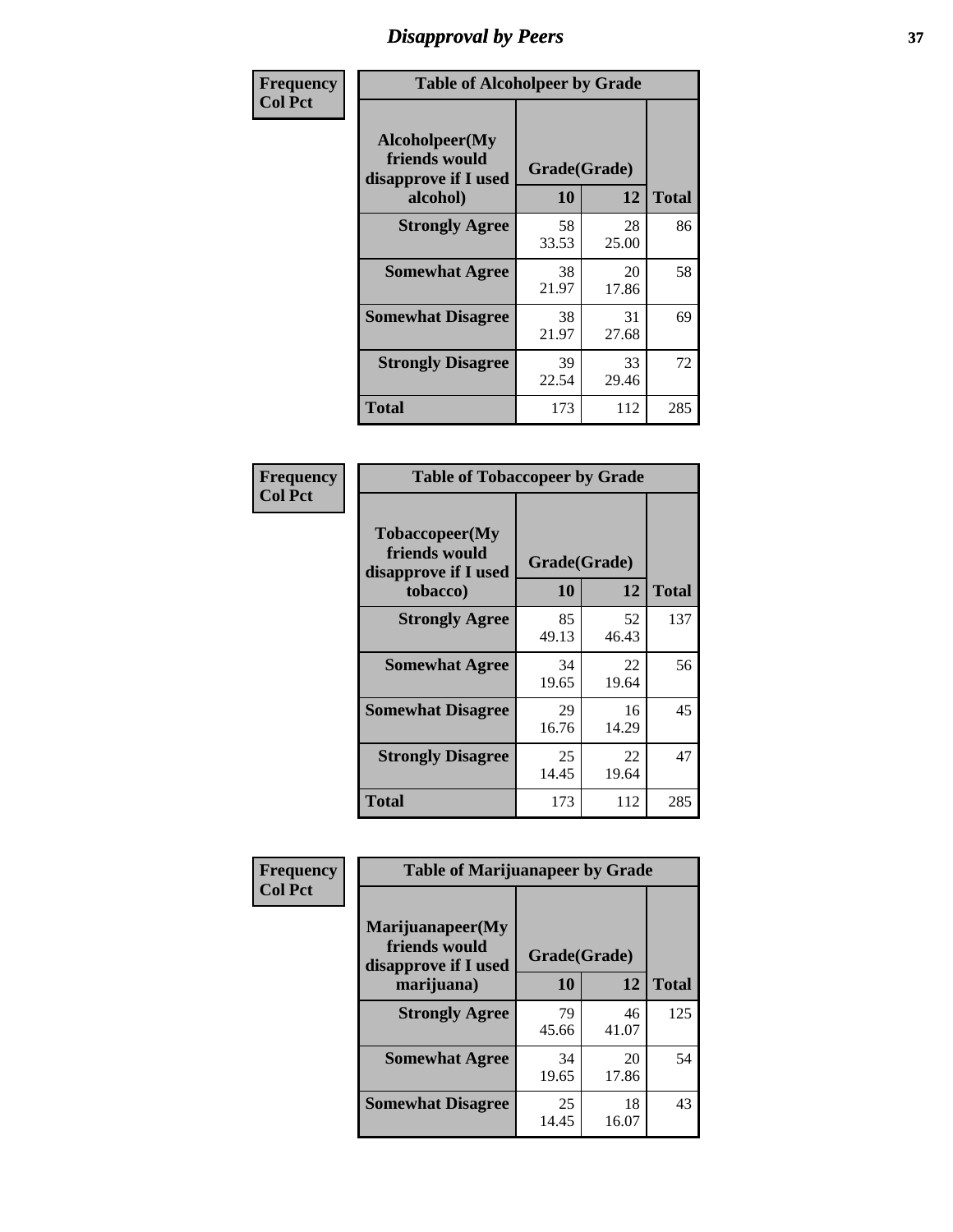# Disapproval by Peers

**Frequency**
**Col Pct**

| Table of Alcoholpeer by Grade | | | |
|---|---|---|---|
| **Alcoholpeer(My friends would disapprove if I used alcohol)** | **Grade(Grade)** | | **Total** |
| | **10** | **12** | |
| **Strongly Agree** | 58<br>33.53 | 28<br>25.00 | 86 |
| **Somewhat Agree** | 38<br>21.97 | 20<br>17.86 | 58 |
| **Somewhat Disagree** | 38<br>21.97 | 31<br>27.68 | 69 |
| **Strongly Disagree** | 39<br>22.54 | 33<br>29.46 | 72 |
| **Total** | 173 | 112 | 285 |

**Frequency**
**Col Pct**

| Table of Tobaccopeer by Grade | | | |
|---|---|---|---|
| **Tobaccopeer(My friends would disapprove if I used tobacco)** | **Grade(Grade)** | | **Total** |
| | **10** | **12** | |
| **Strongly Agree** | 85<br>49.13 | 52<br>46.43 | 137 |
| **Somewhat Agree** | 34<br>19.65 | 22<br>19.64 | 56 |
| **Somewhat Disagree** | 29<br>16.76 | 16<br>14.29 | 45 |
| **Strongly Disagree** | 25<br>14.45 | 22<br>19.64 | 47 |
| **Total** | 173 | 112 | 285 |

**Frequency**
**Col Pct**

| Table of Marijuanapeer by Grade | | | |
|---|---|---|---|
| **Marijuanapeer(My friends would disapprove if I used marijuana)** | **Grade(Grade)** | | **Total** |
| | **10** | **12** | |
| **Strongly Agree** | 79<br>45.66 | 46<br>41.07 | 125 |
| **Somewhat Agree** | 34<br>19.65 | 20<br>17.86 | 54 |
| **Somewhat Disagree** | 25<br>14.45 | 18<br>16.07 | 43 |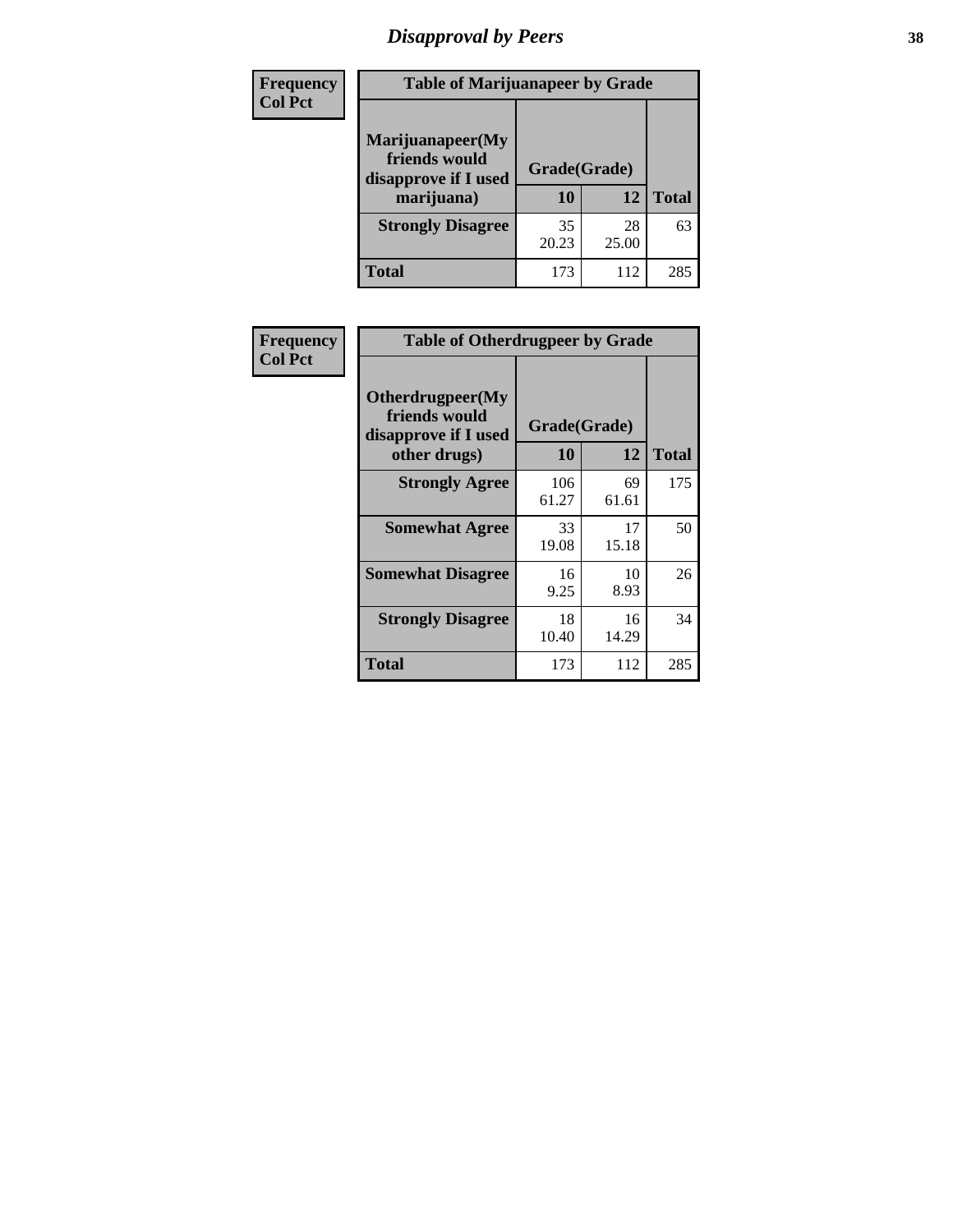# Disapproval by Peers

| Frequency Col Pct | Table of Marijuanapeer by Grade | | |
|---|---|---|---|
| Marijuanapeer(My friends would disapprove if I used marijuana) | Grade(Grade) | | |
| | 10 | 12 | Total |
| Strongly Disagree | 35<br>20.23 | 28<br>25.00 | 63 |
| Total | 173 | 112 | 285 |

| Frequency Col Pct | Table of Otherdrugpeer by Grade | | |
|---|---|---|---|
| Otherdrugpeer(My friends would disapprove if I used other drugs) | Grade(Grade) | | |
| | 10 | 12 | Total |
| Strongly Agree | 106<br>61.27 | 69<br>61.61 | 175 |
| Somewhat Agree | 33<br>19.08 | 17<br>15.18 | 50 |
| Somewhat Disagree | 16<br>9.25 | 10<br>8.93 | 26 |
| Strongly Disagree | 18<br>10.40 | 16<br>14.29 | 34 |
| Total | 173 | 112 | 285 |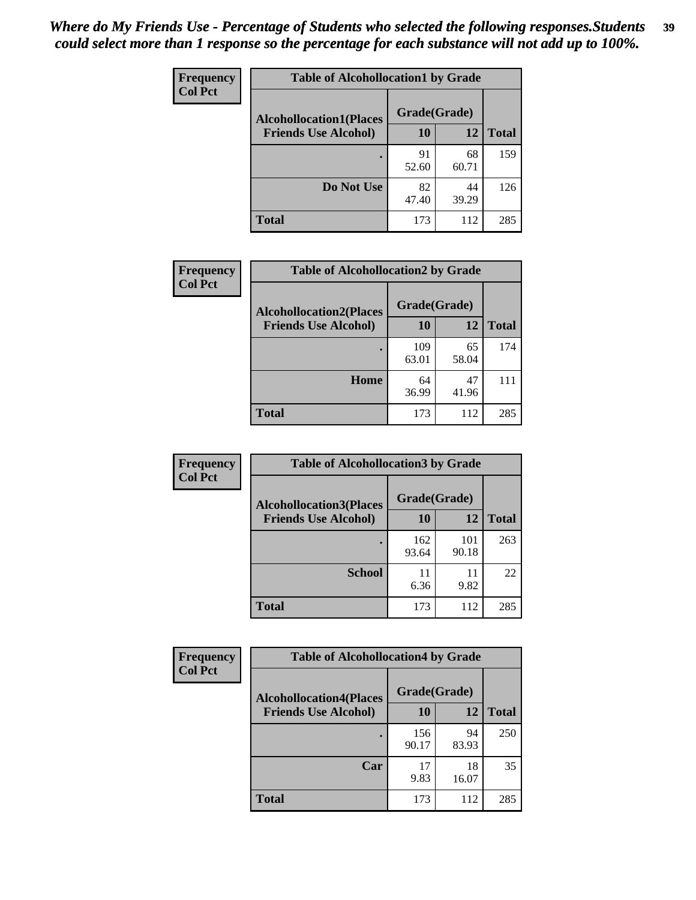*Where do My Friends Use - Percentage of Students who selected the following responses.Students could select more than 1 response so the percentage for each substance will not add up to 100%.*

**Frequency**
**Col Pct**

| Table of Alcohollocation1 by Grade | | | |
|---|---|---|---|
| **Alcohollocation1(Places Friends Use Alcohol)** | **Grade(Grade)** | | **Total** |
| | **10** | **12** | |
| **.** | 91<br>52.60 | 68<br>60.71 | 159 |
| **Do Not Use** | 82<br>47.40 | 44<br>39.29 | 126 |
| **Total** | 173 | 112 | 285 |

**Frequency**
**Col Pct**

| Table of Alcohollocation2 by Grade | | | |
|---|---|---|---|
| **Alcohollocation2(Places Friends Use Alcohol)** | **Grade(Grade)** | | **Total** |
| | **10** | **12** | |
| **.** | 109<br>63.01 | 65<br>58.04 | 174 |
| **Home** | 64<br>36.99 | 47<br>41.96 | 111 |
| **Total** | 173 | 112 | 285 |

**Frequency**
**Col Pct**

| Table of Alcohollocation3 by Grade | | | |
|---|---|---|---|
| **Alcohollocation3(Places Friends Use Alcohol)** | **Grade(Grade)** | | **Total** |
| | **10** | **12** | |
| **.** | 162<br>93.64 | 101<br>90.18 | 263 |
| **School** | 11<br>6.36 | 11<br>9.82 | 22 |
| **Total** | 173 | 112 | 285 |

**Frequency**
**Col Pct**

| Table of Alcohollocation4 by Grade | | | |
|---|---|---|---|
| **Alcohollocation4(Places Friends Use Alcohol)** | **Grade(Grade)** | | **Total** |
| | **10** | **12** | |
| **.** | 156<br>90.17 | 94<br>83.93 | 250 |
| **Car** | 17<br>9.83 | 18<br>16.07 | 35 |
| **Total** | 173 | 112 | 285 |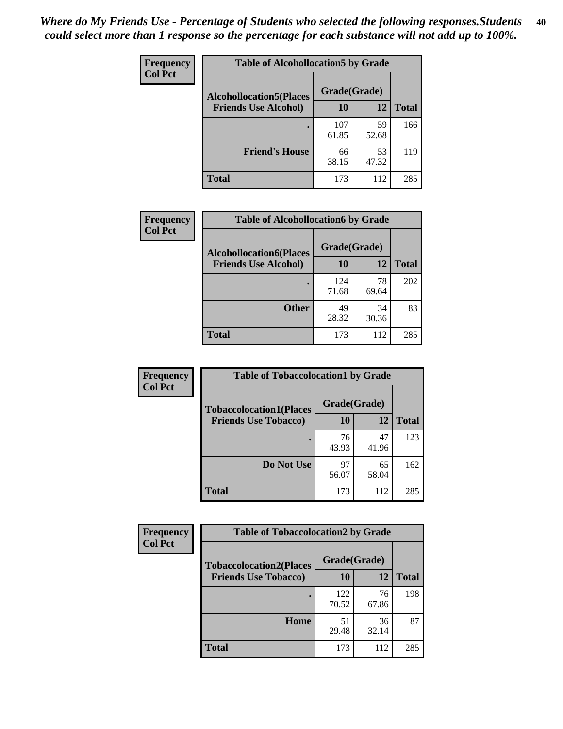*Where do My Friends Use - Percentage of Students who selected the following responses.Students could select more than 1 response so the percentage for each substance will not add up to 100%.*

**Frequency**
**Col Pct**

| Table of Alcohollocation5 by Grade | | | |
|---|---|---|---|
| **Alcohollocation5(Places Friends Use Alcohol)** | **Grade(Grade)** | | |
| | **10** | **12** | **Total** |
| **.** | 107<br>61.85 | 59<br>52.68 | 166 |
| **Friend's House** | 66<br>38.15 | 53<br>47.32 | 119 |
| **Total** | 173 | 112 | 285 |

**Frequency**
**Col Pct**

| Table of Alcohollocation6 by Grade | | | |
|---|---|---|---|
| **Alcohollocation6(Places Friends Use Alcohol)** | **Grade(Grade)** | | |
| | **10** | **12** | **Total** |
| **.** | 124<br>71.68 | 78<br>69.64 | 202 |
| **Other** | 49<br>28.32 | 34<br>30.36 | 83 |
| **Total** | 173 | 112 | 285 |

**Frequency**
**Col Pct**

| Table of Tobaccolocation1 by Grade | | | |
|---|---|---|---|
| **Tobaccolocation1(Places Friends Use Tobacco)** | **Grade(Grade)** | | |
| | **10** | **12** | **Total** |
| **.** | 76<br>43.93 | 47<br>41.96 | 123 |
| **Do Not Use** | 97<br>56.07 | 65<br>58.04 | 162 |
| **Total** | 173 | 112 | 285 |

**Frequency**
**Col Pct**

| Table of Tobaccolocation2 by Grade | | | |
|---|---|---|---|
| **Tobaccolocation2(Places Friends Use Tobacco)** | **Grade(Grade)** | | |
| | **10** | **12** | **Total** |
| **.** | 122<br>70.52 | 76<br>67.86 | 198 |
| **Home** | 51<br>29.48 | 36<br>32.14 | 87 |
| **Total** | 173 | 112 | 285 |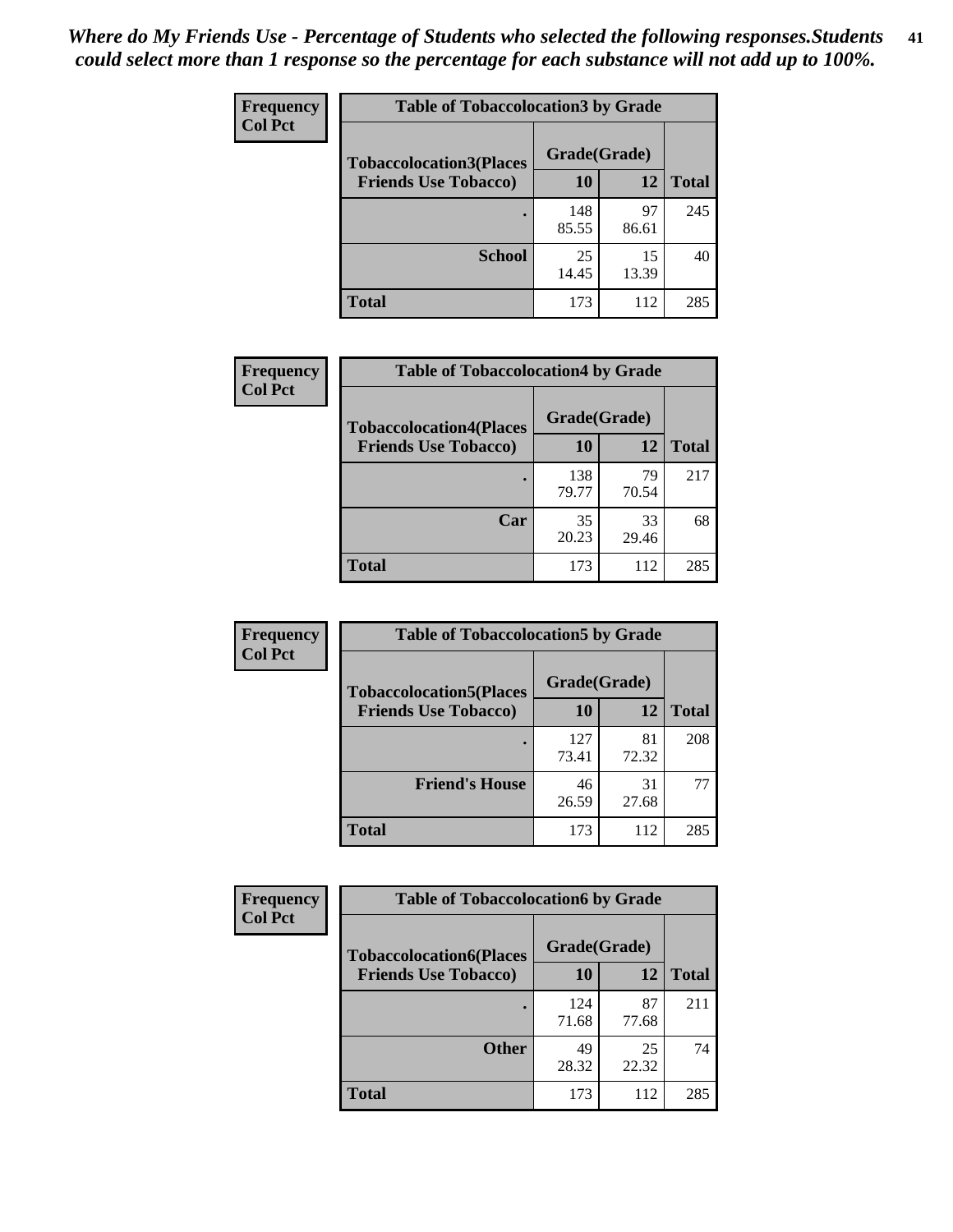*Where do My Friends Use - Percentage of Students who selected the following responses.Students could select more than 1 response so the percentage for each substance will not add up to 100%.*

**Frequency**
**Col Pct**

| Table of Tobaccolocation3 by Grade | | | |
|---|---|---|---|
| **Tobaccolocation3(Places Friends Use Tobacco)** | **Grade(Grade)** | | |
| | **10** | **12** | **Total** |
| **.** | 148<br>85.55 | 97<br>86.61 | 245 |
| **School** | 25<br>14.45 | 15<br>13.39 | 40 |
| **Total** | 173 | 112 | 285 |

**Frequency**
**Col Pct**

| Table of Tobaccolocation4 by Grade | | | |
|---|---|---|---|
| **Tobaccolocation4(Places Friends Use Tobacco)** | **Grade(Grade)** | | |
| | **10** | **12** | **Total** |
| **.** | 138<br>79.77 | 79<br>70.54 | 217 |
| **Car** | 35<br>20.23 | 33<br>29.46 | 68 |
| **Total** | 173 | 112 | 285 |

**Frequency**
**Col Pct**

| Table of Tobaccolocation5 by Grade | | | |
|---|---|---|---|
| **Tobaccolocation5(Places Friends Use Tobacco)** | **Grade(Grade)** | | |
| | **10** | **12** | **Total** |
| **.** | 127<br>73.41 | 81<br>72.32 | 208 |
| **Friend's House** | 46<br>26.59 | 31<br>27.68 | 77 |
| **Total** | 173 | 112 | 285 |

**Frequency**
**Col Pct**

| Table of Tobaccolocation6 by Grade | | | |
|---|---|---|---|
| **Tobaccolocation6(Places Friends Use Tobacco)** | **Grade(Grade)** | | |
| | **10** | **12** | **Total** |
| **.** | 124<br>71.68 | 87<br>77.68 | 211 |
| **Other** | 49<br>28.32 | 25<br>22.32 | 74 |
| **Total** | 173 | 112 | 285 |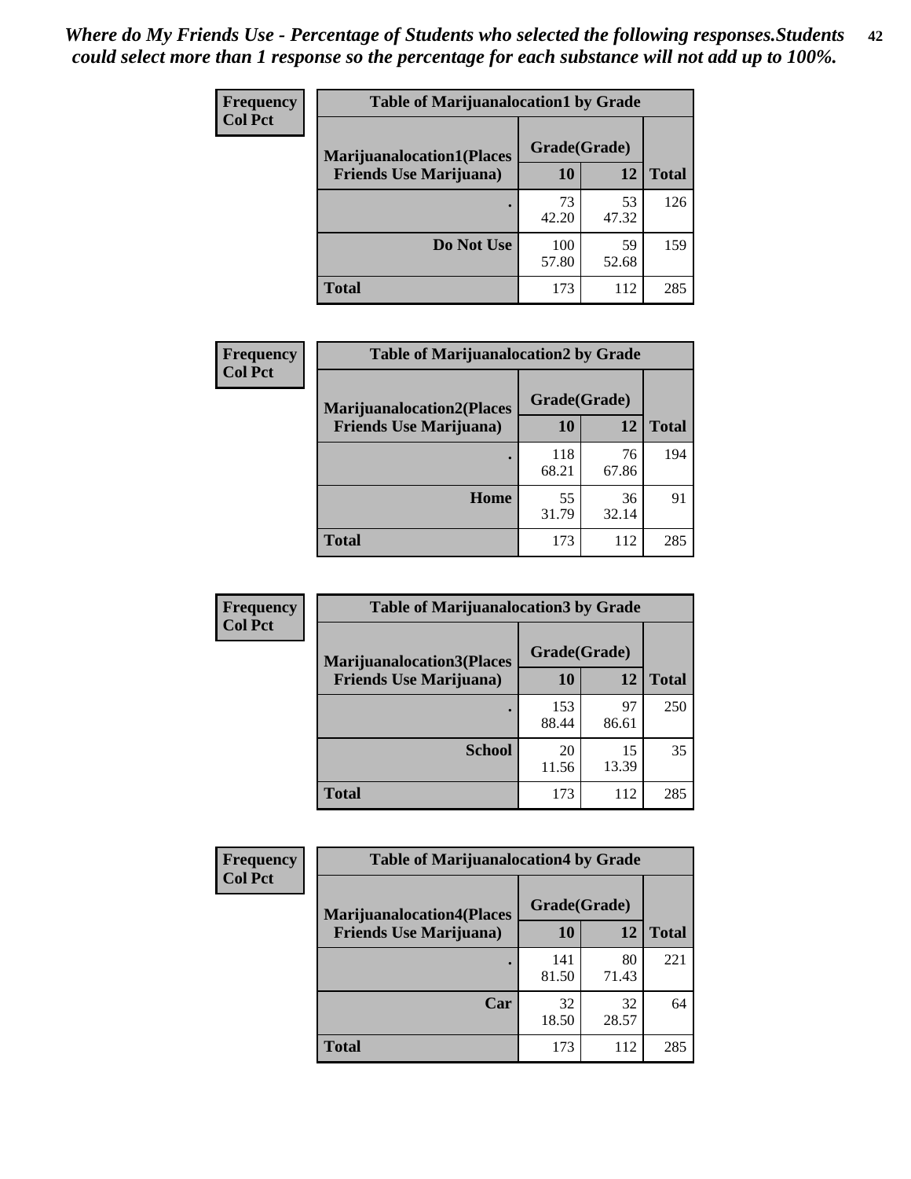*Where do My Friends Use - Percentage of Students who selected the following responses.Students could select more than 1 response so the percentage for each substance will not add up to 100%.*

**Frequency**
**Col Pct**

| Table of Marijuanalocation1 by Grade | | | |
|---|---|---|---|
| **Marijuanalocation1(Places Friends Use Marijuana)** | **Grade(Grade)** | | |
| | **10** | **12** | **Total** |
| **.** | 73<br>42.20 | 53<br>47.32 | 126 |
| **Do Not Use** | 100<br>57.80 | 59<br>52.68 | 159 |
| **Total** | 173 | 112 | 285 |

**Frequency**
**Col Pct**

| Table of Marijuanalocation2 by Grade | | | |
|---|---|---|---|
| **Marijuanalocation2(Places Friends Use Marijuana)** | **Grade(Grade)** | | |
| | **10** | **12** | **Total** |
| **.** | 118<br>68.21 | 76<br>67.86 | 194 |
| **Home** | 55<br>31.79 | 36<br>32.14 | 91 |
| **Total** | 173 | 112 | 285 |

**Frequency**
**Col Pct**

| Table of Marijuanalocation3 by Grade | | | |
|---|---|---|---|
| **Marijuanalocation3(Places Friends Use Marijuana)** | **Grade(Grade)** | | |
| | **10** | **12** | **Total** |
| **.** | 153<br>88.44 | 97<br>86.61 | 250 |
| **School** | 20<br>11.56 | 15<br>13.39 | 35 |
| **Total** | 173 | 112 | 285 |

**Frequency**
**Col Pct**

| Table of Marijuanalocation4 by Grade | | | |
|---|---|---|---|
| **Marijuanalocation4(Places Friends Use Marijuana)** | **Grade(Grade)** | | |
| | **10** | **12** | **Total** |
| **.** | 141<br>81.50 | 80<br>71.43 | 221 |
| **Car** | 32<br>18.50 | 32<br>28.57 | 64 |
| **Total** | 173 | 112 | 285 |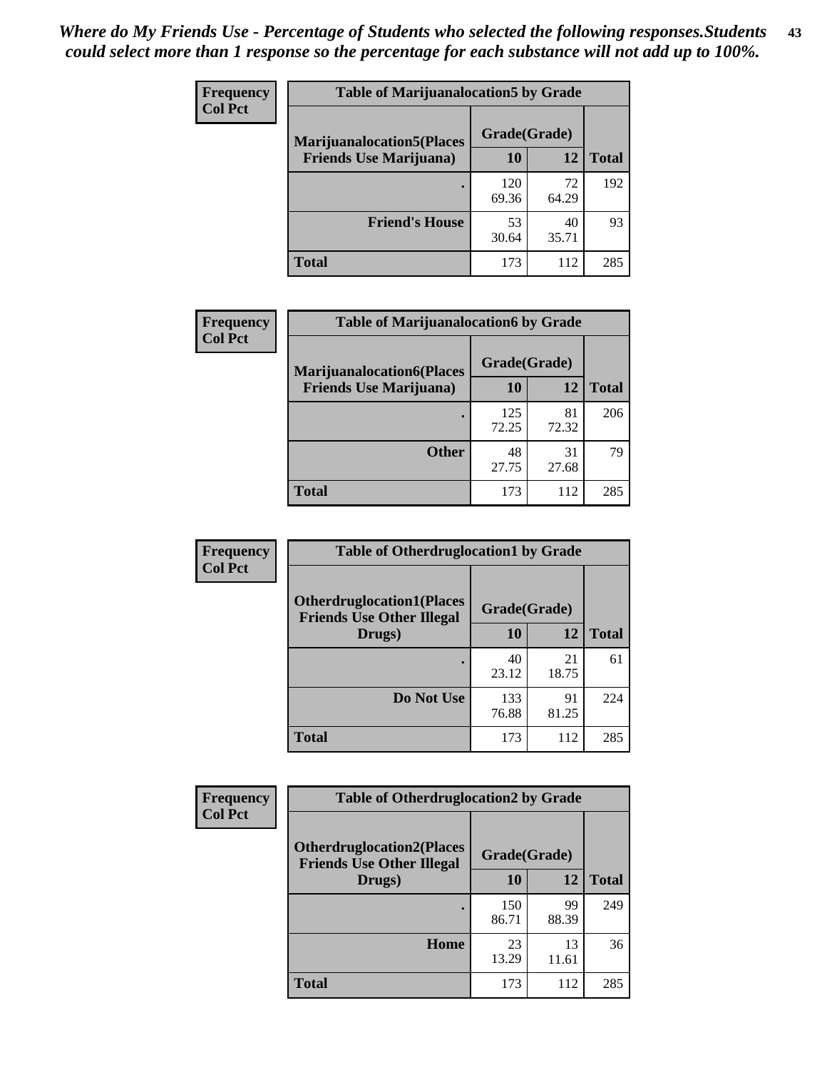*Where do My Friends Use - Percentage of Students who selected the following responses.Students could select more than 1 response so the percentage for each substance will not add up to 100%.*

**Frequency**
**Col Pct**

| Table of Marijuanalocation5 by Grade | | | |
|---|---|---|---|
| **Marijuanalocation5(Places Friends Use Marijuana)** | **Grade(Grade)** | | **Total** |
| | **10** | **12** | |
| **.** | 120<br>69.36 | 72<br>64.29 | 192 |
| **Friend's House** | 53<br>30.64 | 40<br>35.71 | 93 |
| **Total** | 173 | 112 | 285 |

**Frequency**
**Col Pct**

| Table of Marijuanalocation6 by Grade | | | |
|---|---|---|---|
| **Marijuanalocation6(Places Friends Use Marijuana)** | **Grade(Grade)** | | **Total** |
| | **10** | **12** | |
| **.** | 125<br>72.25 | 81<br>72.32 | 206 |
| **Other** | 48<br>27.75 | 31<br>27.68 | 79 |
| **Total** | 173 | 112 | 285 |

**Frequency**
**Col Pct**

| Table of Otherdruglocation1 by Grade | | | |
|---|---|---|---|
| **Otherdruglocation1(Places Friends Use Other Illegal Drugs)** | **Grade(Grade)** | | **Total** |
| | **10** | **12** | |
| **.** | 40<br>23.12 | 21<br>18.75 | 61 |
| **Do Not Use** | 133<br>76.88 | 91<br>81.25 | 224 |
| **Total** | 173 | 112 | 285 |

**Frequency**
**Col Pct**

| Table of Otherdruglocation2 by Grade | | | |
|---|---|---|---|
| **Otherdruglocation2(Places Friends Use Other Illegal Drugs)** | **Grade(Grade)** | | **Total** |
| | **10** | **12** | |
| **.** | 150<br>86.71 | 99<br>88.39 | 249 |
| **Home** | 23<br>13.29 | 13<br>11.61 | 36 |
| **Total** | 173 | 112 | 285 |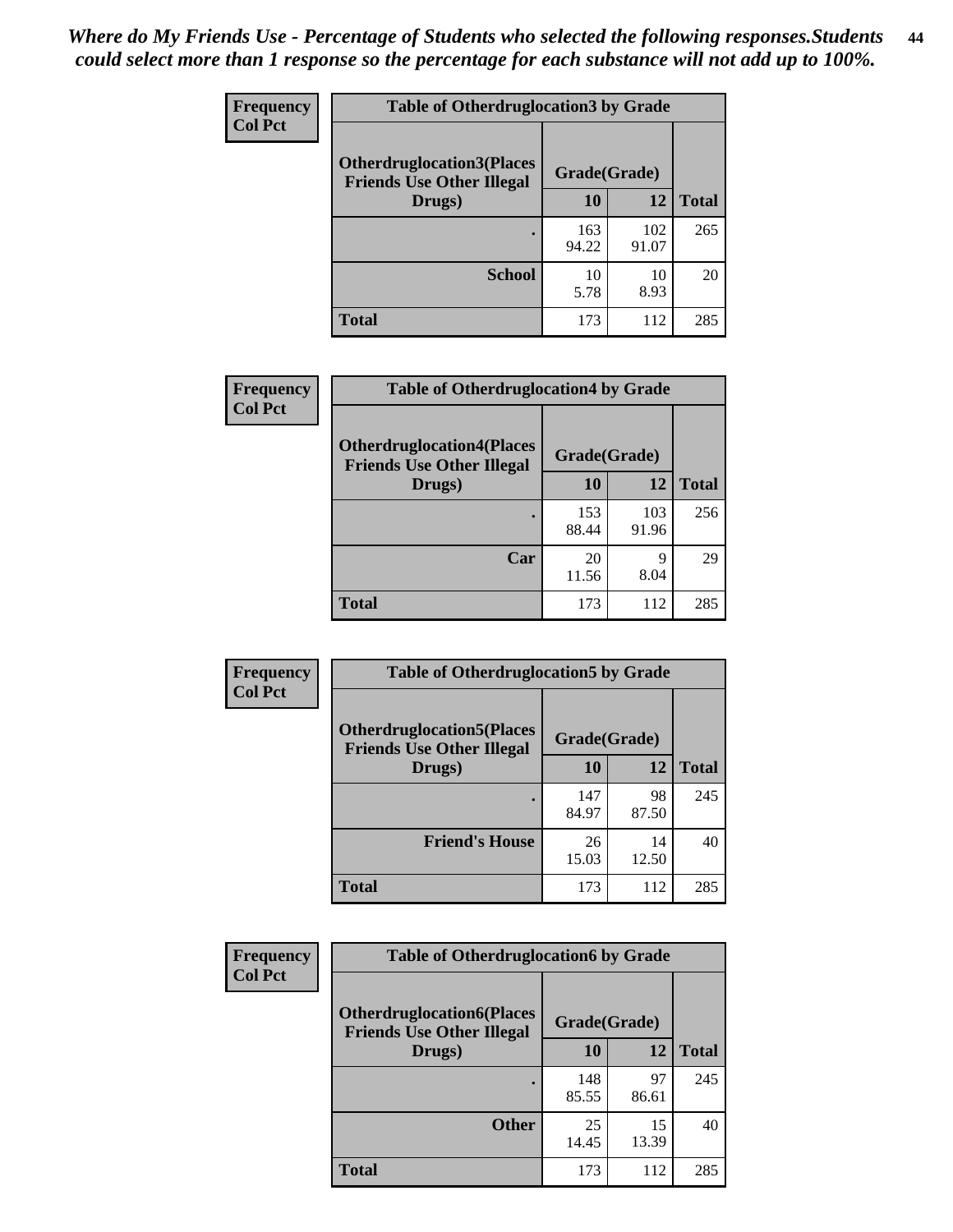*Where do My Friends Use - Percentage of Students who selected the following responses.Students could select more than 1 response so the percentage for each substance will not add up to 100%.*

**Frequency**
**Col Pct**

| Table of Otherdruglocation3 by Grade | | | |
|---|---|---|---|
| Otherdruglocation3(Places Friends Use Other Illegal Drugs) | Grade(Grade) | | |
| | 10 | 12 | Total |
| . | 163<br>94.22 | 102<br>91.07 | 265 |
| School | 10<br>5.78 | 10<br>8.93 | 20 |
| Total | 173 | 112 | 285 |

**Frequency**
**Col Pct**

| Table of Otherdruglocation4 by Grade | | | |
|---|---|---|---|
| Otherdruglocation4(Places Friends Use Other Illegal Drugs) | Grade(Grade) | | |
| | 10 | 12 | Total |
| . | 153<br>88.44 | 103<br>91.96 | 256 |
| Car | 20<br>11.56 | 9<br>8.04 | 29 |
| Total | 173 | 112 | 285 |

**Frequency**
**Col Pct**

| Table of Otherdruglocation5 by Grade | | | |
|---|---|---|---|
| Otherdruglocation5(Places Friends Use Other Illegal Drugs) | Grade(Grade) | | |
| | 10 | 12 | Total |
| . | 147<br>84.97 | 98<br>87.50 | 245 |
| Friend's House | 26<br>15.03 | 14<br>12.50 | 40 |
| Total | 173 | 112 | 285 |

**Frequency**
**Col Pct**

| Table of Otherdruglocation6 by Grade | | | |
|---|---|---|---|
| Otherdruglocation6(Places Friends Use Other Illegal Drugs) | Grade(Grade) | | |
| | 10 | 12 | Total |
| . | 148<br>85.55 | 97<br>86.61 | 245 |
| Other | 25<br>14.45 | 15<br>13.39 | 40 |
| Total | 173 | 112 | 285 |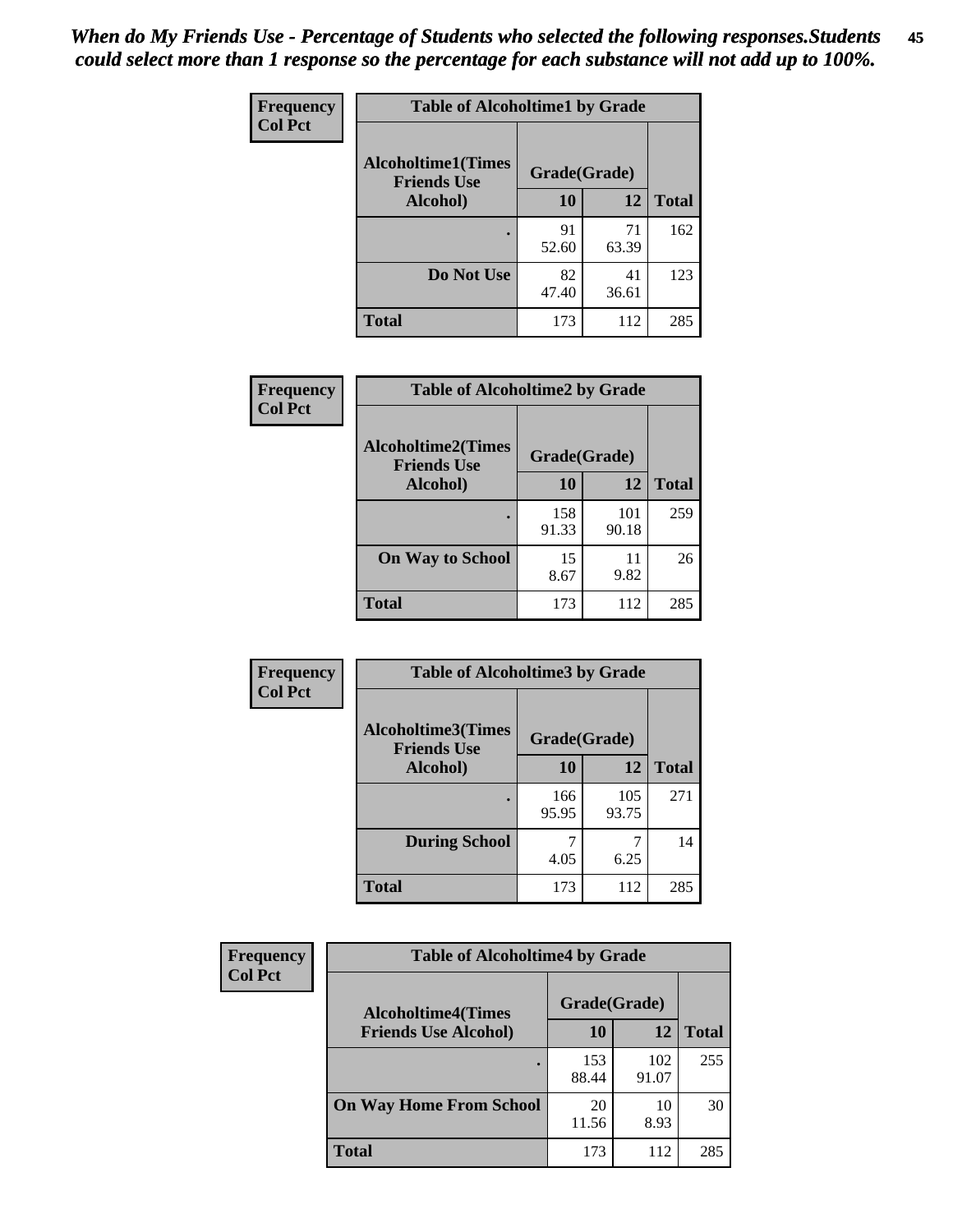*When do My Friends Use - Percentage of Students who selected the following responses.Students could select more than 1 response so the percentage for each substance will not add up to 100%.*

**Frequency**
**Col Pct**

| Table of Alcoholtime1 by Grade | | | |
|---|---|---|---|
| Alcoholtime1(Times Friends Use Alcohol) | Grade(Grade) | | |
| | 10 | 12 | Total |
| . | 91<br>52.60 | 71<br>63.39 | 162 |
| Do Not Use | 82<br>47.40 | 41<br>36.61 | 123 |
| Total | 173 | 112 | 285 |

**Frequency**
**Col Pct**

| Table of Alcoholtime2 by Grade | | | |
|---|---|---|---|
| Alcoholtime2(Times Friends Use Alcohol) | Grade(Grade) | | |
| | 10 | 12 | Total |
| . | 158<br>91.33 | 101<br>90.18 | 259 |
| On Way to School | 15<br>8.67 | 11<br>9.82 | 26 |
| Total | 173 | 112 | 285 |

**Frequency**
**Col Pct**

| Table of Alcoholtime3 by Grade | | | |
|---|---|---|---|
| Alcoholtime3(Times Friends Use Alcohol) | Grade(Grade) | | |
| | 10 | 12 | Total |
| . | 166<br>95.95 | 105<br>93.75 | 271 |
| During School | 7<br>4.05 | 7<br>6.25 | 14 |
| Total | 173 | 112 | 285 |

**Frequency**
**Col Pct**

| Table of Alcoholtime4 by Grade | | | |
|---|---|---|---|
| Alcoholtime4(Times Friends Use Alcohol) | Grade(Grade) | | |
| | 10 | 12 | Total |
| . | 153<br>88.44 | 102<br>91.07 | 255 |
| On Way Home From School | 20<br>11.56 | 10<br>8.93 | 30 |
| Total | 173 | 112 | 285 |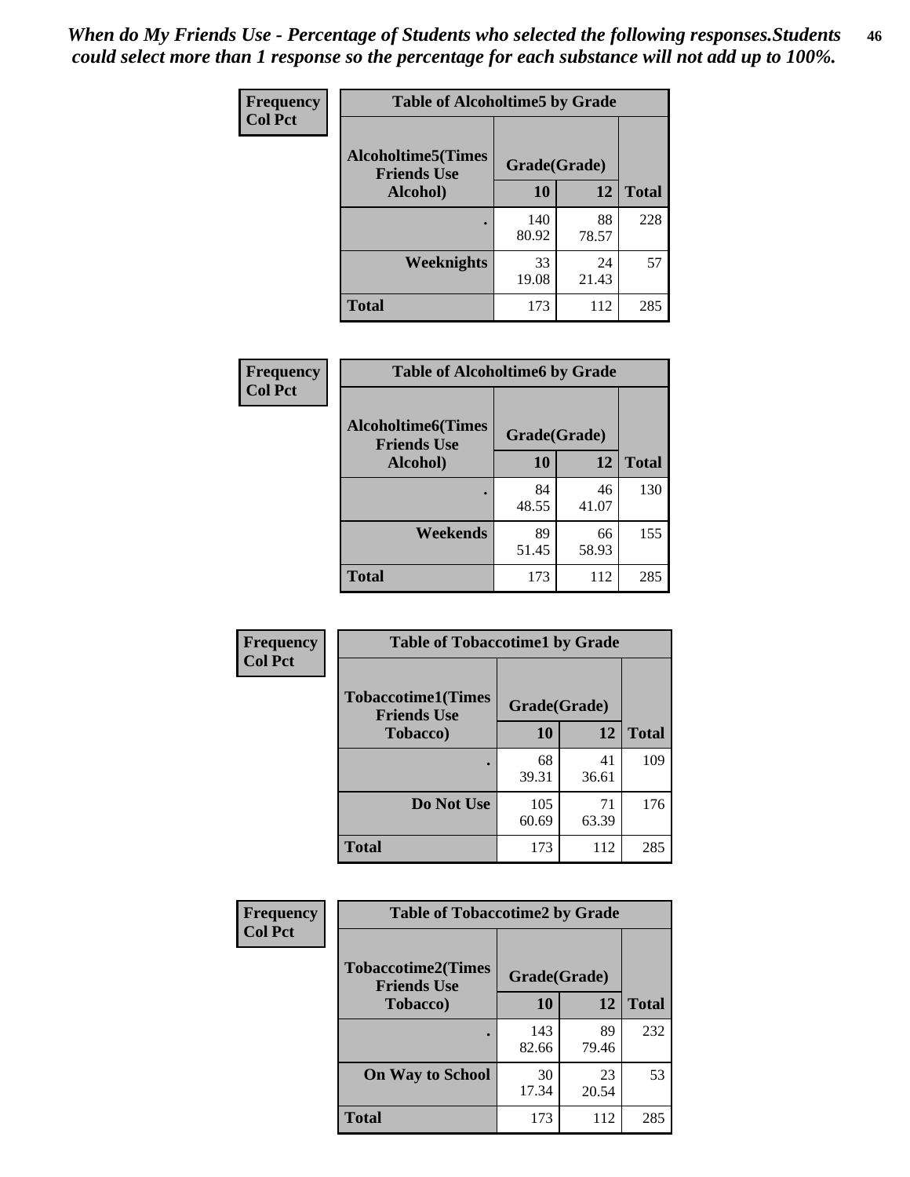*When do My Friends Use - Percentage of Students who selected the following responses.Students could select more than 1 response so the percentage for each substance will not add up to 100%.*

**Frequency**
**Col Pct**

| Table of Alcoholtime5 by Grade | | | |
|---|---|---|---|
| **Alcoholtime5(Times Friends Use Alcohol)** | **Grade(Grade)** | | **Total** |
| | **10** | **12** | |
| **.** | 140<br>80.92 | 88<br>78.57 | 228 |
| **Weeknights** | 33<br>19.08 | 24<br>21.43 | 57 |
| **Total** | 173 | 112 | 285 |

**Frequency**
**Col Pct**

| Table of Alcoholtime6 by Grade | | | |
|---|---|---|---|
| **Alcoholtime6(Times Friends Use Alcohol)** | **Grade(Grade)** | | **Total** |
| | **10** | **12** | |
| **.** | 84<br>48.55 | 46<br>41.07 | 130 |
| **Weekends** | 89<br>51.45 | 66<br>58.93 | 155 |
| **Total** | 173 | 112 | 285 |

**Frequency**
**Col Pct**

| Table of Tobaccotime1 by Grade | | | |
|---|---|---|---|
| **Tobaccotime1(Times Friends Use Tobacco)** | **Grade(Grade)** | | **Total** |
| | **10** | **12** | |
| **.** | 68<br>39.31 | 41<br>36.61 | 109 |
| **Do Not Use** | 105<br>60.69 | 71<br>63.39 | 176 |
| **Total** | 173 | 112 | 285 |

**Frequency**
**Col Pct**

| Table of Tobaccotime2 by Grade | | | |
|---|---|---|---|
| **Tobaccotime2(Times Friends Use Tobacco)** | **Grade(Grade)** | | **Total** |
| | **10** | **12** | |
| **.** | 143<br>82.66 | 89<br>79.46 | 232 |
| **On Way to School** | 30<br>17.34 | 23<br>20.54 | 53 |
| **Total** | 173 | 112 | 285 |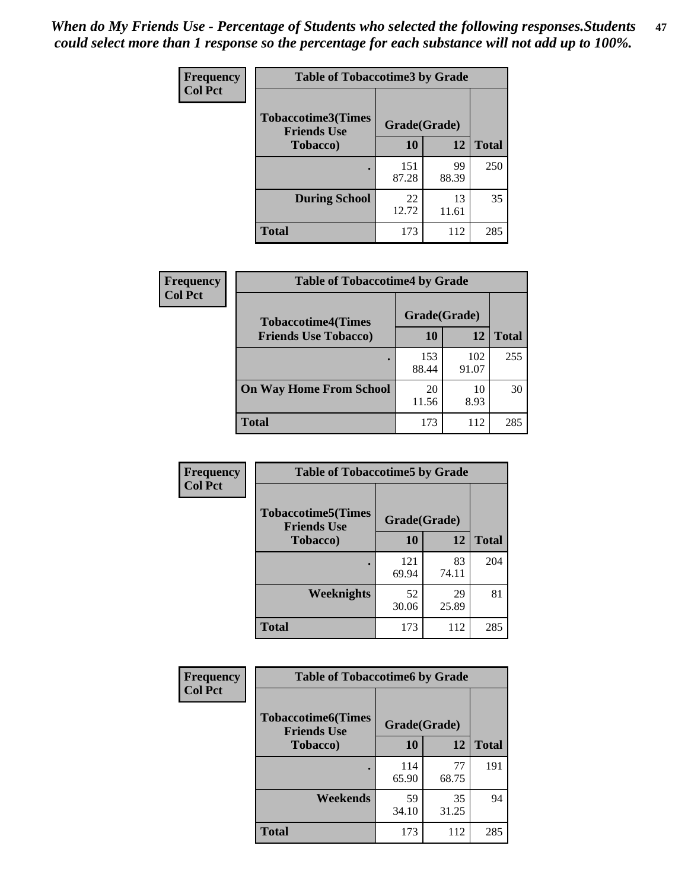*When do My Friends Use - Percentage of Students who selected the following responses.Students could select more than 1 response so the percentage for each substance will not add up to 100%.*

**Frequency**
**Col Pct**

| Table of Tobaccotime3 by Grade | | | |
|---|---|---|---|
| **Tobaccotime3(Times Friends Use Tobacco)** | **Grade(Grade)** | | **Total** |
| | **10** | **12** | |
| **.** | 151<br>87.28 | 99<br>88.39 | 250 |
| **During School** | 22<br>12.72 | 13<br>11.61 | 35 |
| **Total** | 173 | 112 | 285 |

**Frequency**
**Col Pct**

| Table of Tobaccotime4 by Grade | | | |
|---|---|---|---|
| **Tobaccotime4(Times Friends Use Tobacco)** | **Grade(Grade)** | | **Total** |
| | **10** | **12** | |
| **.** | 153<br>88.44 | 102<br>91.07 | 255 |
| **On Way Home From School** | 20<br>11.56 | 10<br>8.93 | 30 |
| **Total** | 173 | 112 | 285 |

**Frequency**
**Col Pct**

| Table of Tobaccotime5 by Grade | | | |
|---|---|---|---|
| **Tobaccotime5(Times Friends Use Tobacco)** | **Grade(Grade)** | | **Total** |
| | **10** | **12** | |
| **.** | 121<br>69.94 | 83<br>74.11 | 204 |
| **Weeknights** | 52<br>30.06 | 29<br>25.89 | 81 |
| **Total** | 173 | 112 | 285 |

**Frequency**
**Col Pct**

| Table of Tobaccotime6 by Grade | | | |
|---|---|---|---|
| **Tobaccotime6(Times Friends Use Tobacco)** | **Grade(Grade)** | | **Total** |
| | **10** | **12** | |
| **.** | 114<br>65.90 | 77<br>68.75 | 191 |
| **Weekends** | 59<br>34.10 | 35<br>31.25 | 94 |
| **Total** | 173 | 112 | 285 |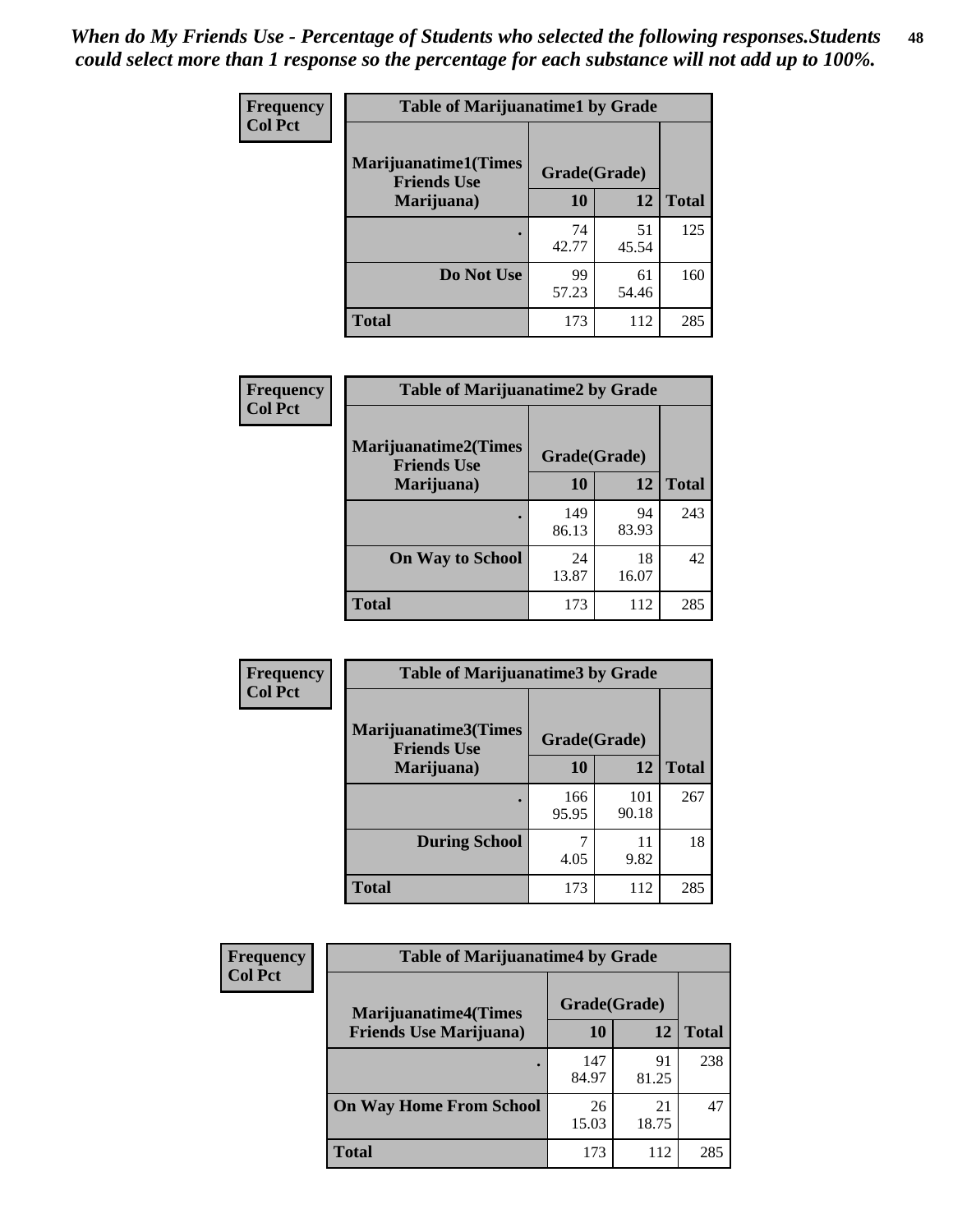*When do My Friends Use - Percentage of Students who selected the following responses.Students could select more than 1 response so the percentage for each substance will not add up to 100%.*

**Frequency**
**Col Pct**

**Table of Marijuanatime1 by Grade**

| Marijuanatime1(Times Friends Use Marijuana) | Grade(Grade) | | Total |
|---|---|---|---|
| | 10 | 12 | |
| . | 74<br>42.77 | 51<br>45.54 | 125 |
| Do Not Use | 99<br>57.23 | 61<br>54.46 | 160 |
| Total | 173 | 112 | 285 |

**Frequency**
**Col Pct**

**Table of Marijuanatime2 by Grade**

| Marijuanatime2(Times Friends Use Marijuana) | Grade(Grade) | | Total |
|---|---|---|---|
| | 10 | 12 | |
| . | 149<br>86.13 | 94<br>83.93 | 243 |
| On Way to School | 24<br>13.87 | 18<br>16.07 | 42 |
| Total | 173 | 112 | 285 |

**Frequency**
**Col Pct**

**Table of Marijuanatime3 by Grade**

| Marijuanatime3(Times Friends Use Marijuana) | Grade(Grade) | | Total |
|---|---|---|---|
| | 10 | 12 | |
| . | 166<br>95.95 | 101<br>90.18 | 267 |
| During School | 7<br>4.05 | 11<br>9.82 | 18 |
| Total | 173 | 112 | 285 |

**Frequency**
**Col Pct**

**Table of Marijuanatime4 by Grade**

| Marijuanatime4(Times Friends Use Marijuana) | Grade(Grade) | | Total |
|---|---|---|---|
| | 10 | 12 | |
| . | 147<br>84.97 | 91<br>81.25 | 238 |
| On Way Home From School | 26<br>15.03 | 21<br>18.75 | 47 |
| Total | 173 | 112 | 285 |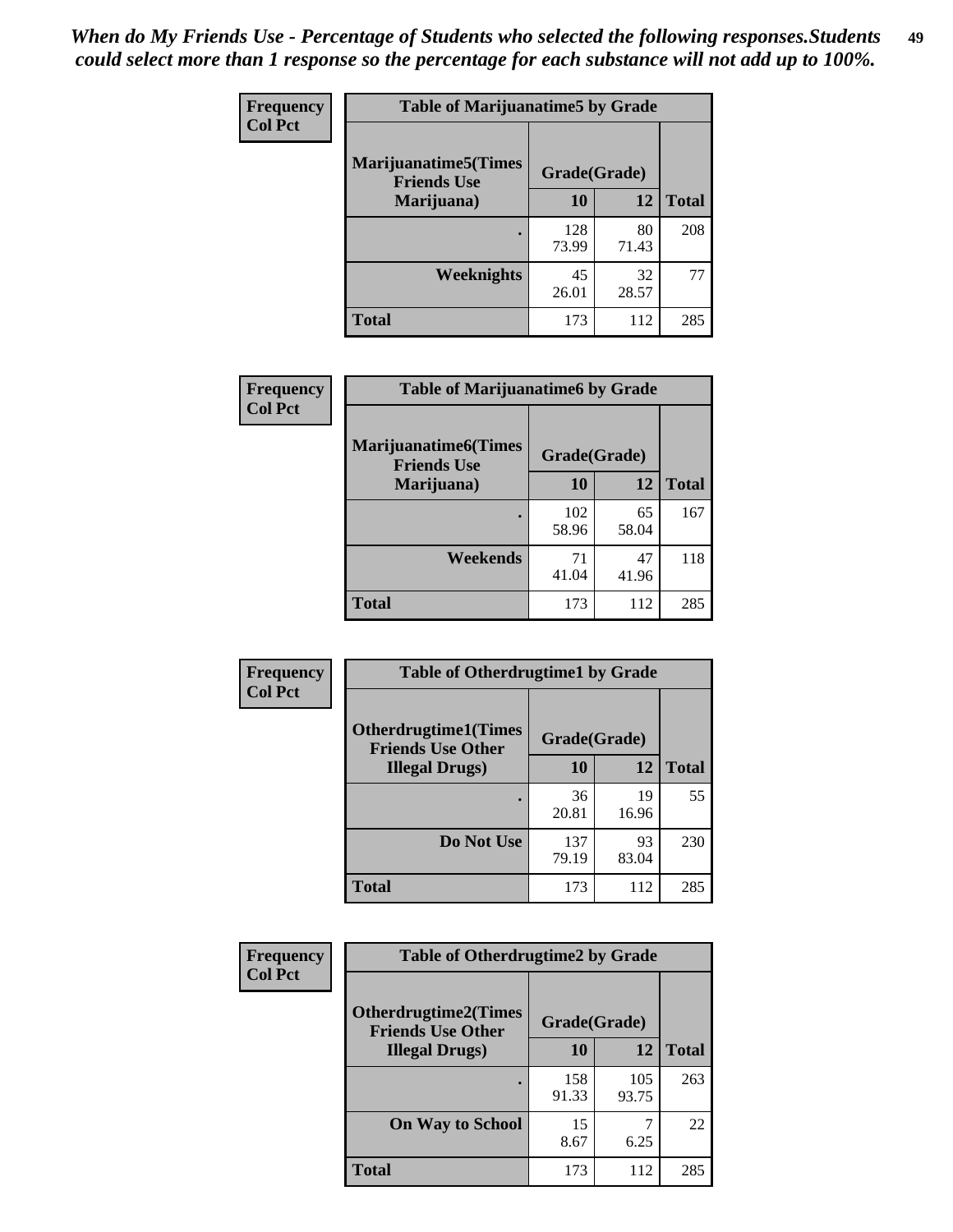*When do My Friends Use - Percentage of Students who selected the following responses.Students could select more than 1 response so the percentage for each substance will not add up to 100%.*

| Frequency<br>Col Pct | Table of Marijuanatime5 by Grade | | |
|---|---|---|---|
| Marijuanatime5(Times Friends Use Marijuana) | Grade(Grade) | | |
| | 10 | 12 | Total |
| . | 128<br>73.99 | 80<br>71.43 | 208 |
| Weeknights | 45<br>26.01 | 32<br>28.57 | 77 |
| Total | 173 | 112 | 285 |

| Frequency<br>Col Pct | Table of Marijuanatime6 by Grade | | |
|---|---|---|---|
| Marijuanatime6(Times Friends Use Marijuana) | Grade(Grade) | | |
| | 10 | 12 | Total |
| . | 102<br>58.96 | 65<br>58.04 | 167 |
| Weekends | 71<br>41.04 | 47<br>41.96 | 118 |
| Total | 173 | 112 | 285 |

| Frequency<br>Col Pct | Table of Otherdrugtime1 by Grade | | |
|---|---|---|---|
| Otherdrugtime1(Times Friends Use Other Illegal Drugs) | Grade(Grade) | | |
| | 10 | 12 | Total |
| . | 36<br>20.81 | 19<br>16.96 | 55 |
| Do Not Use | 137<br>79.19 | 93<br>83.04 | 230 |
| Total | 173 | 112 | 285 |

| Frequency<br>Col Pct | Table of Otherdrugtime2 by Grade | | |
|---|---|---|---|
| Otherdrugtime2(Times Friends Use Other Illegal Drugs) | Grade(Grade) | | |
| | 10 | 12 | Total |
| . | 158<br>91.33 | 105<br>93.75 | 263 |
| On Way to School | 15<br>8.67 | 7<br>6.25 | 22 |
| Total | 173 | 112 | 285 |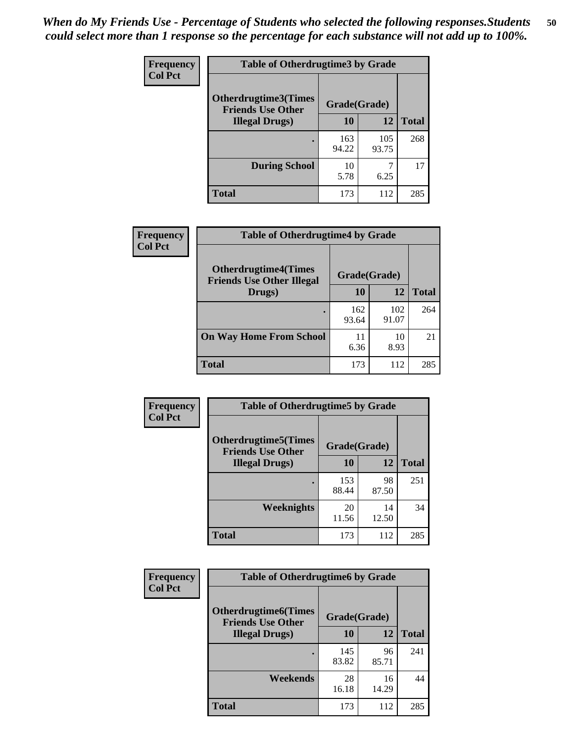*When do My Friends Use - Percentage of Students who selected the following responses.Students could select more than 1 response so the percentage for each substance will not add up to 100%.*

**Frequency**
**Col Pct**

| Table of Otherdrugtime3 by Grade | | | |
|---|---|---|---|
| **Otherdrugtime3(Times Friends Use Other Illegal Drugs)** | **Grade(Grade)** | | **Total** |
| | **10** | **12** | |
| **.** | 163<br>94.22 | 105<br>93.75 | 268 |
| **During School** | 10<br>5.78 | 7<br>6.25 | 17 |
| **Total** | 173 | 112 | 285 |

**Frequency**
**Col Pct**

| Table of Otherdrugtime4 by Grade | | | |
|---|---|---|---|
| **Otherdrugtime4(Times Friends Use Other Illegal Drugs)** | **Grade(Grade)** | | **Total** |
| | **10** | **12** | |
| **.** | 162<br>93.64 | 102<br>91.07 | 264 |
| **On Way Home From School** | 11<br>6.36 | 10<br>8.93 | 21 |
| **Total** | 173 | 112 | 285 |

**Frequency**
**Col Pct**

| Table of Otherdrugtime5 by Grade | | | |
|---|---|---|---|
| **Otherdrugtime5(Times Friends Use Other Illegal Drugs)** | **Grade(Grade)** | | **Total** |
| | **10** | **12** | |
| **.** | 153<br>88.44 | 98<br>87.50 | 251 |
| **Weeknights** | 20<br>11.56 | 14<br>12.50 | 34 |
| **Total** | 173 | 112 | 285 |

**Frequency**
**Col Pct**

| Table of Otherdrugtime6 by Grade | | | |
|---|---|---|---|
| **Otherdrugtime6(Times Friends Use Other Illegal Drugs)** | **Grade(Grade)** | | **Total** |
| | **10** | **12** | |
| **.** | 145<br>83.82 | 96<br>85.71 | 241 |
| **Weekends** | 28<br>16.18 | 16<br>14.29 | 44 |
| **Total** | 173 | 112 | 285 |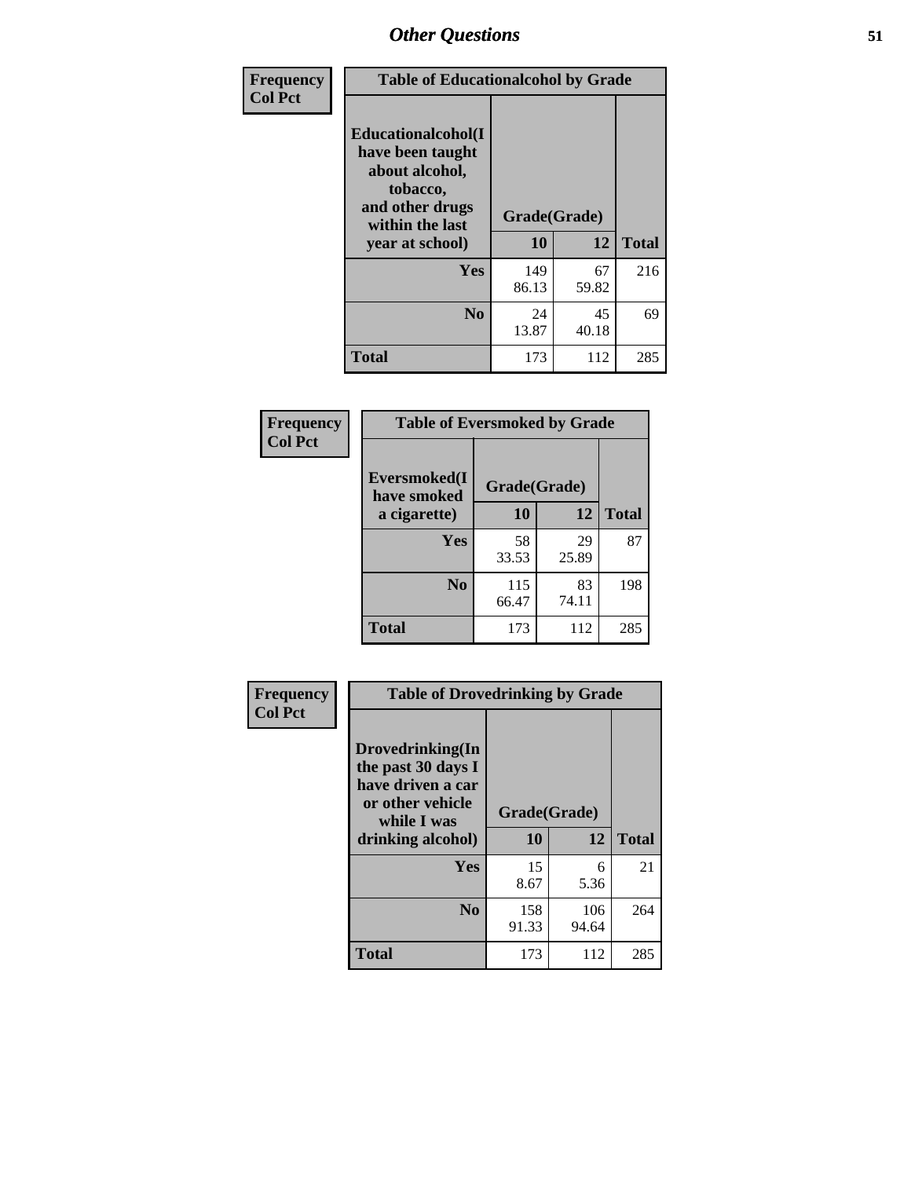## Other Questions

**Frequency**
**Col Pct**

| Table of Educationalalcohol by Grade | | | |
|---|---|---|---|
| Educationalalcohol(I have been taught about alcohol, tobacco, and other drugs within the last year at school) | Grade(Grade) | | |
| | 10 | 12 | Total |
| Yes | 149<br>86.13 | 67<br>59.82 | 216 |
| No | 24<br>13.87 | 45<br>40.18 | 69 |
| Total | 173 | 112 | 285 |

**Frequency**
**Col Pct**

| Table of Eversmoked by Grade | | | |
|---|---|---|---|
| Eversmoked(I have smoked a cigarette) | Grade(Grade) | | |
| | 10 | 12 | Total |
| Yes | 58<br>33.53 | 29<br>25.89 | 87 |
| No | 115<br>66.47 | 83<br>74.11 | 198 |
| Total | 173 | 112 | 285 |

**Frequency**
**Col Pct**

| Table of Drovedrinking by Grade | | | |
|---|---|---|---|
| Drovedrinking(In the past 30 days I have driven a car or other vehicle while I was drinking alcohol) | Grade(Grade) | | |
| | 10 | 12 | Total |
| Yes | 15<br>8.67 | 6<br>5.36 | 21 |
| No | 158<br>91.33 | 106<br>94.64 | 264 |
| Total | 173 | 112 | 285 |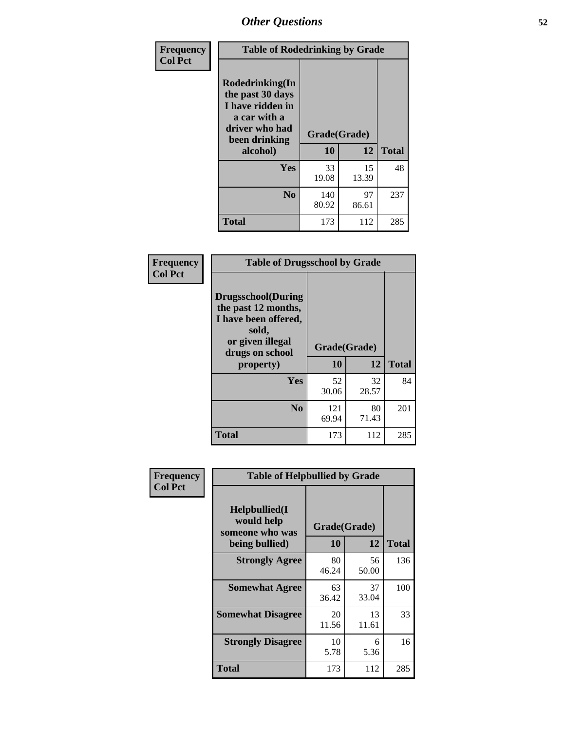# Other Questions

**Frequency**
**Col Pct**

| Table of Rodedrinking by Grade | | | |
|---|---|---|---|
| **Rodedrinking(In the past 30 days I have ridden in a car with a driver who had been drinking alcohol)** | **Grade(Grade)** | | |
| | **10** | **12** | **Total** |
| **Yes** | 33<br>19.08 | 15<br>13.39 | 48 |
| **No** | 140<br>80.92 | 97<br>86.61 | 237 |
| **Total** | 173 | 112 | 285 |

**Frequency**
**Col Pct**

| Table of Drugsschool by Grade | | | |
|---|---|---|---|
| **Drugsschool(During the past 12 months, I have been offered, sold, or given illegal drugs on school property)** | **Grade(Grade)** | | |
| | **10** | **12** | **Total** |
| **Yes** | 52<br>30.06 | 32<br>28.57 | 84 |
| **No** | 121<br>69.94 | 80<br>71.43 | 201 |
| **Total** | 173 | 112 | 285 |

**Frequency**
**Col Pct**

| Table of Helpbullied by Grade | | | |
|---|---|---|---|
| **Helpbullied(I would help someone who was being bullied)** | **Grade(Grade)** | | |
| | **10** | **12** | **Total** |
| **Strongly Agree** | 80<br>46.24 | 56<br>50.00 | 136 |
| **Somewhat Agree** | 63<br>36.42 | 37<br>33.04 | 100 |
| **Somewhat Disagree** | 20<br>11.56 | 13<br>11.61 | 33 |
| **Strongly Disagree** | 10<br>5.78 | 6<br>5.36 | 16 |
| **Total** | 173 | 112 | 285 |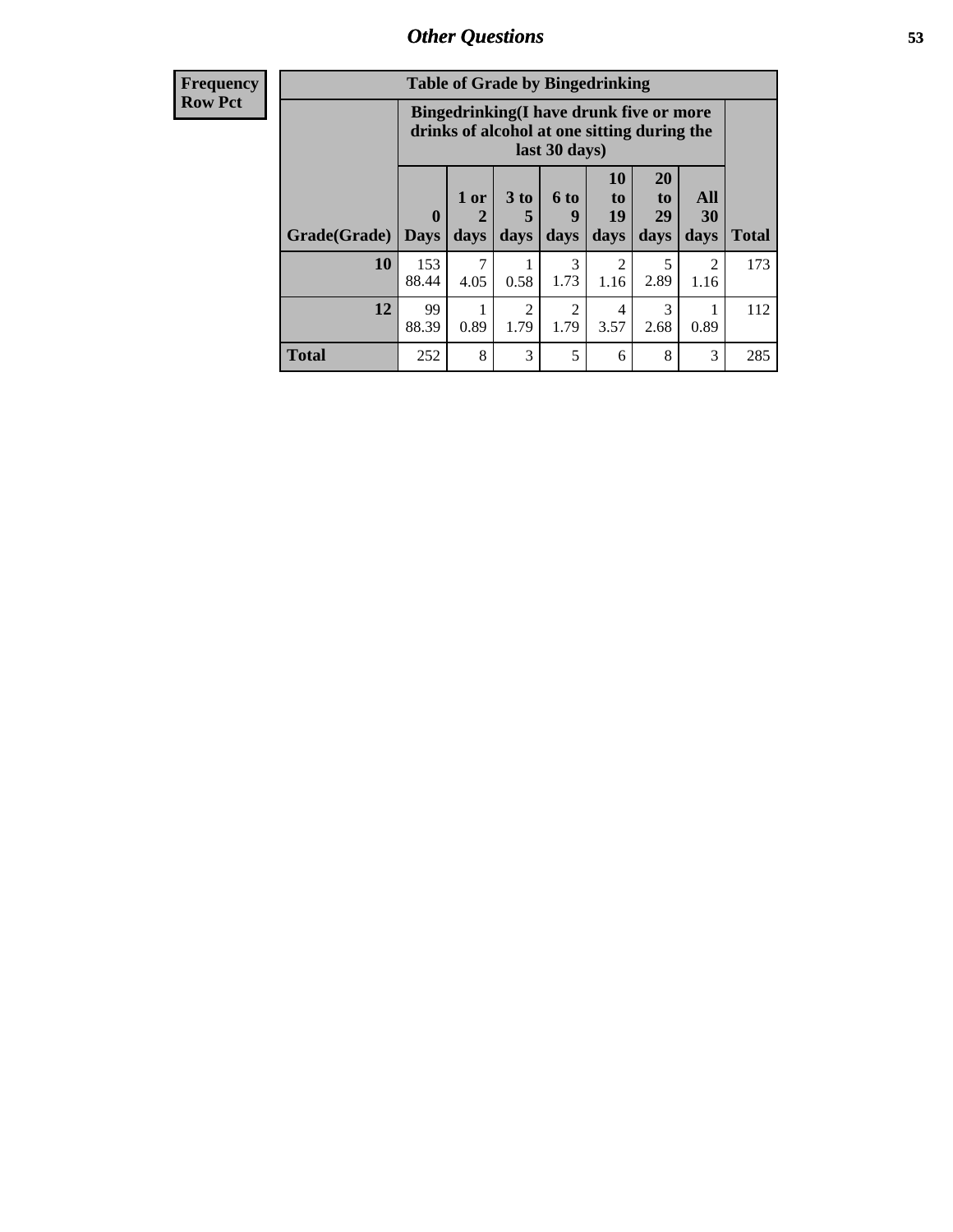## Other Questions

**Frequency**
**Row Pct**

**Table of Grade by Bingedrinking**

| | Bingedrinking(I have drunk five or more drinks of alcohol at one sitting during the last 30 days) | | | | | | | |
|---|---|---|---|---|---|---|---|---|
| **Grade(Grade)** | **0 Days** | **1 or 2 days** | **3 to 5 days** | **6 to 9 days** | **10 to 19 days** | **20 to 29 days** | **All 30 days** | **Total** |
| **10** | 153<br>88.44 | 7<br>4.05 | 1<br>0.58 | 3<br>1.73 | 2<br>1.16 | 5<br>2.89 | 2<br>1.16 | 173 |
| **12** | 99<br>88.39 | 1<br>0.89 | 2<br>1.79 | 2<br>1.79 | 4<br>3.57 | 3<br>2.68 | 1<br>0.89 | 112 |
| **Total** | 252 | 8 | 3 | 5 | 6 | 8 | 3 | 285 |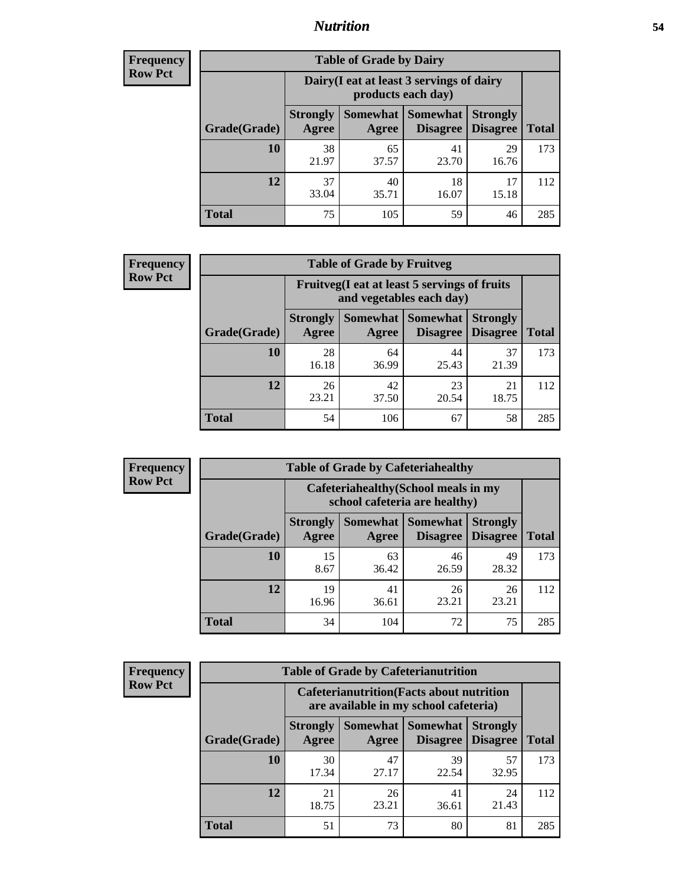## Nutrition

**Frequency**
**Row Pct**

| Table of Grade by Dairy | | | | | |
|---|---|---|---|---|---|
| | Dairy(I eat at least 3 servings of dairy products each day) | | | | |
| Grade(Grade) | Strongly Agree | Somewhat Agree | Somewhat Disagree | Strongly Disagree | Total |
| 10 | 38<br>21.97 | 65<br>37.57 | 41<br>23.70 | 29<br>16.76 | 173 |
| 12 | 37<br>33.04 | 40<br>35.71 | 18<br>16.07 | 17<br>15.18 | 112 |
| Total | 75 | 105 | 59 | 46 | 285 |

**Frequency**
**Row Pct**

| Table of Grade by Fruitveg | | | | | |
|---|---|---|---|---|---|
| | Fruitveg(I eat at least 5 servings of fruits and vegetables each day) | | | | |
| Grade(Grade) | Strongly Agree | Somewhat Agree | Somewhat Disagree | Strongly Disagree | Total |
| 10 | 28<br>16.18 | 64<br>36.99 | 44<br>25.43 | 37<br>21.39 | 173 |
| 12 | 26<br>23.21 | 42<br>37.50 | 23<br>20.54 | 21<br>18.75 | 112 |
| Total | 54 | 106 | 67 | 58 | 285 |

**Frequency**
**Row Pct**

| Table of Grade by Cafeteriahealthy | | | | | |
|---|---|---|---|---|---|
| | Cafeteriahealthy(School meals in my school cafeteria are healthy) | | | | |
| Grade(Grade) | Strongly Agree | Somewhat Agree | Somewhat Disagree | Strongly Disagree | Total |
| 10 | 15<br>8.67 | 63<br>36.42 | 46<br>26.59 | 49<br>28.32 | 173 |
| 12 | 19<br>16.96 | 41<br>36.61 | 26<br>23.21 | 26<br>23.21 | 112 |
| Total | 34 | 104 | 72 | 75 | 285 |

**Frequency**
**Row Pct**

| Table of Grade by Cafeterianutrition | | | | | |
|---|---|---|---|---|---|
| | Cafeterianutrition(Facts about nutrition are available in my school cafeteria) | | | | |
| Grade(Grade) | Strongly Agree | Somewhat Agree | Somewhat Disagree | Strongly Disagree | Total |
| 10 | 30<br>17.34 | 47<br>27.17 | 39<br>22.54 | 57<br>32.95 | 173 |
| 12 | 21<br>18.75 | 26<br>23.21 | 41<br>36.61 | 24<br>21.43 | 112 |
| Total | 51 | 73 | 80 | 81 | 285 |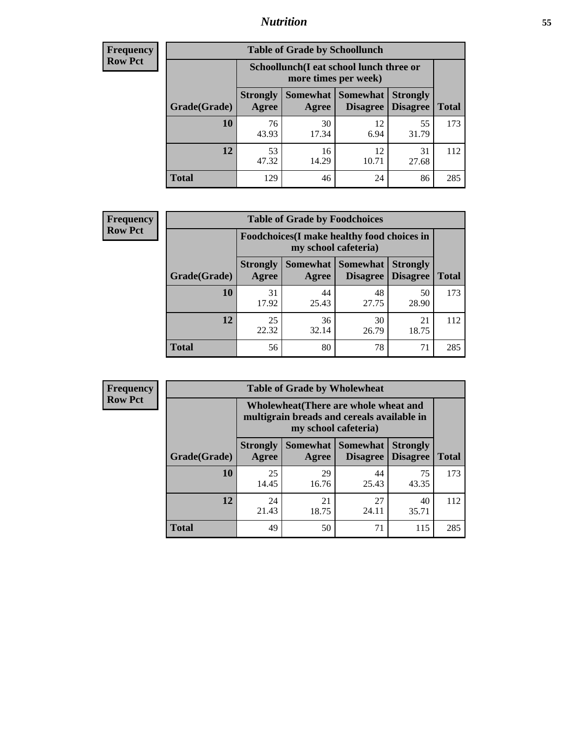# Nutrition

**Frequency**
**Row Pct**

| Table of Grade by Schoollunch | | | | | |
|---|---|---|---|---|---|
| | Schoollunch(I eat school lunch three or more times per week) | | | | |
| Grade(Grade) | Strongly Agree | Somewhat Agree | Somewhat Disagree | Strongly Disagree | Total |
| 10 | 76<br>43.93 | 30<br>17.34 | 12<br>6.94 | 55<br>31.79 | 173 |
| 12 | 53<br>47.32 | 16<br>14.29 | 12<br>10.71 | 31<br>27.68 | 112 |
| Total | 129 | 46 | 24 | 86 | 285 |

**Frequency**
**Row Pct**

| Table of Grade by Foodchoices | | | | | |
|---|---|---|---|---|---|
| | Foodchoices(I make healthy food choices in my school cafeteria) | | | | |
| Grade(Grade) | Strongly Agree | Somewhat Agree | Somewhat Disagree | Strongly Disagree | Total |
| 10 | 31<br>17.92 | 44<br>25.43 | 48<br>27.75 | 50<br>28.90 | 173 |
| 12 | 25<br>22.32 | 36<br>32.14 | 30<br>26.79 | 21<br>18.75 | 112 |
| Total | 56 | 80 | 78 | 71 | 285 |

**Frequency**
**Row Pct**

| Table of Grade by Wholewheat | | | | | |
|---|---|---|---|---|---|
| | Wholewheat(There are whole wheat and multigrain breads and cereals available in my school cafeteria) | | | | |
| Grade(Grade) | Strongly Agree | Somewhat Agree | Somewhat Disagree | Strongly Disagree | Total |
| 10 | 25<br>14.45 | 29<br>16.76 | 44<br>25.43 | 75<br>43.35 | 173 |
| 12 | 24<br>21.43 | 21<br>18.75 | 27<br>24.11 | 40<br>35.71 | 112 |
| Total | 49 | 50 | 71 | 115 | 285 |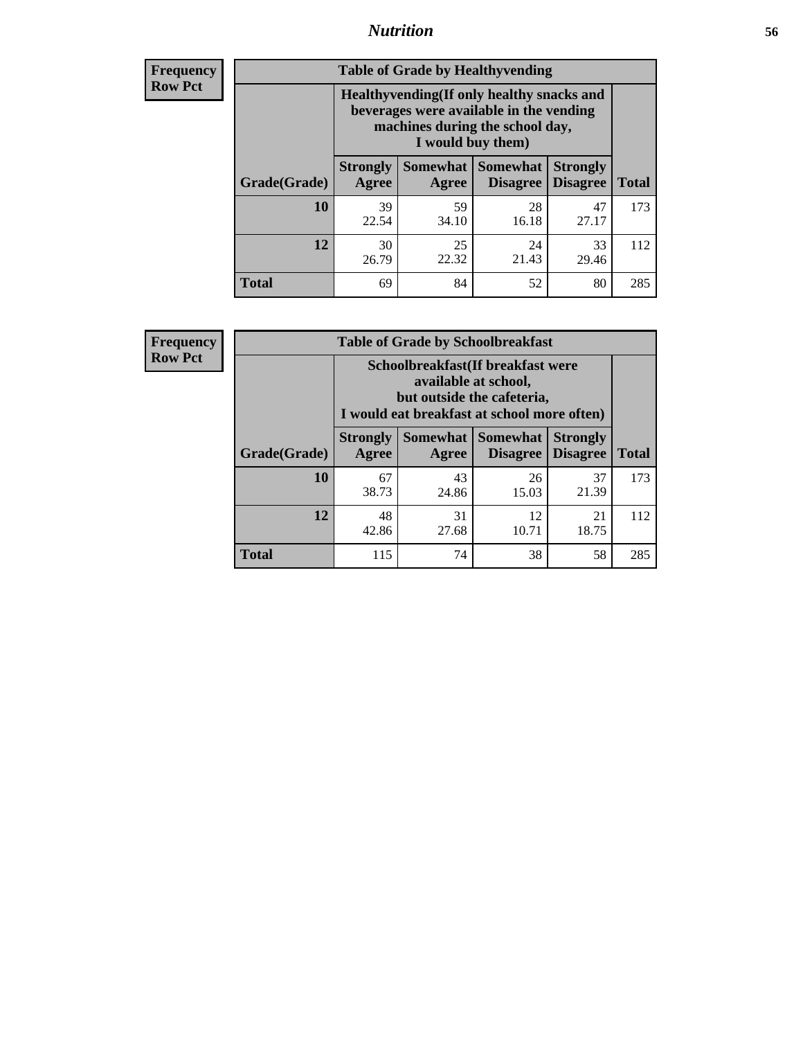**Frequency**
**Row Pct**

| Table of Grade by Healthyvending | | | | | |
|---|---|---|---|---|---|
| | Healthyvending(If only healthy snacks and beverages were available in the vending machines during the school day, I would buy them) | | | | |
| Grade(Grade) | Strongly Agree | Somewhat Agree | Somewhat Disagree | Strongly Disagree | Total |
| **10** | 39<br>22.54 | 59<br>34.10 | 28<br>16.18 | 47<br>27.17 | 173 |
| **12** | 30<br>26.79 | 25<br>22.32 | 24<br>21.43 | 33<br>29.46 | 112 |
| **Total** | 69 | 84 | 52 | 80 | 285 |

**Frequency**
**Row Pct**

| Table of Grade by Schoolbreakfast | | | | | |
|---|---|---|---|---|---|
| | Schoolbreakfast(If breakfast were available at school, but outside the cafeteria, I would eat breakfast at school more often) | | | | |
| Grade(Grade) | Strongly Agree | Somewhat Agree | Somewhat Disagree | Strongly Disagree | Total |
| **10** | 67<br>38.73 | 43<br>24.86 | 26<br>15.03 | 37<br>21.39 | 173 |
| **12** | 48<br>42.86 | 31<br>27.68 | 12<br>10.71 | 21<br>18.75 | 112 |
| **Total** | 115 | 74 | 38 | 58 | 285 |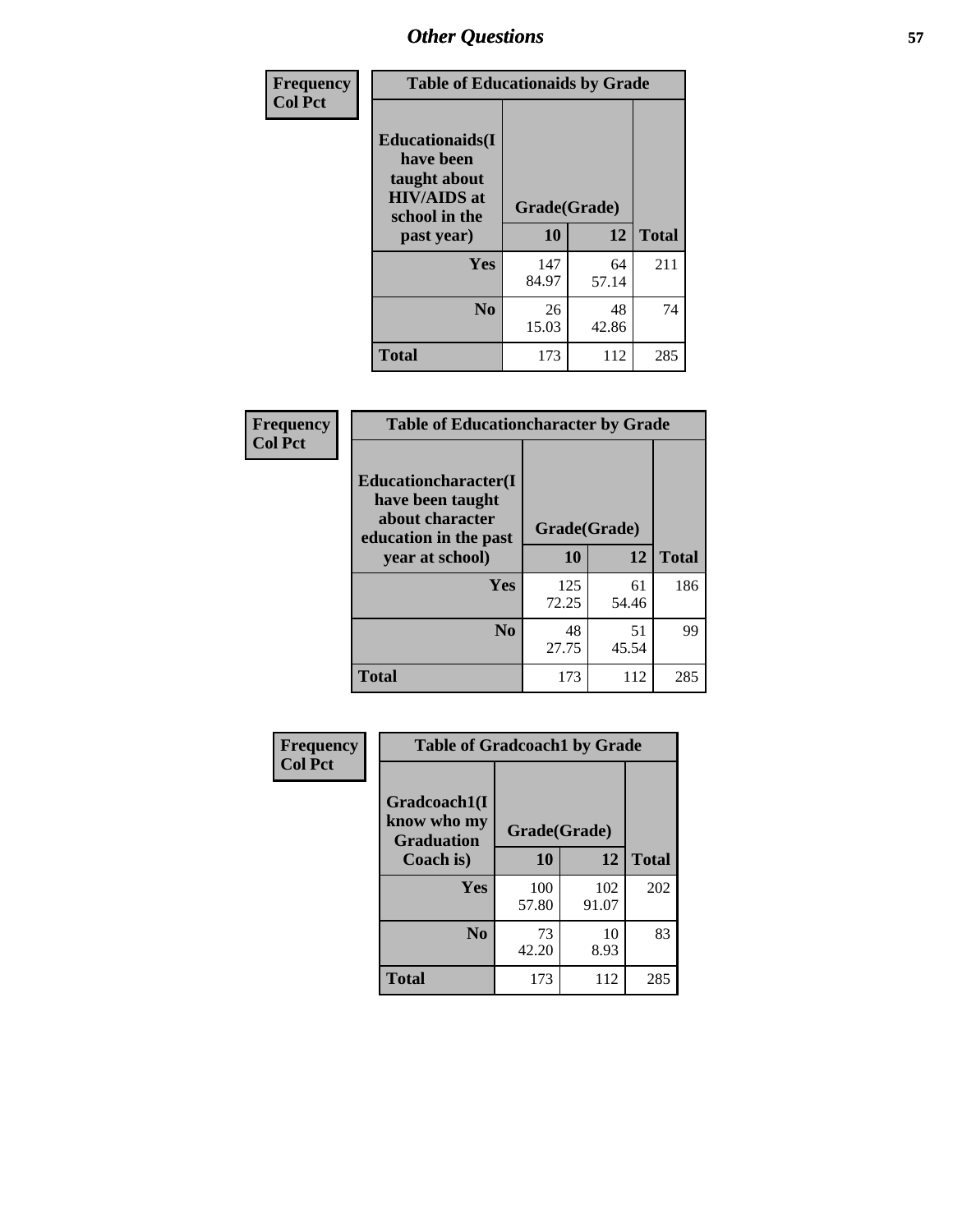## Other Questions

**Frequency**
**Col Pct**

| Table of Educationaids by Grade | | | |
|---|---|---|---|
| **Educationaids(I have been taught about HIV/AIDS at school in the past year)** | **Grade(Grade)** | | |
| | **10** | **12** | **Total** |
| **Yes** | 147<br>84.97 | 64<br>57.14 | 211 |
| **No** | 26<br>15.03 | 48<br>42.86 | 74 |
| **Total** | 173 | 112 | 285 |

**Frequency**
**Col Pct**

| Table of Educationcharacter by Grade | | | |
|---|---|---|---|
| **Educationcharacter(I have been taught about character education in the past year at school)** | **Grade(Grade)** | | |
| | **10** | **12** | **Total** |
| **Yes** | 125<br>72.25 | 61<br>54.46 | 186 |
| **No** | 48<br>27.75 | 51<br>45.54 | 99 |
| **Total** | 173 | 112 | 285 |

**Frequency**
**Col Pct**

| Table of Gradcoach1 by Grade | | | |
|---|---|---|---|
| **Gradcoach1(I know who my Graduation Coach is)** | **Grade(Grade)** | | |
| | **10** | **12** | **Total** |
| **Yes** | 100<br>57.80 | 102<br>91.07 | 202 |
| **No** | 73<br>42.20 | 10<br>8.93 | 83 |
| **Total** | 173 | 112 | 285 |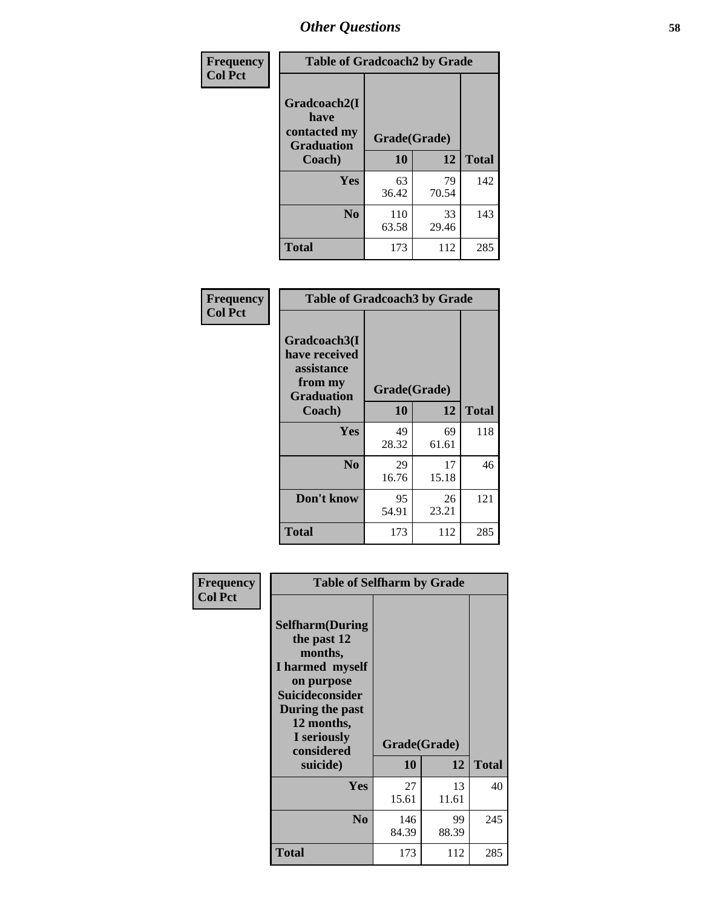## Other Questions

**Frequency / Col Pct**

| Gradcoach2(I have contacted my Graduation Coach) | Grade(Grade) 10 | 12 | Total |
|---|---|---|---|
| **Table of Gradcoach2 by Grade** | | | |
| Yes | 63<br>36.42 | 79<br>70.54 | 142 |
| No | 110<br>63.58 | 33<br>29.46 | 143 |
| Total | 173 | 112 | 285 |

**Frequency / Col Pct**

| Gradcoach3(I have received assistance from my Graduation Coach) | Grade(Grade) 10 | 12 | Total |
|---|---|---|---|
| **Table of Gradcoach3 by Grade** | | | |
| Yes | 49<br>28.32 | 69<br>61.61 | 118 |
| No | 29<br>16.76 | 17<br>15.18 | 46 |
| Don't know | 95<br>54.91 | 26<br>23.21 | 121 |
| Total | 173 | 112 | 285 |

**Frequency / Col Pct**

| Selfharm(During the past 12 months, I harmed myself on purpose Suicideconsider During the past 12 months, I seriously considered suicide) | Grade(Grade) 10 | 12 | Total |
|---|---|---|---|
| **Table of Selfharm by Grade** | | | |
| Yes | 27<br>15.61 | 13<br>11.61 | 40 |
| No | 146<br>84.39 | 99<br>88.39 | 245 |
| Total | 173 | 112 | 285 |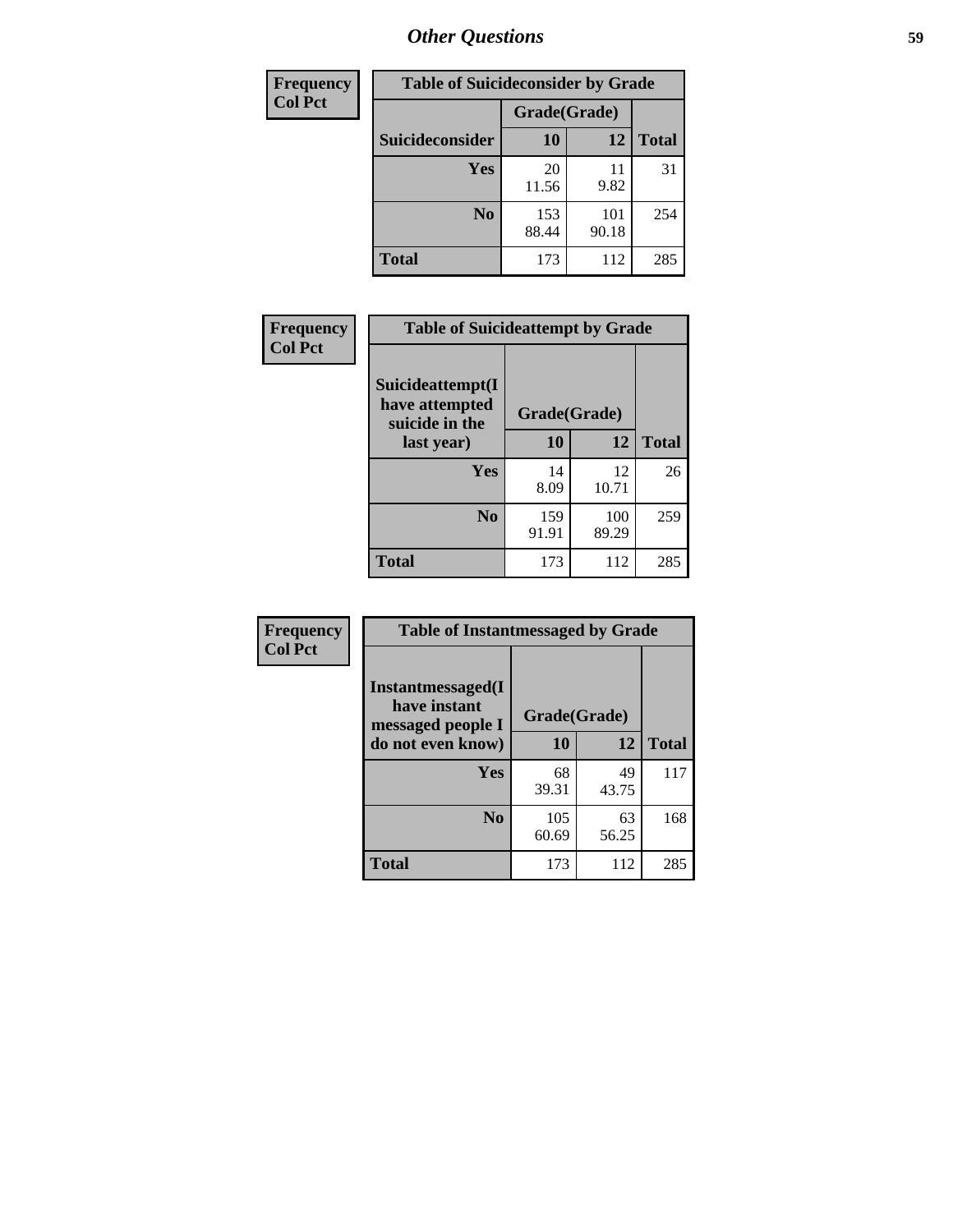# Other Questions

| Frequency<br>Col Pct |
|---|

**Table of Suicideconsider by Grade**

| Suicideconsider | Grade(Grade) 10 | 12 | Total |
|---|---|---|---|
| Yes | 20<br>11.56 | 11<br>9.82 | 31 |
| No | 153<br>88.44 | 101<br>90.18 | 254 |
| Total | 173 | 112 | 285 |

| Frequency<br>Col Pct |
|---|

**Table of Suicideattempt by Grade**

| Suicideattempt(I have attempted suicide in the last year) | Grade(Grade) 10 | 12 | Total |
|---|---|---|---|
| Yes | 14<br>8.09 | 12<br>10.71 | 26 |
| No | 159<br>91.91 | 100<br>89.29 | 259 |
| Total | 173 | 112 | 285 |

| Frequency<br>Col Pct |
|---|

**Table of Instantmessaged by Grade**

| Instantmessaged(I have instant messaged people I do not even know) | Grade(Grade) 10 | 12 | Total |
|---|---|---|---|
| Yes | 68<br>39.31 | 49<br>43.75 | 117 |
| No | 105<br>60.69 | 63<br>56.25 | 168 |
| Total | 173 | 112 | 285 |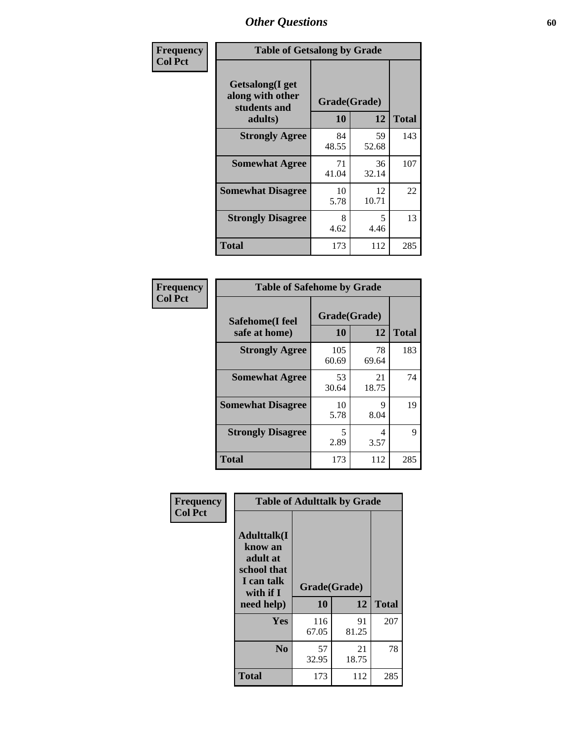| Frequency<br>Col Pct | Table of Getsalong by Grade | | |
|---|---|---|---|
| Getsalong(I get along with other students and adults) | Grade(Grade) | | |
| | 10 | 12 | Total |
| Strongly Agree | 84<br>48.55 | 59<br>52.68 | 143 |
| Somewhat Agree | 71<br>41.04 | 36<br>32.14 | 107 |
| Somewhat Disagree | 10<br>5.78 | 12<br>10.71 | 22 |
| Strongly Disagree | 8<br>4.62 | 5<br>4.46 | 13 |
| Total | 173 | 112 | 285 |

| Frequency<br>Col Pct | Table of Safehome by Grade | | |
|---|---|---|---|
| Safehome(I feel safe at home) | Grade(Grade) | | |
| | 10 | 12 | Total |
| Strongly Agree | 105<br>60.69 | 78<br>69.64 | 183 |
| Somewhat Agree | 53<br>30.64 | 21<br>18.75 | 74 |
| Somewhat Disagree | 10<br>5.78 | 9<br>8.04 | 19 |
| Strongly Disagree | 5<br>2.89 | 4<br>3.57 | 9 |
| Total | 173 | 112 | 285 |

| Frequency<br>Col Pct | Table of Adulttalk by Grade | | |
|---|---|---|---|
| Adulttalk(I know an adult at school that I can talk with if I need help) | Grade(Grade) | | |
| | 10 | 12 | Total |
| Yes | 116<br>67.05 | 91<br>81.25 | 207 |
| No | 57<br>32.95 | 21<br>18.75 | 78 |
| Total | 173 | 112 | 285 |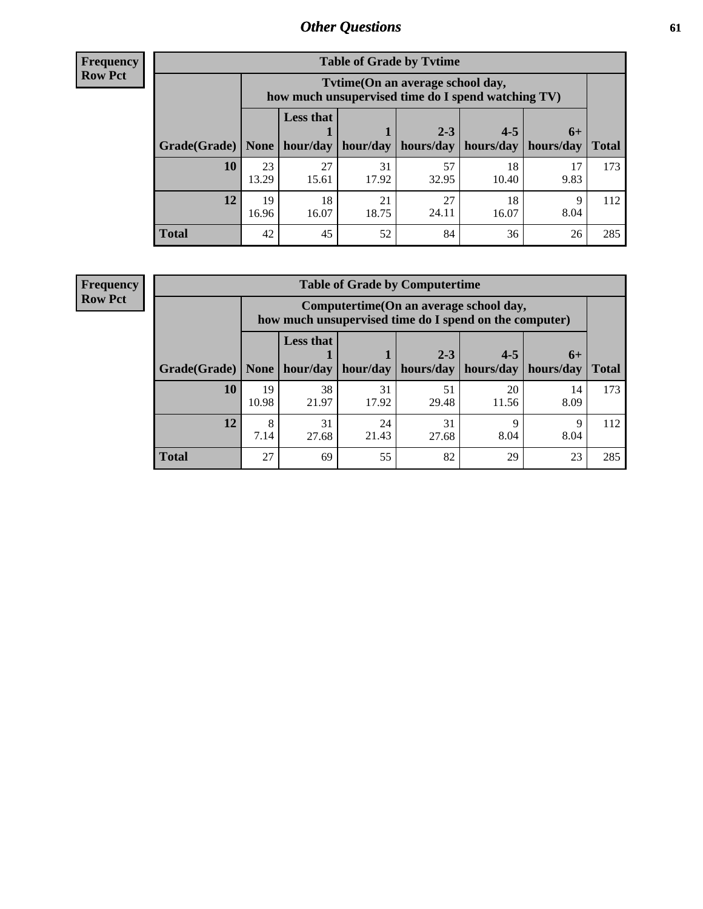# Other Questions

**Frequency**
**Row Pct**

| Table of Grade by Tvtime | | | | | | | |
|---|---|---|---|---|---|---|---|
| | Tvtime(On an average school day, how much unsupervised time do I spend watching TV) | | | | | | |
| Grade(Grade) | None | Less that 1 hour/day | 1 hour/day | 2-3 hours/day | 4-5 hours/day | 6+ hours/day | Total |
| **10** | 23<br>13.29 | 27<br>15.61 | 31<br>17.92 | 57<br>32.95 | 18<br>10.40 | 17<br>9.83 | 173 |
| **12** | 19<br>16.96 | 18<br>16.07 | 21<br>18.75 | 27<br>24.11 | 18<br>16.07 | 9<br>8.04 | 112 |
| **Total** | 42 | 45 | 52 | 84 | 36 | 26 | 285 |

**Frequency**
**Row Pct**

| Table of Grade by Computertime | | | | | | | |
|---|---|---|---|---|---|---|---|
| | Computertime(On an average school day, how much unsupervised time do I spend on the computer) | | | | | | |
| Grade(Grade) | None | Less that 1 hour/day | 1 hour/day | 2-3 hours/day | 4-5 hours/day | 6+ hours/day | Total |
| **10** | 19<br>10.98 | 38<br>21.97 | 31<br>17.92 | 51<br>29.48 | 20<br>11.56 | 14<br>8.09 | 173 |
| **12** | 8<br>7.14 | 31<br>27.68 | 24<br>21.43 | 31<br>27.68 | 9<br>8.04 | 9<br>8.04 | 112 |
| **Total** | 27 | 69 | 55 | 82 | 29 | 23 | 285 |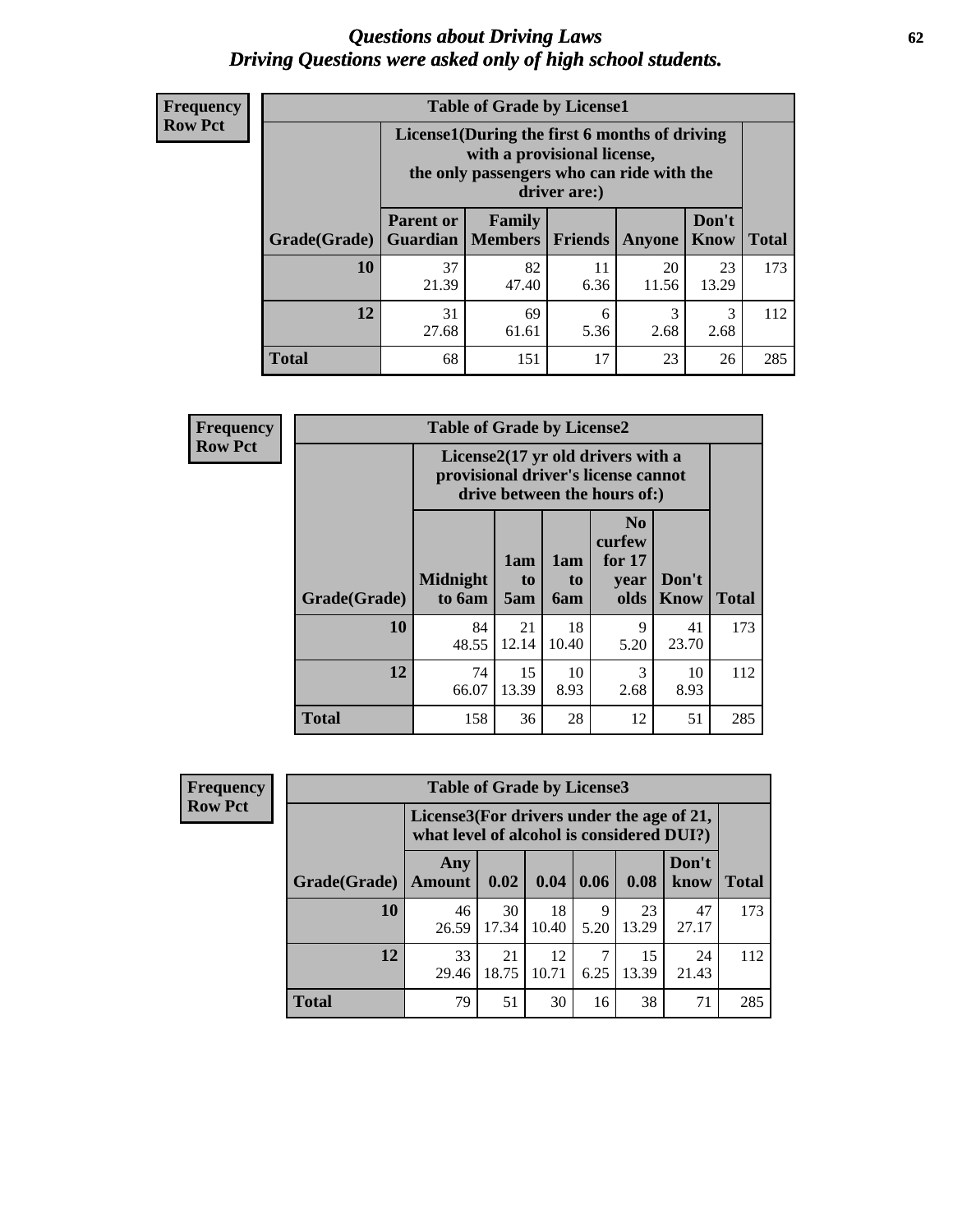# Questions about Driving Laws
## Driving Questions were asked only of high school students.

**Frequency**
**Row Pct**

**Table of Grade by License1**

| | License1(During the first 6 months of driving with a provisional license, the only passengers who can ride with the driver are:) | | | | | |
|---|---|---|---|---|---|---|
| **Grade(Grade)** | **Parent or Guardian** | **Family Members** | **Friends** | **Anyone** | **Don't Know** | **Total** |
| **10** | 37<br>21.39 | 82<br>47.40 | 11<br>6.36 | 20<br>11.56 | 23<br>13.29 | 173 |
| **12** | 31<br>27.68 | 69<br>61.61 | 6<br>5.36 | 3<br>2.68 | 3<br>2.68 | 112 |
| **Total** | 68 | 151 | 17 | 23 | 26 | 285 |

**Frequency**
**Row Pct**

**Table of Grade by License2**

| | License2(17 yr old drivers with a provisional driver's license cannot drive between the hours of:) | | | | | |
|---|---|---|---|---|---|---|
| **Grade(Grade)** | **Midnight to 6am** | **1am to 5am** | **1am to 6am** | **No curfew for 17 year olds** | **Don't Know** | **Total** |
| **10** | 84<br>48.55 | 21<br>12.14 | 18<br>10.40 | 9<br>5.20 | 41<br>23.70 | 173 |
| **12** | 74<br>66.07 | 15<br>13.39 | 10<br>8.93 | 3<br>2.68 | 10<br>8.93 | 112 |
| **Total** | 158 | 36 | 28 | 12 | 51 | 285 |

**Frequency**
**Row Pct**

**Table of Grade by License3**

| | License3(For drivers under the age of 21, what level of alcohol is considered DUI?) | | | | | | |
|---|---|---|---|---|---|---|---|
| **Grade(Grade)** | **Any Amount** | **0.02** | **0.04** | **0.06** | **0.08** | **Don't know** | **Total** |
| **10** | 46<br>26.59 | 30<br>17.34 | 18<br>10.40 | 9<br>5.20 | 23<br>13.29 | 47<br>27.17 | 173 |
| **12** | 33<br>29.46 | 21<br>18.75 | 12<br>10.71 | 7<br>6.25 | 15<br>13.39 | 24<br>21.43 | 112 |
| **Total** | 79 | 51 | 30 | 16 | 38 | 71 | 285 |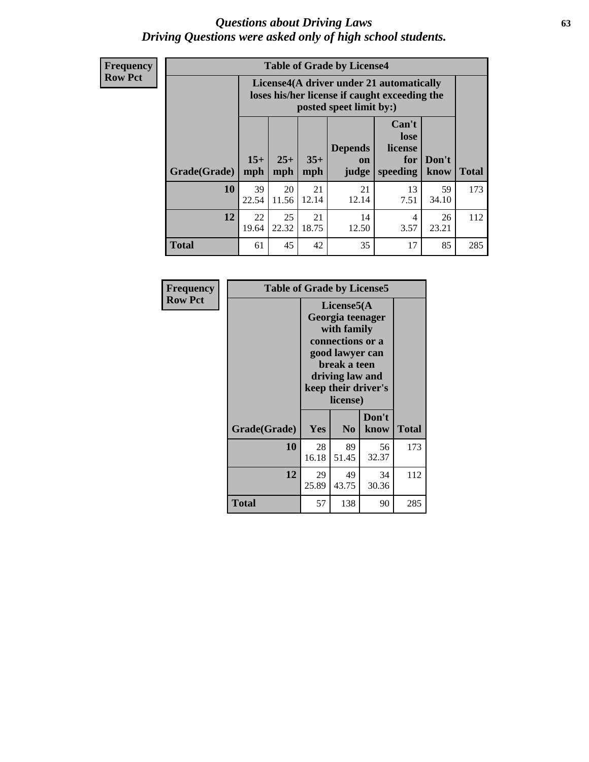# Questions about Driving Laws
## Driving Questions were asked only of high school students.

**Frequency**
**Row Pct**

| Table of Grade by License4 | | | | | | | |
|---|---|---|---|---|---|---|---|
| | License4(A driver under 21 automatically loses his/her license if caught exceeding the posted speet limit by:) | | | | | | |
| Grade(Grade) | 15+ mph | 25+ mph | 35+ mph | Depends on judge | Can't lose license for speeding | Don't know | Total |
| **10** | 39<br>22.54 | 20<br>11.56 | 21<br>12.14 | 21<br>12.14 | 13<br>7.51 | 59<br>34.10 | 173 |
| **12** | 22<br>19.64 | 25<br>22.32 | 21<br>18.75 | 14<br>12.50 | 4<br>3.57 | 26<br>23.21 | 112 |
| **Total** | 61 | 45 | 42 | 35 | 17 | 85 | 285 |

**Frequency**
**Row Pct**

| Table of Grade by License5 | | | | |
|---|---|---|---|---|
| | License5(A Georgia teenager with family connections or a good lawyer can break a teen driving law and keep their driver's license) | | | |
| Grade(Grade) | Yes | No | Don't know | Total |
| **10** | 28<br>16.18 | 89<br>51.45 | 56<br>32.37 | 173 |
| **12** | 29<br>25.89 | 49<br>43.75 | 34<br>30.36 | 112 |
| **Total** | 57 | 138 | 90 | 285 |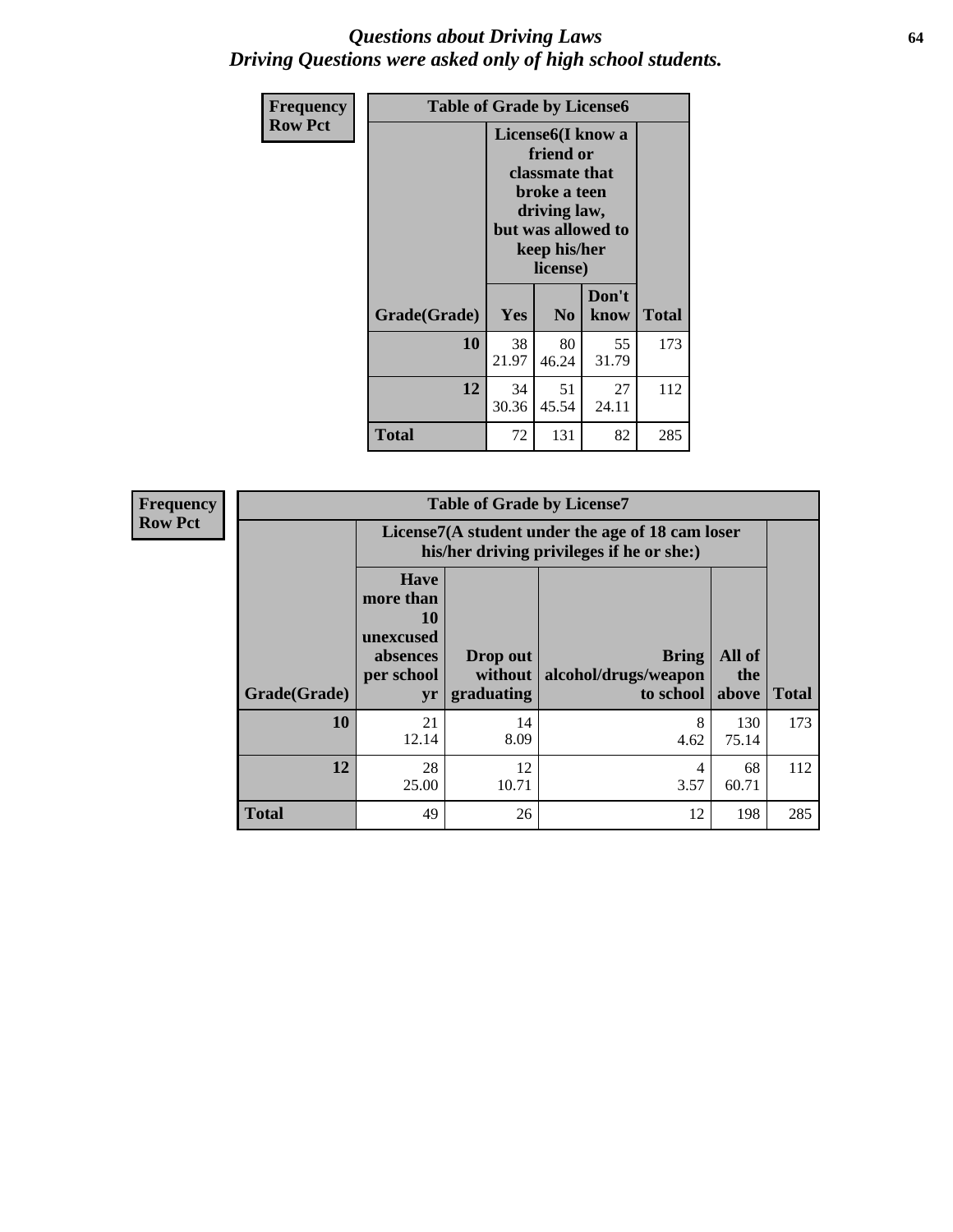# *Questions about Driving Laws*
## *Driving Questions were asked only of high school students.*

**Frequency**
**Row Pct**

| Table of Grade by License6 | | | | |
|---|---|---|---|---|
| | License6(I know a friend or classmate that broke a teen driving law, but was allowed to keep his/her license) | | | |
| Grade(Grade) | Yes | No | Don't know | Total |
| 10 | 38<br>21.97 | 80<br>46.24 | 55<br>31.79 | 173 |
| 12 | 34<br>30.36 | 51<br>45.54 | 27<br>24.11 | 112 |
| Total | 72 | 131 | 82 | 285 |

**Frequency**
**Row Pct**

| Table of Grade by License7 | | | | | |
|---|---|---|---|---|---|
| | License7(A student under the age of 18 cam loser his/her driving privileges if he or she:) | | | | |
| Grade(Grade) | Have more than 10 unexcused absences per school yr | Drop out without graduating | Bring alcohol/drugs/weapon to school | All of the above | Total |
| 10 | 21<br>12.14 | 14<br>8.09 | 8<br>4.62 | 130<br>75.14 | 173 |
| 12 | 28<br>25.00 | 12<br>10.71 | 4<br>3.57 | 68<br>60.71 | 112 |
| Total | 49 | 26 | 12 | 198 | 285 |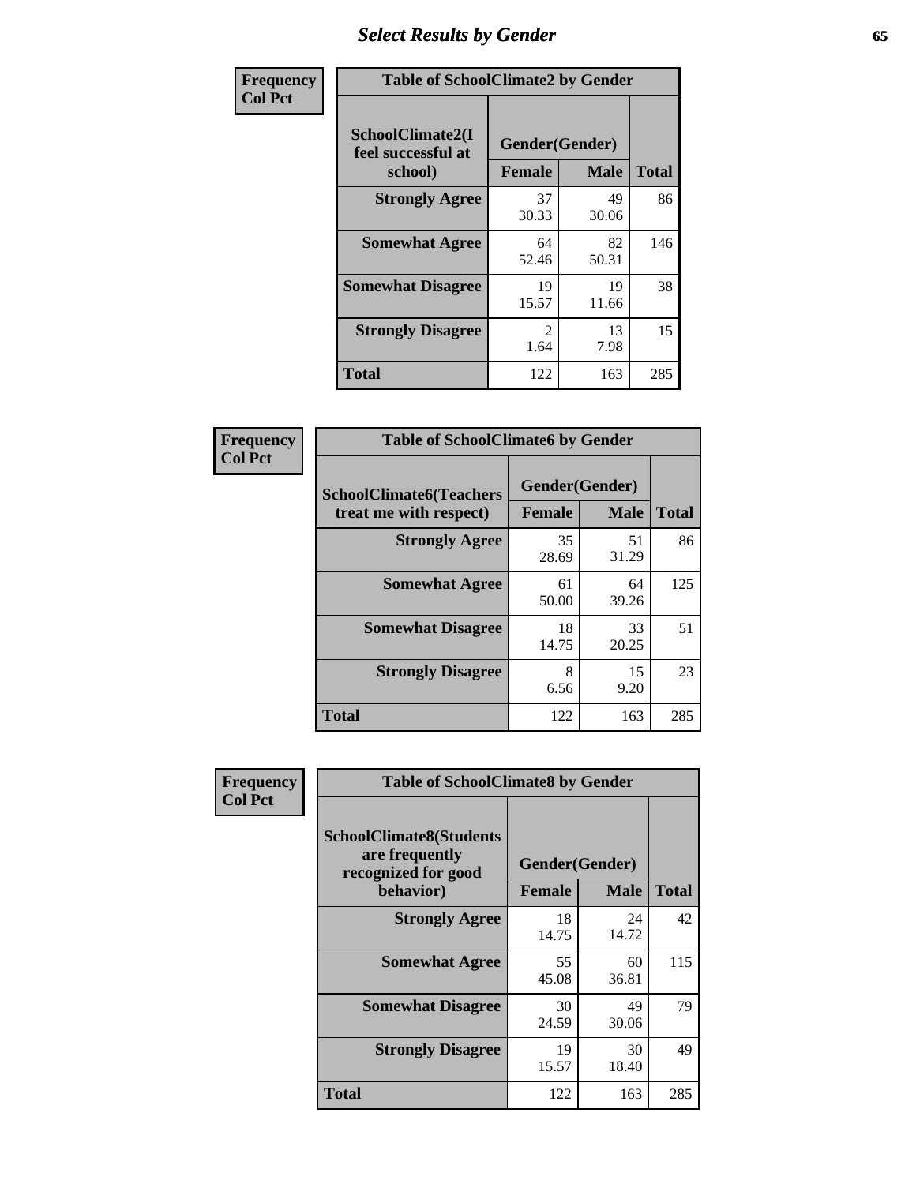# Select Results by Gender

**Frequency**
**Col Pct**

**Table of SchoolClimate2 by Gender**

| SchoolClimate2(I feel successful at school) | Gender(Gender) | | |
|---|---|---|---|
| | Female | Male | Total |
| Strongly Agree | 37<br>30.33 | 49<br>30.06 | 86 |
| Somewhat Agree | 64<br>52.46 | 82<br>50.31 | 146 |
| Somewhat Disagree | 19<br>15.57 | 19<br>11.66 | 38 |
| Strongly Disagree | 2<br>1.64 | 13<br>7.98 | 15 |
| Total | 122 | 163 | 285 |

**Frequency**
**Col Pct**

**Table of SchoolClimate6 by Gender**

| SchoolClimate6(Teachers treat me with respect) | Gender(Gender) | | |
|---|---|---|---|
| | Female | Male | Total |
| Strongly Agree | 35<br>28.69 | 51<br>31.29 | 86 |
| Somewhat Agree | 61<br>50.00 | 64<br>39.26 | 125 |
| Somewhat Disagree | 18<br>14.75 | 33<br>20.25 | 51 |
| Strongly Disagree | 8<br>6.56 | 15<br>9.20 | 23 |
| Total | 122 | 163 | 285 |

**Frequency**
**Col Pct**

**Table of SchoolClimate8 by Gender**

| SchoolClimate8(Students are frequently recognized for good behavior) | Gender(Gender) | | |
|---|---|---|---|
| | Female | Male | Total |
| Strongly Agree | 18<br>14.75 | 24<br>14.72 | 42 |
| Somewhat Agree | 55<br>45.08 | 60<br>36.81 | 115 |
| Somewhat Disagree | 30<br>24.59 | 49<br>30.06 | 79 |
| Strongly Disagree | 19<br>15.57 | 30<br>18.40 | 49 |
| Total | 122 | 163 | 285 |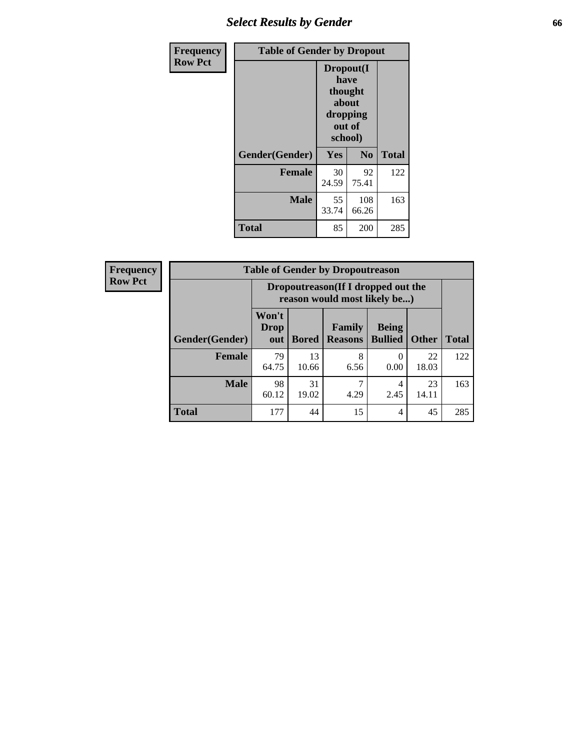## Select Results by Gender

| Frequency Row Pct | | | |
|---|---|---|---|

**Table of Gender by Dropout**

| Gender(Gender) | Dropout(I have thought about dropping out of school) | | Total |
|---|---|---|---|
| | Yes | No | |
| Female | 30<br>24.59 | 92<br>75.41 | 122 |
| Male | 55<br>33.74 | 108<br>66.26 | 163 |
| Total | 85 | 200 | 285 |

| Frequency Row Pct |
|---|

**Table of Gender by Dropoutreason**

| Gender(Gender) | Dropoutreason(If I dropped out the reason would most likely be...) | | | | | Total |
|---|---|---|---|---|---|---|
| | Won't Drop out | Bored | Family Reasons | Being Bullied | Other | |
| Female | 79<br>64.75 | 13<br>10.66 | 8<br>6.56 | 0<br>0.00 | 22<br>18.03 | 122 |
| Male | 98<br>60.12 | 31<br>19.02 | 7<br>4.29 | 4<br>2.45 | 23<br>14.11 | 163 |
| Total | 177 | 44 | 15 | 4 | 45 | 285 |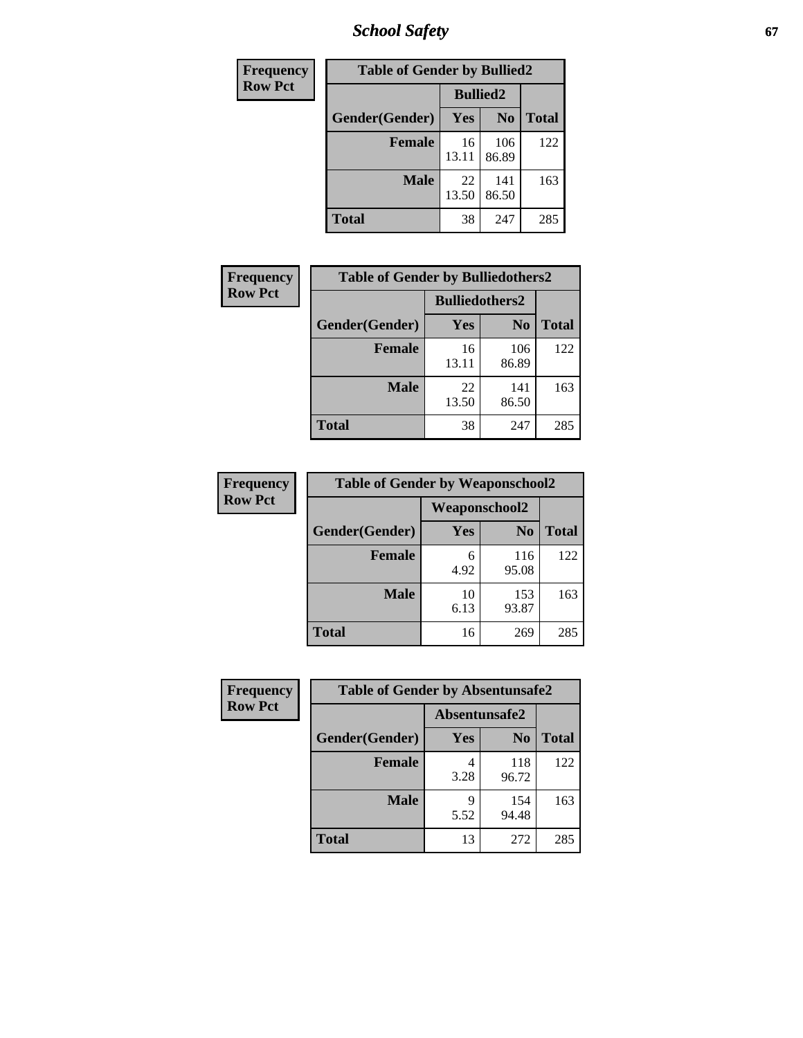| Frequency<br>Row Pct |
|---|

| Table of Gender by Bullied2 | | | |
|---|---|---|---|
| | Bullied2 | | |
| Gender(Gender) | Yes | No | Total |
| Female | 16<br>13.11 | 106<br>86.89 | 122 |
| Male | 22<br>13.50 | 141<br>86.50 | 163 |
| Total | 38 | 247 | 285 |

| Frequency<br>Row Pct |
|---|

| Table of Gender by Bulliedothers2 | | | |
|---|---|---|---|
| | Bulliedothers2 | | |
| Gender(Gender) | Yes | No | Total |
| Female | 16<br>13.11 | 106<br>86.89 | 122 |
| Male | 22<br>13.50 | 141<br>86.50 | 163 |
| Total | 38 | 247 | 285 |

| Frequency<br>Row Pct |
|---|

| Table of Gender by Weaponschool2 | | | |
|---|---|---|---|
| | Weaponschool2 | | |
| Gender(Gender) | Yes | No | Total |
| Female | 6<br>4.92 | 116<br>95.08 | 122 |
| Male | 10<br>6.13 | 153<br>93.87 | 163 |
| Total | 16 | 269 | 285 |

| Frequency<br>Row Pct |
|---|

| Table of Gender by Absentunsafe2 | | | |
|---|---|---|---|
| | Absentunsafe2 | | |
| Gender(Gender) | Yes | No | Total |
| Female | 4<br>3.28 | 118<br>96.72 | 122 |
| Male | 9<br>5.52 | 154<br>94.48 | 163 |
| Total | 13 | 272 | 285 |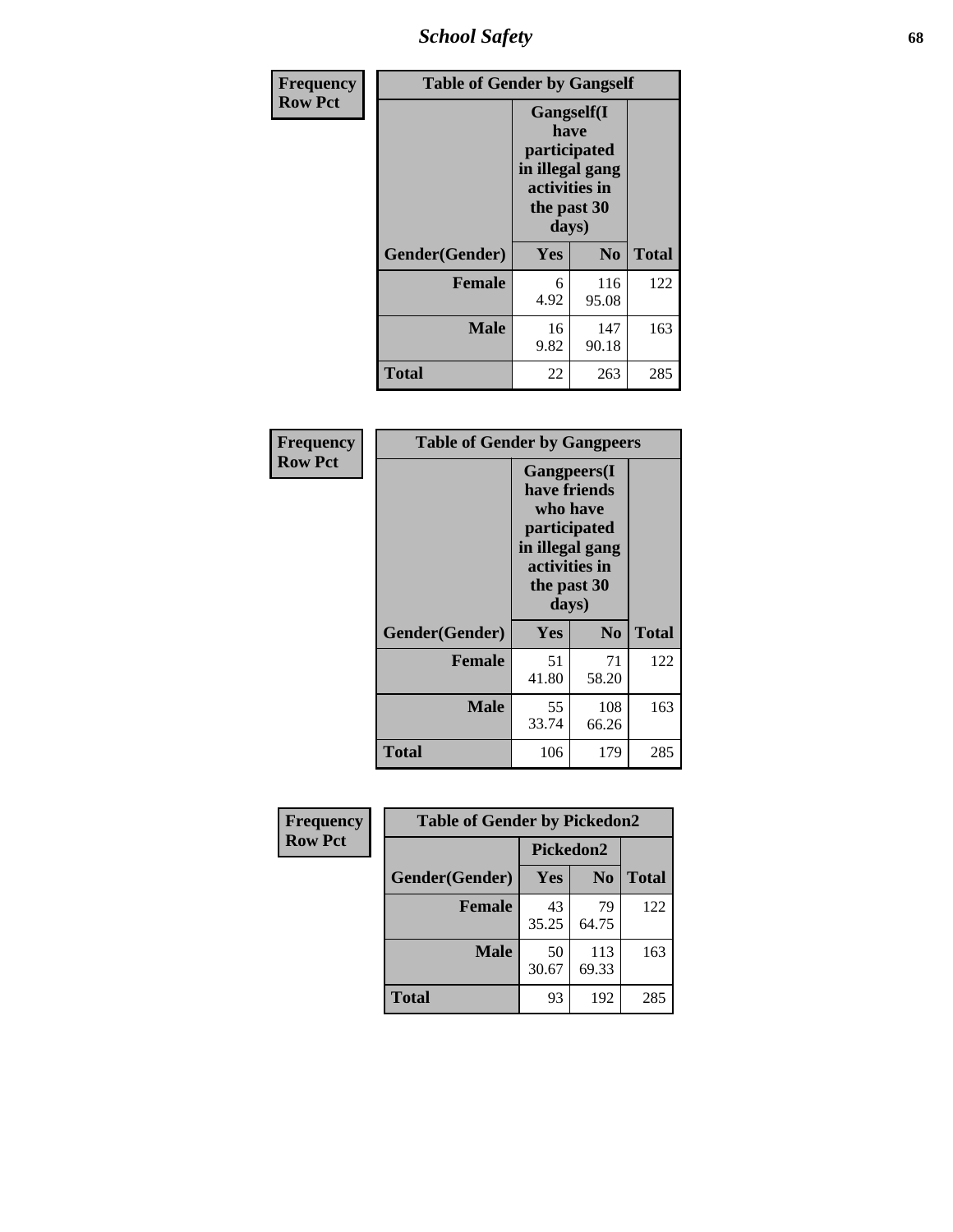| Frequency<br>Row Pct | Table of Gender by Gangself | | |
|---|---|---|---|
| | Gangself(I have participated in illegal gang activities in the past 30 days) | | |
| Gender(Gender) | Yes | No | Total |
| Female | 6<br>4.92 | 116<br>95.08 | 122 |
| Male | 16<br>9.82 | 147<br>90.18 | 163 |
| Total | 22 | 263 | 285 |

| Frequency<br>Row Pct | Table of Gender by Gangpeers | | |
|---|---|---|---|
| | Gangpeers(I have friends who have participated in illegal gang activities in the past 30 days) | | |
| Gender(Gender) | Yes | No | Total |
| Female | 51<br>41.80 | 71<br>58.20 | 122 |
| Male | 55<br>33.74 | 108<br>66.26 | 163 |
| Total | 106 | 179 | 285 |

| Frequency<br>Row Pct | Table of Gender by Pickedon2 | | |
|---|---|---|---|
| | Pickedon2 | | |
| Gender(Gender) | Yes | No | Total |
| Female | 43<br>35.25 | 79<br>64.75 | 122 |
| Male | 50<br>30.67 | 113<br>69.33 | 163 |
| Total | 93 | 192 | 285 |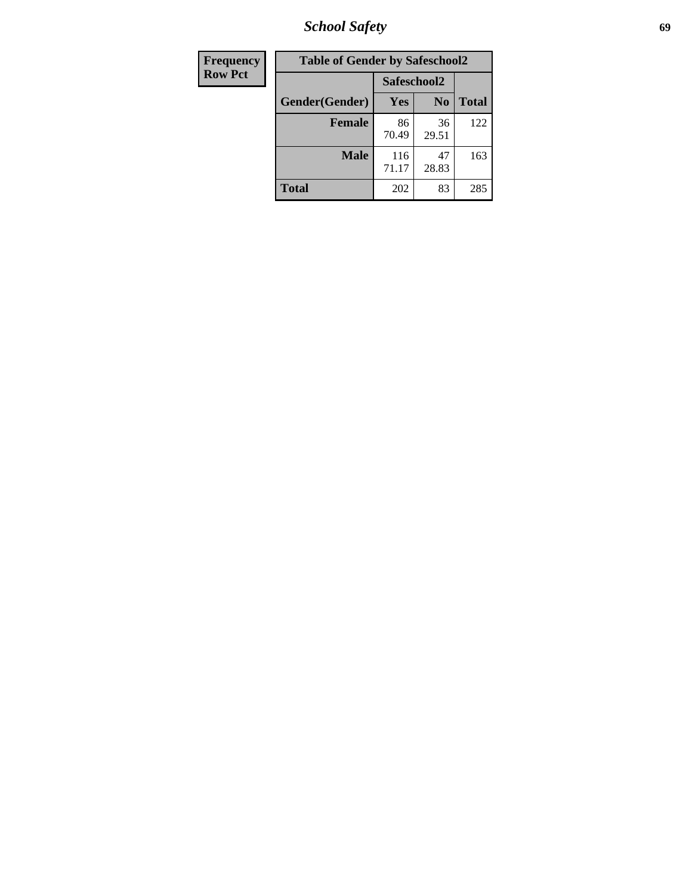| Frequency Row Pct |
|---|

**Table of Gender by Safeschool2**

| Gender(Gender) | Safeschool2 | | Total |
|---|---|---|---|
| | Yes | No | |
| **Female** | 86<br>70.49 | 36<br>29.51 | 122 |
| **Male** | 116<br>71.17 | 47<br>28.83 | 163 |
| **Total** | 202 | 83 | 285 |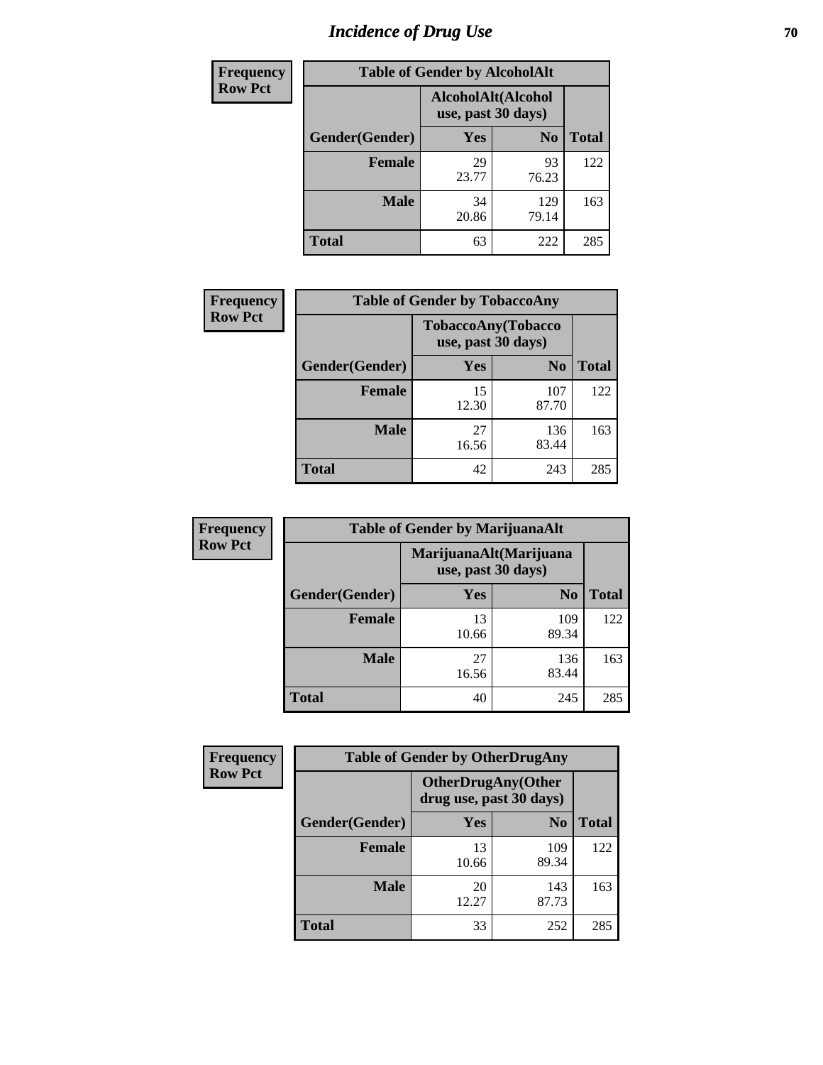# Incidence of Drug Use

| Frequency<br>Row Pct | | | |
|---|---|---|---|
| **Table of Gender by AlcoholAlt** | | | |
| | **AlcoholAlt(Alcohol use, past 30 days)** | | |
| **Gender(Gender)** | **Yes** | **No** | **Total** |
| **Female** | 29<br>23.77 | 93<br>76.23 | 122 |
| **Male** | 34<br>20.86 | 129<br>79.14 | 163 |
| **Total** | 63 | 222 | 285 |

| Frequency<br>Row Pct | | | |
|---|---|---|---|
| **Table of Gender by TobaccoAny** | | | |
| | **TobaccoAny(Tobacco use, past 30 days)** | | |
| **Gender(Gender)** | **Yes** | **No** | **Total** |
| **Female** | 15<br>12.30 | 107<br>87.70 | 122 |
| **Male** | 27<br>16.56 | 136<br>83.44 | 163 |
| **Total** | 42 | 243 | 285 |

| Frequency<br>Row Pct | | | |
|---|---|---|---|
| **Table of Gender by MarijuanaAlt** | | | |
| | **MarijuanaAlt(Marijuana use, past 30 days)** | | |
| **Gender(Gender)** | **Yes** | **No** | **Total** |
| **Female** | 13<br>10.66 | 109<br>89.34 | 122 |
| **Male** | 27<br>16.56 | 136<br>83.44 | 163 |
| **Total** | 40 | 245 | 285 |

| Frequency<br>Row Pct | | | |
|---|---|---|---|
| **Table of Gender by OtherDrugAny** | | | |
| | **OtherDrugAny(Other drug use, past 30 days)** | | |
| **Gender(Gender)** | **Yes** | **No** | **Total** |
| **Female** | 13<br>10.66 | 109<br>89.34 | 122 |
| **Male** | 20<br>12.27 | 143<br>87.73 | 163 |
| **Total** | 33 | 252 | 285 |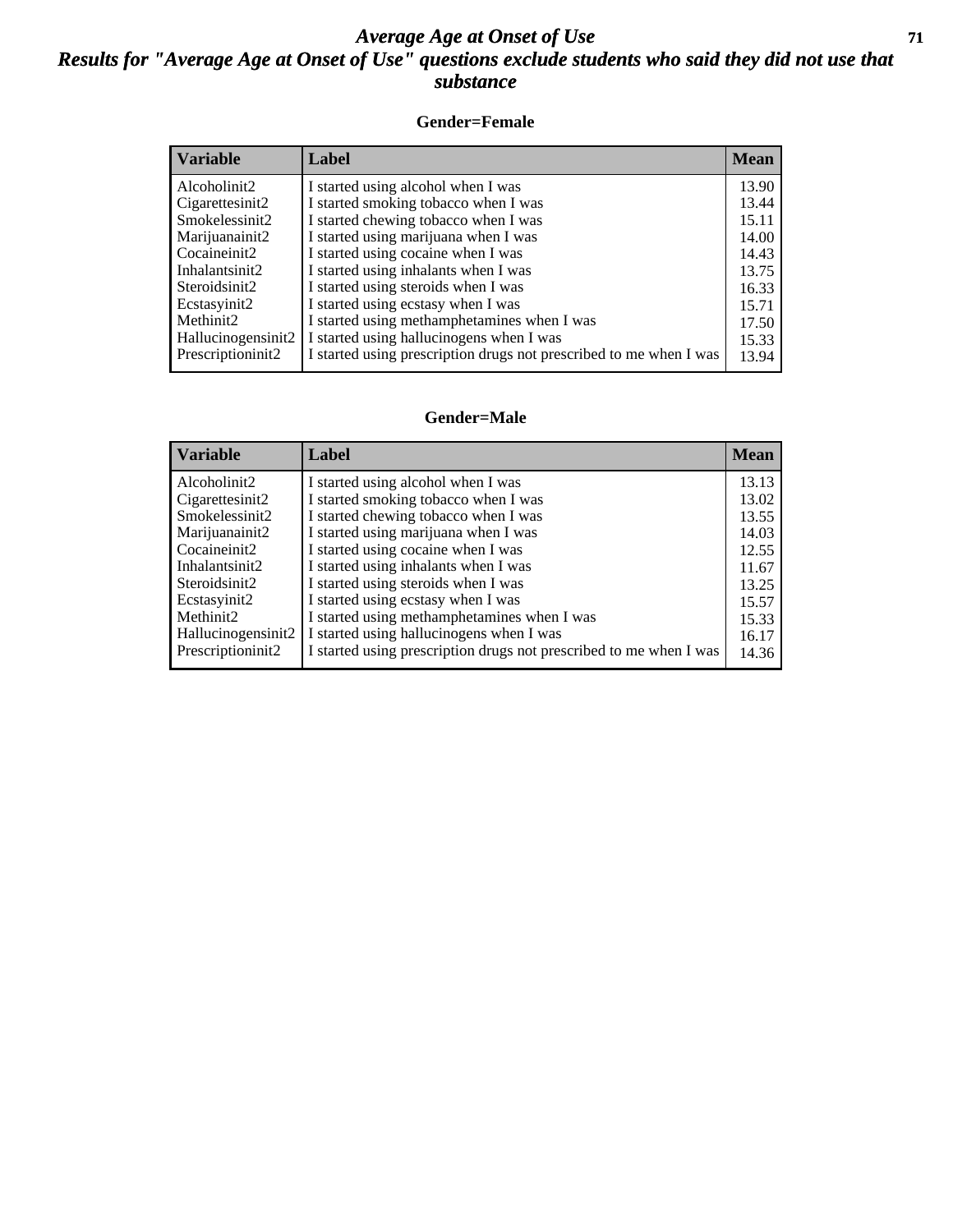# *Average Age at Onset of Use*

## *Results for "Average Age at Onset of Use" questions exclude students who said they did not use that substance*

### Gender=Female

| Variable | Label | Mean |
| --- | --- | --- |
| Alcoholinit2 | I started using alcohol when I was | 13.90 |
| Cigarettesinit2 | I started smoking tobacco when I was | 13.44 |
| Smokelessinit2 | I started chewing tobacco when I was | 15.11 |
| Marijuanainit2 | I started using marijuana when I was | 14.00 |
| Cocaineinit2 | I started using cocaine when I was | 14.43 |
| Inhalantsinit2 | I started using inhalants when I was | 13.75 |
| Steroidsinit2 | I started using steroids when I was | 16.33 |
| Ecstasyinit2 | I started using ecstasy when I was | 15.71 |
| Methinit2 | I started using methamphetamines when I was | 17.50 |
| Hallucinogensinit2 | I started using hallucinogens when I was | 15.33 |
| Prescriptioninit2 | I started using prescription drugs not prescribed to me when I was | 13.94 |

### Gender=Male

| Variable | Label | Mean |
| --- | --- | --- |
| Alcoholinit2 | I started using alcohol when I was | 13.13 |
| Cigarettesinit2 | I started smoking tobacco when I was | 13.02 |
| Smokelessinit2 | I started chewing tobacco when I was | 13.55 |
| Marijuanainit2 | I started using marijuana when I was | 14.03 |
| Cocaineinit2 | I started using cocaine when I was | 12.55 |
| Inhalantsinit2 | I started using inhalants when I was | 11.67 |
| Steroidsinit2 | I started using steroids when I was | 13.25 |
| Ecstasyinit2 | I started using ecstasy when I was | 15.57 |
| Methinit2 | I started using methamphetamines when I was | 15.33 |
| Hallucinogensinit2 | I started using hallucinogens when I was | 16.17 |
| Prescriptioninit2 | I started using prescription drugs not prescribed to me when I was | 14.36 |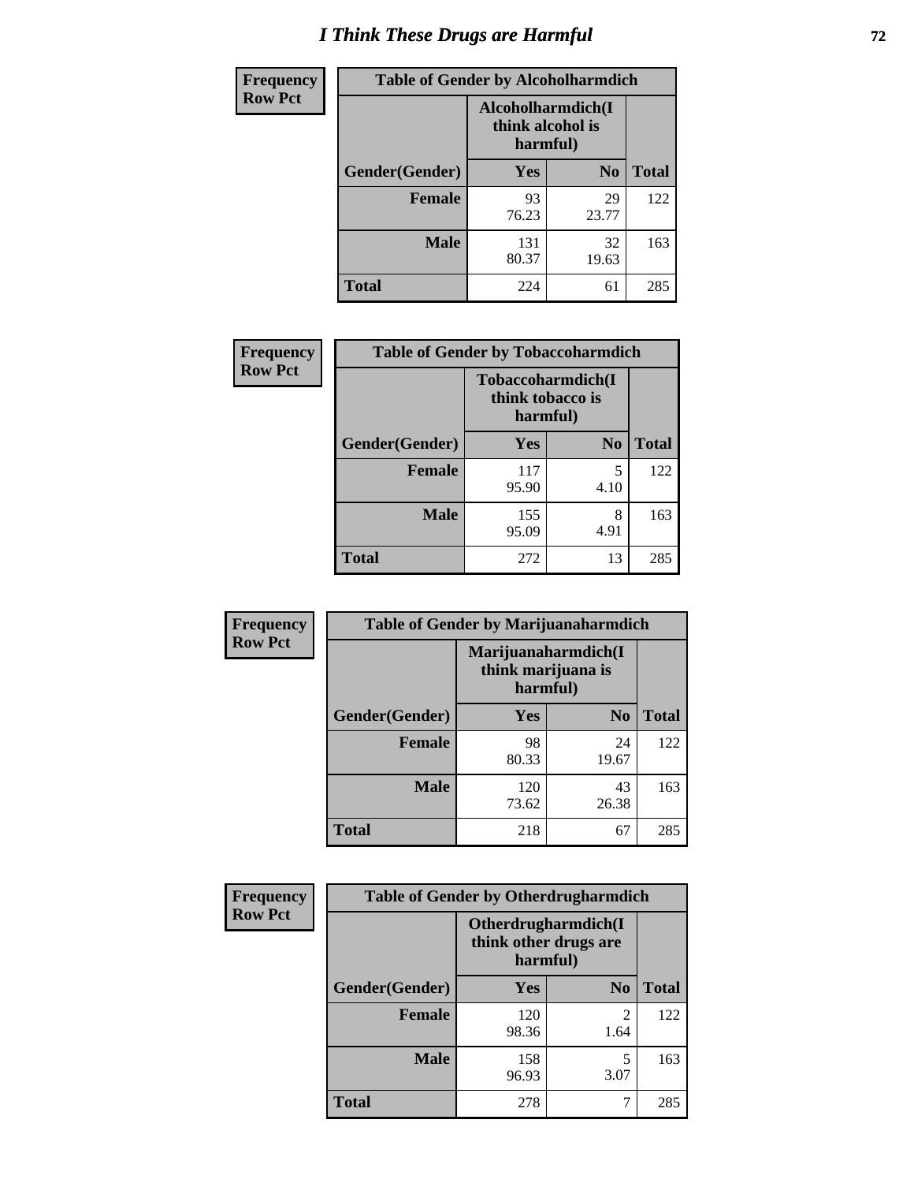# I Think These Drugs are Harmful

**Frequency**
**Row Pct**

| Table of Gender by Alcoholharmdich | | | |
|---|---|---|---|
| | Alcoholharmdich(I think alcohol is harmful) | | |
| Gender(Gender) | Yes | No | Total |
| Female | 93<br>76.23 | 29<br>23.77 | 122 |
| Male | 131<br>80.37 | 32<br>19.63 | 163 |
| Total | 224 | 61 | 285 |

**Frequency**
**Row Pct**

| Table of Gender by Tobaccoharmdich | | | |
|---|---|---|---|
| | Tobaccoharmdich(I think tobacco is harmful) | | |
| Gender(Gender) | Yes | No | Total |
| Female | 117<br>95.90 | 5<br>4.10 | 122 |
| Male | 155<br>95.09 | 8<br>4.91 | 163 |
| Total | 272 | 13 | 285 |

**Frequency**
**Row Pct**

| Table of Gender by Marijuanaharmdich | | | |
|---|---|---|---|
| | Marijuanaharmdich(I think marijuana is harmful) | | |
| Gender(Gender) | Yes | No | Total |
| Female | 98<br>80.33 | 24<br>19.67 | 122 |
| Male | 120<br>73.62 | 43<br>26.38 | 163 |
| Total | 218 | 67 | 285 |

**Frequency**
**Row Pct**

| Table of Gender by Otherdrugharmdich | | | |
|---|---|---|---|
| | Otherdrugharmdich(I think other drugs are harmful) | | |
| Gender(Gender) | Yes | No | Total |
| Female | 120<br>98.36 | 2<br>1.64 | 122 |
| Male | 158<br>96.93 | 5<br>3.07 | 163 |
| Total | 278 | 7 | 285 |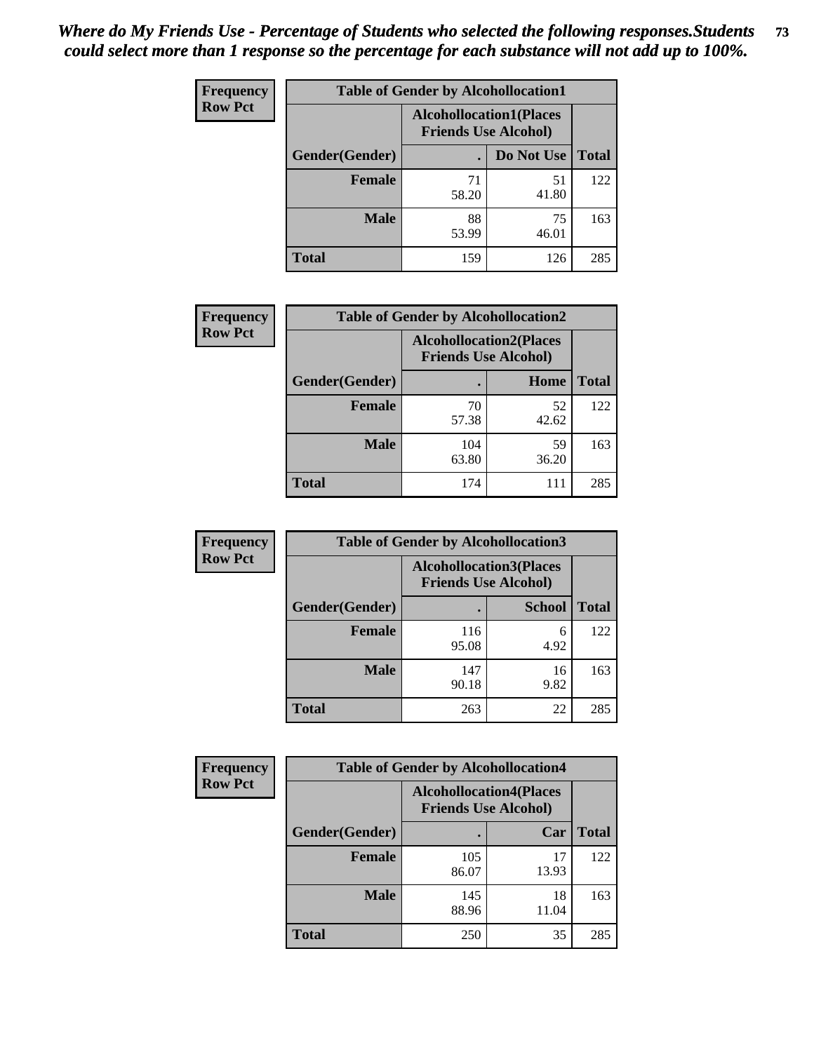*Where do My Friends Use - Percentage of Students who selected the following responses.Students could select more than 1 response so the percentage for each substance will not add up to 100%.*

**Frequency**
**Row Pct**

| Table of Gender by Alcohollocation1 | | | |
|---|---|---|---|
| | Alcohollocation1(Places Friends Use Alcohol) | | |
| Gender(Gender) | . | Do Not Use | Total |
| Female | 71<br>58.20 | 51<br>41.80 | 122 |
| Male | 88<br>53.99 | 75<br>46.01 | 163 |
| Total | 159 | 126 | 285 |

**Frequency**
**Row Pct**

| Table of Gender by Alcohollocation2 | | | |
|---|---|---|---|
| | Alcohollocation2(Places Friends Use Alcohol) | | |
| Gender(Gender) | . | Home | Total |
| Female | 70<br>57.38 | 52<br>42.62 | 122 |
| Male | 104<br>63.80 | 59<br>36.20 | 163 |
| Total | 174 | 111 | 285 |

**Frequency**
**Row Pct**

| Table of Gender by Alcohollocation3 | | | |
|---|---|---|---|
| | Alcohollocation3(Places Friends Use Alcohol) | | |
| Gender(Gender) | . | School | Total |
| Female | 116<br>95.08 | 6<br>4.92 | 122 |
| Male | 147<br>90.18 | 16<br>9.82 | 163 |
| Total | 263 | 22 | 285 |

**Frequency**
**Row Pct**

| Table of Gender by Alcohollocation4 | | | |
|---|---|---|---|
| | Alcohollocation4(Places Friends Use Alcohol) | | |
| Gender(Gender) | . | Car | Total |
| Female | 105<br>86.07 | 17<br>13.93 | 122 |
| Male | 145<br>88.96 | 18<br>11.04 | 163 |
| Total | 250 | 35 | 285 |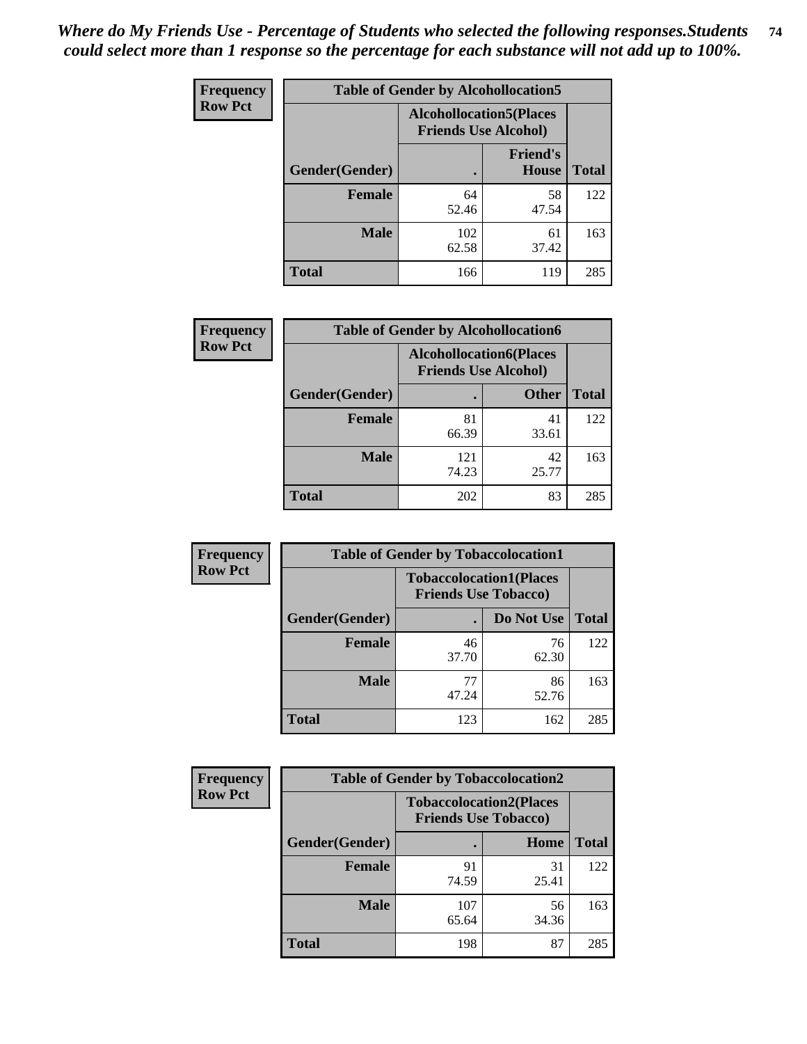*Where do My Friends Use - Percentage of Students who selected the following responses.Students could select more than 1 response so the percentage for each substance will not add up to 100%.*

**Frequency Row Pct**

| Table of Gender by Alcohollocation5 | | | |
|---|---|---|---|
| | Alcohollocation5(Places Friends Use Alcohol) | | |
| Gender(Gender) | . | Friend's House | Total |
| Female | 64<br>52.46 | 58<br>47.54 | 122 |
| Male | 102<br>62.58 | 61<br>37.42 | 163 |
| Total | 166 | 119 | 285 |

**Frequency Row Pct**

| Table of Gender by Alcohollocation6 | | | |
|---|---|---|---|
| | Alcohollocation6(Places Friends Use Alcohol) | | |
| Gender(Gender) | . | Other | Total |
| Female | 81<br>66.39 | 41<br>33.61 | 122 |
| Male | 121<br>74.23 | 42<br>25.77 | 163 |
| Total | 202 | 83 | 285 |

**Frequency Row Pct**

| Table of Gender by Tobaccolocation1 | | | |
|---|---|---|---|
| | Tobaccolocation1(Places Friends Use Tobacco) | | |
| Gender(Gender) | . | Do Not Use | Total |
| Female | 46<br>37.70 | 76<br>62.30 | 122 |
| Male | 77<br>47.24 | 86<br>52.76 | 163 |
| Total | 123 | 162 | 285 |

**Frequency Row Pct**

| Table of Gender by Tobaccolocation2 | | | |
|---|---|---|---|
| | Tobaccolocation2(Places Friends Use Tobacco) | | |
| Gender(Gender) | . | Home | Total |
| Female | 91<br>74.59 | 31<br>25.41 | 122 |
| Male | 107<br>65.64 | 56<br>34.36 | 163 |
| Total | 198 | 87 | 285 |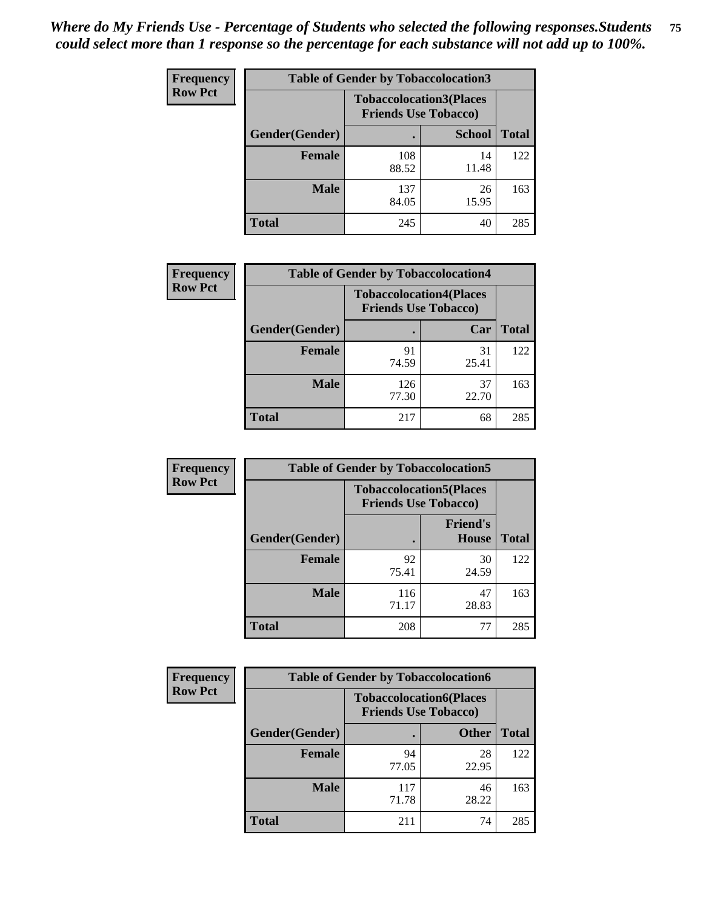*Where do My Friends Use - Percentage of Students who selected the following responses.Students could select more than 1 response so the percentage for each substance will not add up to 100%.*

**Frequency**
**Row Pct**

| Table of Gender by Tobaccolocation3 | | | |
|---|---|---|---|
| | Tobaccolocation3(Places Friends Use Tobacco) | | |
| Gender(Gender) | . | School | Total |
| Female | 108<br>88.52 | 14<br>11.48 | 122 |
| Male | 137<br>84.05 | 26<br>15.95 | 163 |
| Total | 245 | 40 | 285 |

**Frequency**
**Row Pct**

| Table of Gender by Tobaccolocation4 | | | |
|---|---|---|---|
| | Tobaccolocation4(Places Friends Use Tobacco) | | |
| Gender(Gender) | . | Car | Total |
| Female | 91<br>74.59 | 31<br>25.41 | 122 |
| Male | 126<br>77.30 | 37<br>22.70 | 163 |
| Total | 217 | 68 | 285 |

**Frequency**
**Row Pct**

| Table of Gender by Tobaccolocation5 | | | |
|---|---|---|---|
| | Tobaccolocation5(Places Friends Use Tobacco) | | |
| Gender(Gender) | . | Friend's House | Total |
| Female | 92<br>75.41 | 30<br>24.59 | 122 |
| Male | 116<br>71.17 | 47<br>28.83 | 163 |
| Total | 208 | 77 | 285 |

**Frequency**
**Row Pct**

| Table of Gender by Tobaccolocation6 | | | |
|---|---|---|---|
| | Tobaccolocation6(Places Friends Use Tobacco) | | |
| Gender(Gender) | . | Other | Total |
| Female | 94<br>77.05 | 28<br>22.95 | 122 |
| Male | 117<br>71.78 | 46<br>28.22 | 163 |
| Total | 211 | 74 | 285 |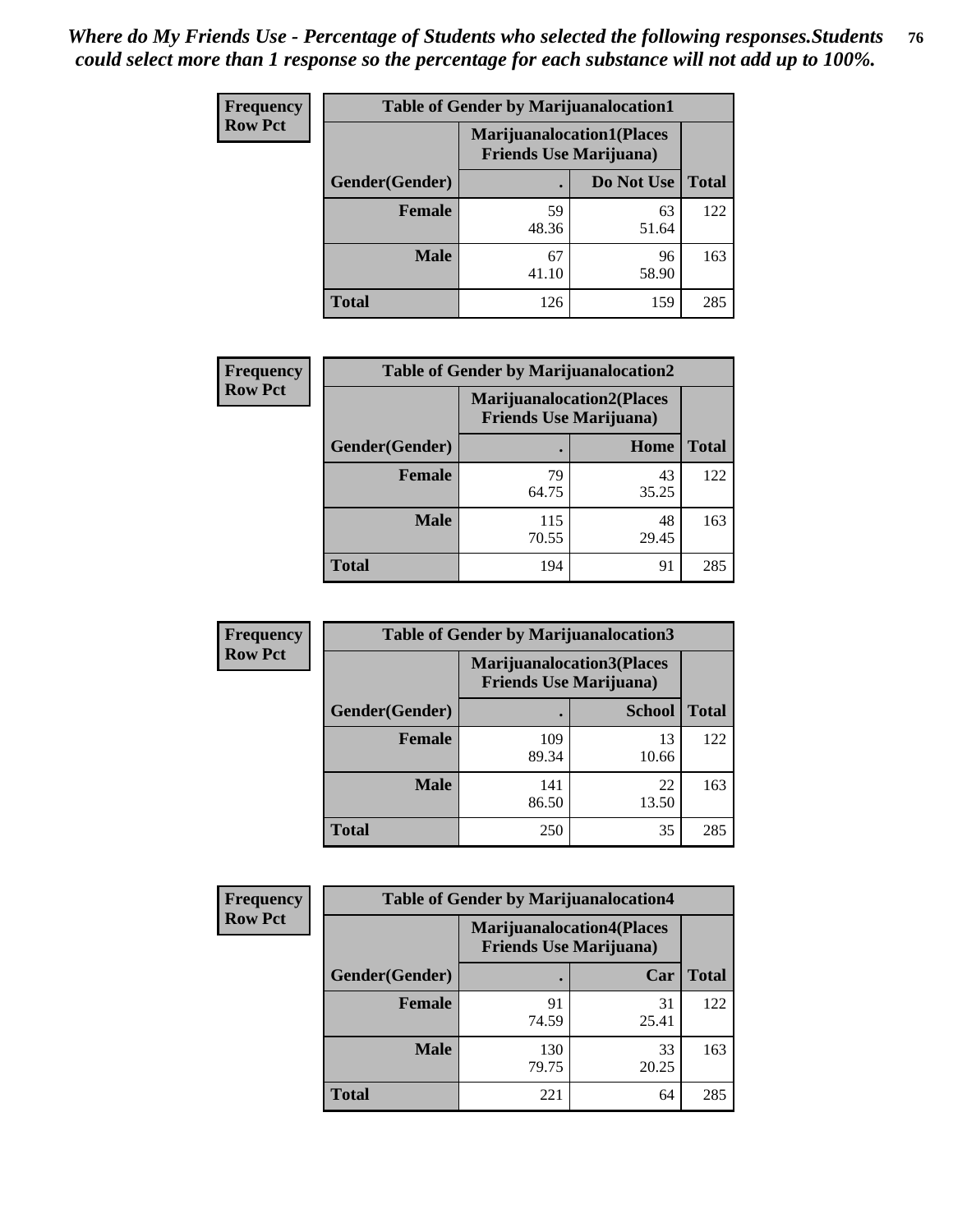*Where do My Friends Use - Percentage of Students who selected the following responses.Students could select more than 1 response so the percentage for each substance will not add up to 100%.*

**Frequency Row Pct**

| Table of Gender by Marijuanalocation1 | | | |
|---|---|---|---|
| | Marijuanalocation1(Places Friends Use Marijuana) | | |
| Gender(Gender) | . | Do Not Use | Total |
| **Female** | 59<br>48.36 | 63<br>51.64 | 122 |
| **Male** | 67<br>41.10 | 96<br>58.90 | 163 |
| **Total** | 126 | 159 | 285 |

**Frequency Row Pct**

| Table of Gender by Marijuanalocation2 | | | |
|---|---|---|---|
| | Marijuanalocation2(Places Friends Use Marijuana) | | |
| Gender(Gender) | . | Home | Total |
| **Female** | 79<br>64.75 | 43<br>35.25 | 122 |
| **Male** | 115<br>70.55 | 48<br>29.45 | 163 |
| **Total** | 194 | 91 | 285 |

**Frequency Row Pct**

| Table of Gender by Marijuanalocation3 | | | |
|---|---|---|---|
| | Marijuanalocation3(Places Friends Use Marijuana) | | |
| Gender(Gender) | . | School | Total |
| **Female** | 109<br>89.34 | 13<br>10.66 | 122 |
| **Male** | 141<br>86.50 | 22<br>13.50 | 163 |
| **Total** | 250 | 35 | 285 |

**Frequency Row Pct**

| Table of Gender by Marijuanalocation4 | | | |
|---|---|---|---|
| | Marijuanalocation4(Places Friends Use Marijuana) | | |
| Gender(Gender) | . | Car | Total |
| **Female** | 91<br>74.59 | 31<br>25.41 | 122 |
| **Male** | 130<br>79.75 | 33<br>20.25 | 163 |
| **Total** | 221 | 64 | 285 |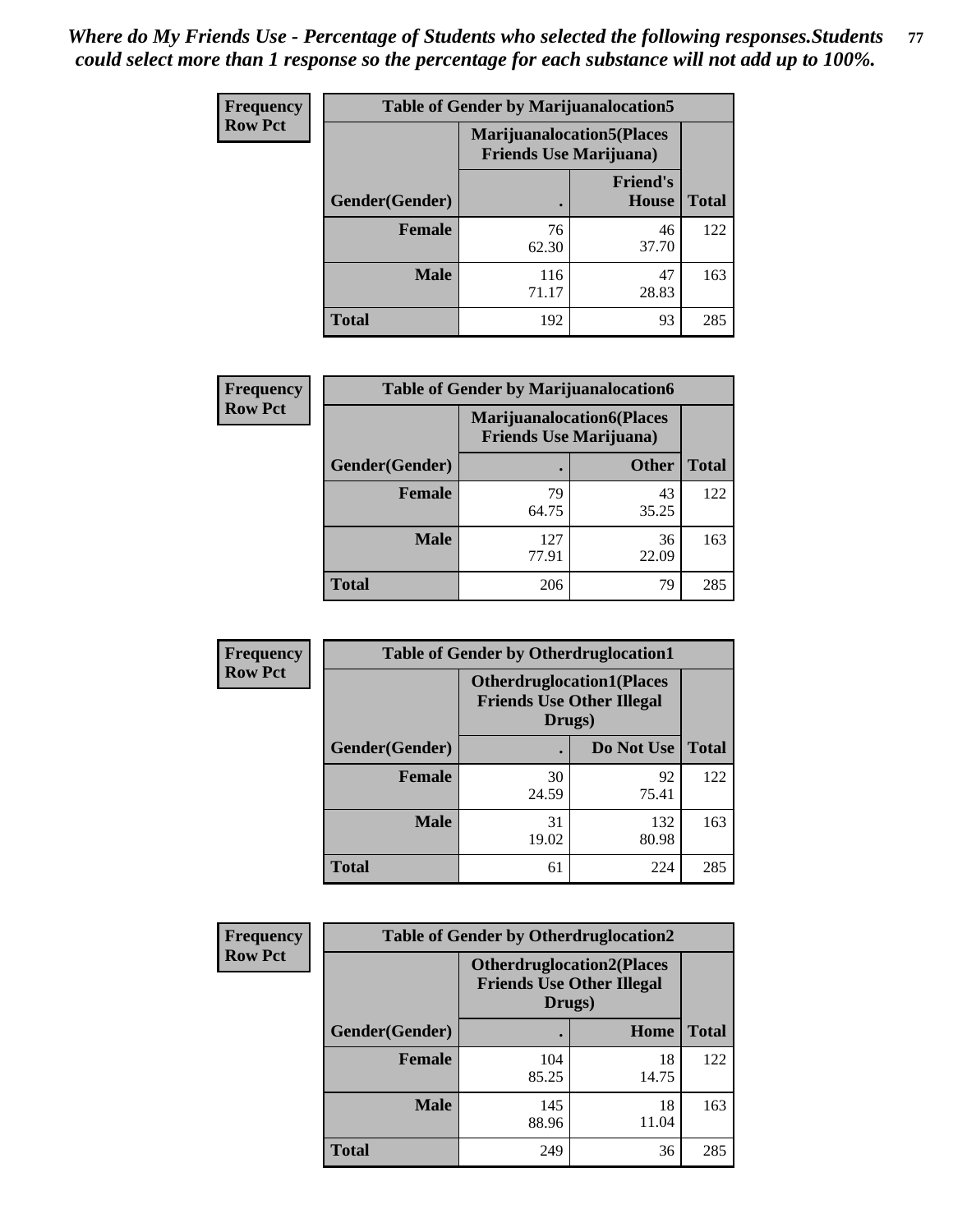*Where do My Friends Use - Percentage of Students who selected the following responses.Students could select more than 1 response so the percentage for each substance will not add up to 100%.*

**Frequency**
**Row Pct**

| Table of Gender by Marijuanalocation5 | | | |
|---|---|---|---|
| | Marijuanalocation5(Places Friends Use Marijuana) | | |
| Gender(Gender) | . | Friend's House | Total |
| **Female** | 76<br>62.30 | 46<br>37.70 | 122 |
| **Male** | 116<br>71.17 | 47<br>28.83 | 163 |
| **Total** | 192 | 93 | 285 |

**Frequency**
**Row Pct**

| Table of Gender by Marijuanalocation6 | | | |
|---|---|---|---|
| | Marijuanalocation6(Places Friends Use Marijuana) | | |
| Gender(Gender) | . | Other | Total |
| **Female** | 79<br>64.75 | 43<br>35.25 | 122 |
| **Male** | 127<br>77.91 | 36<br>22.09 | 163 |
| **Total** | 206 | 79 | 285 |

**Frequency**
**Row Pct**

| Table of Gender by Otherdruglocation1 | | | |
|---|---|---|---|
| | Otherdruglocation1(Places Friends Use Other Illegal Drugs) | | |
| Gender(Gender) | . | Do Not Use | Total |
| **Female** | 30<br>24.59 | 92<br>75.41 | 122 |
| **Male** | 31<br>19.02 | 132<br>80.98 | 163 |
| **Total** | 61 | 224 | 285 |

**Frequency**
**Row Pct**

| Table of Gender by Otherdruglocation2 | | | |
|---|---|---|---|
| | Otherdruglocation2(Places Friends Use Other Illegal Drugs) | | |
| Gender(Gender) | . | Home | Total |
| **Female** | 104<br>85.25 | 18<br>14.75 | 122 |
| **Male** | 145<br>88.96 | 18<br>11.04 | 163 |
| **Total** | 249 | 36 | 285 |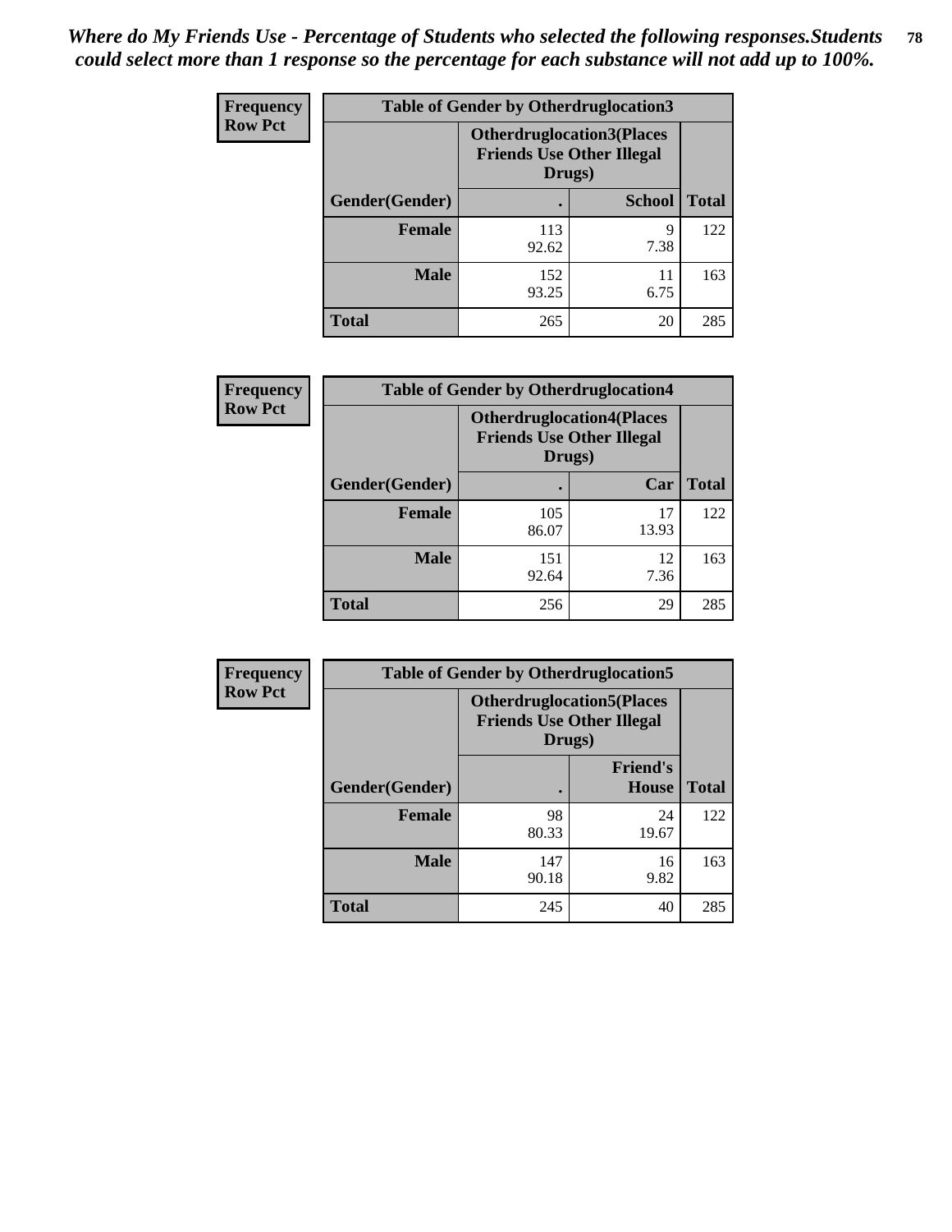*Where do My Friends Use - Percentage of Students who selected the following responses.Students could select more than 1 response so the percentage for each substance will not add up to 100%.*

| Frequency Row Pct | Table of Gender by Otherdruglocation3 | | |
|---|---|---|---|
| | **Otherdruglocation3(Places Friends Use Other Illegal Drugs)** | | |
| **Gender(Gender)** | **.** | **School** | **Total** |
| **Female** | 113<br>92.62 | 9<br>7.38 | 122 |
| **Male** | 152<br>93.25 | 11<br>6.75 | 163 |
| **Total** | 265 | 20 | 285 |

| Frequency Row Pct | Table of Gender by Otherdruglocation4 | | |
|---|---|---|---|
| | **Otherdruglocation4(Places Friends Use Other Illegal Drugs)** | | |
| **Gender(Gender)** | **.** | **Car** | **Total** |
| **Female** | 105<br>86.07 | 17<br>13.93 | 122 |
| **Male** | 151<br>92.64 | 12<br>7.36 | 163 |
| **Total** | 256 | 29 | 285 |

| Frequency Row Pct | Table of Gender by Otherdruglocation5 | | |
|---|---|---|---|
| | **Otherdruglocation5(Places Friends Use Other Illegal Drugs)** | | |
| **Gender(Gender)** | **.** | **Friend's House** | **Total** |
| **Female** | 98<br>80.33 | 24<br>19.67 | 122 |
| **Male** | 147<br>90.18 | 16<br>9.82 | 163 |
| **Total** | 245 | 40 | 285 |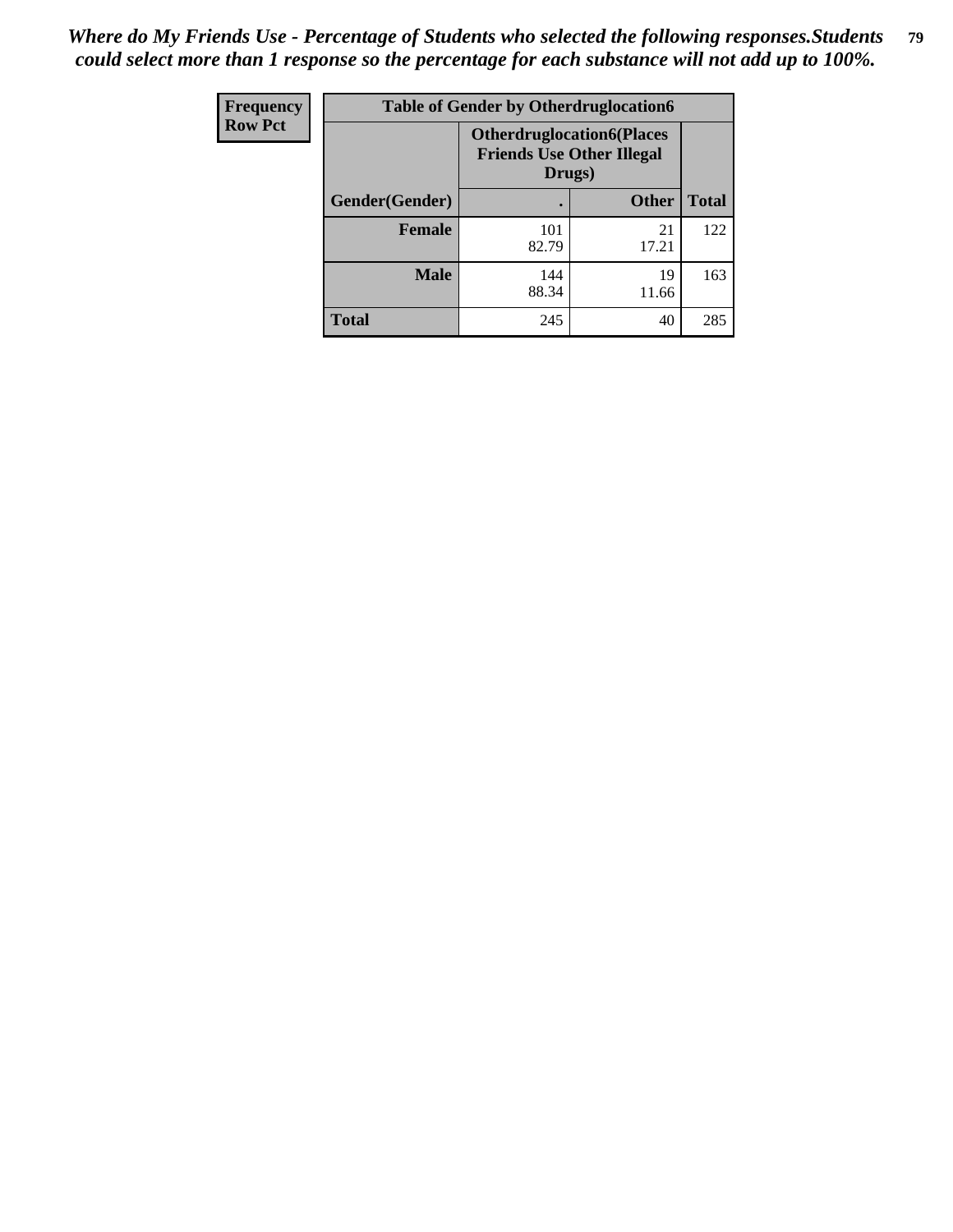*Where do My Friends Use - Percentage of Students who selected the following responses.Students could select more than 1 response so the percentage for each substance will not add up to 100%.*

| Frequency<br>Row Pct | Table of Gender by Otherdruglocation6 | | |
|---|---|---|---|
| | Otherdruglocation6(Places Friends Use Other Illegal Drugs) | | |
| Gender(Gender) | . | Other | Total |
| **Female** | 101<br>82.79 | 21<br>17.21 | 122 |
| **Male** | 144<br>88.34 | 19<br>11.66 | 163 |
| **Total** | 245 | 40 | 285 |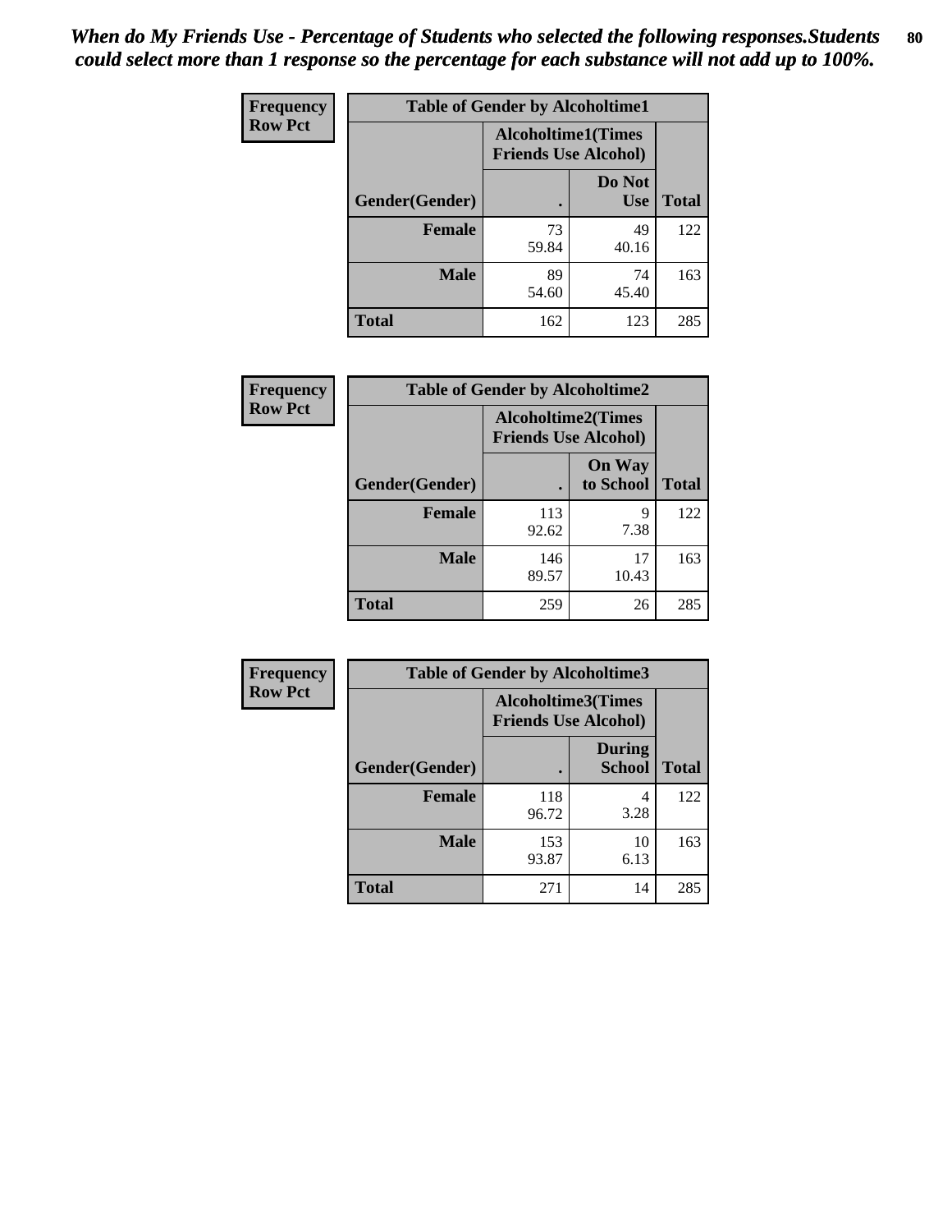*When do My Friends Use - Percentage of Students who selected the following responses.Students could select more than 1 response so the percentage for each substance will not add up to 100%.*

**Frequency**
**Row Pct**

| Table of Gender by Alcoholtime1 | | | |
|---|---|---|---|
| | Alcoholtime1(Times Friends Use Alcohol) | | |
| Gender(Gender) | . | Do Not Use | Total |
| **Female** | 73<br>59.84 | 49<br>40.16 | 122 |
| **Male** | 89<br>54.60 | 74<br>45.40 | 163 |
| **Total** | 162 | 123 | 285 |

**Frequency**
**Row Pct**

| Table of Gender by Alcoholtime2 | | | |
|---|---|---|---|
| | Alcoholtime2(Times Friends Use Alcohol) | | |
| Gender(Gender) | . | On Way to School | Total |
| **Female** | 113<br>92.62 | 9<br>7.38 | 122 |
| **Male** | 146<br>89.57 | 17<br>10.43 | 163 |
| **Total** | 259 | 26 | 285 |

**Frequency**
**Row Pct**

| Table of Gender by Alcoholtime3 | | | |
|---|---|---|---|
| | Alcoholtime3(Times Friends Use Alcohol) | | |
| Gender(Gender) | . | During School | Total |
| **Female** | 118<br>96.72 | 4<br>3.28 | 122 |
| **Male** | 153<br>93.87 | 10<br>6.13 | 163 |
| **Total** | 271 | 14 | 285 |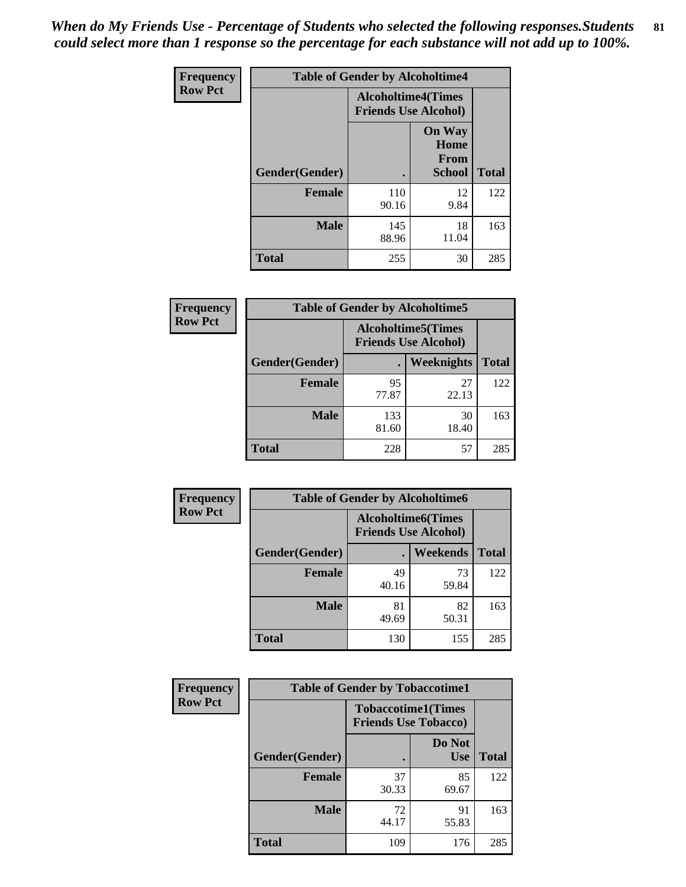*When do My Friends Use - Percentage of Students who selected the following responses.Students could select more than 1 response so the percentage for each substance will not add up to 100%.*

**Frequency**
**Row Pct**

| Table of Gender by Alcoholtime4 | | | |
|---|---|---|---|
| | Alcoholtime4(Times Friends Use Alcohol) | | |
| Gender(Gender) | . | On Way Home From School | Total |
| **Female** | 110<br>90.16 | 12<br>9.84 | 122 |
| **Male** | 145<br>88.96 | 18<br>11.04 | 163 |
| **Total** | 255 | 30 | 285 |

**Frequency**
**Row Pct**

| Table of Gender by Alcoholtime5 | | | |
|---|---|---|---|
| | Alcoholtime5(Times Friends Use Alcohol) | | |
| Gender(Gender) | . | Weeknights | Total |
| **Female** | 95<br>77.87 | 27<br>22.13 | 122 |
| **Male** | 133<br>81.60 | 30<br>18.40 | 163 |
| **Total** | 228 | 57 | 285 |

**Frequency**
**Row Pct**

| Table of Gender by Alcoholtime6 | | | |
|---|---|---|---|
| | Alcoholtime6(Times Friends Use Alcohol) | | |
| Gender(Gender) | . | Weekends | Total |
| **Female** | 49<br>40.16 | 73<br>59.84 | 122 |
| **Male** | 81<br>49.69 | 82<br>50.31 | 163 |
| **Total** | 130 | 155 | 285 |

**Frequency**
**Row Pct**

| Table of Gender by Tobaccotime1 | | | |
|---|---|---|---|
| | Tobaccotime1(Times Friends Use Tobacco) | | |
| Gender(Gender) | . | Do Not Use | Total |
| **Female** | 37<br>30.33 | 85<br>69.67 | 122 |
| **Male** | 72<br>44.17 | 91<br>55.83 | 163 |
| **Total** | 109 | 176 | 285 |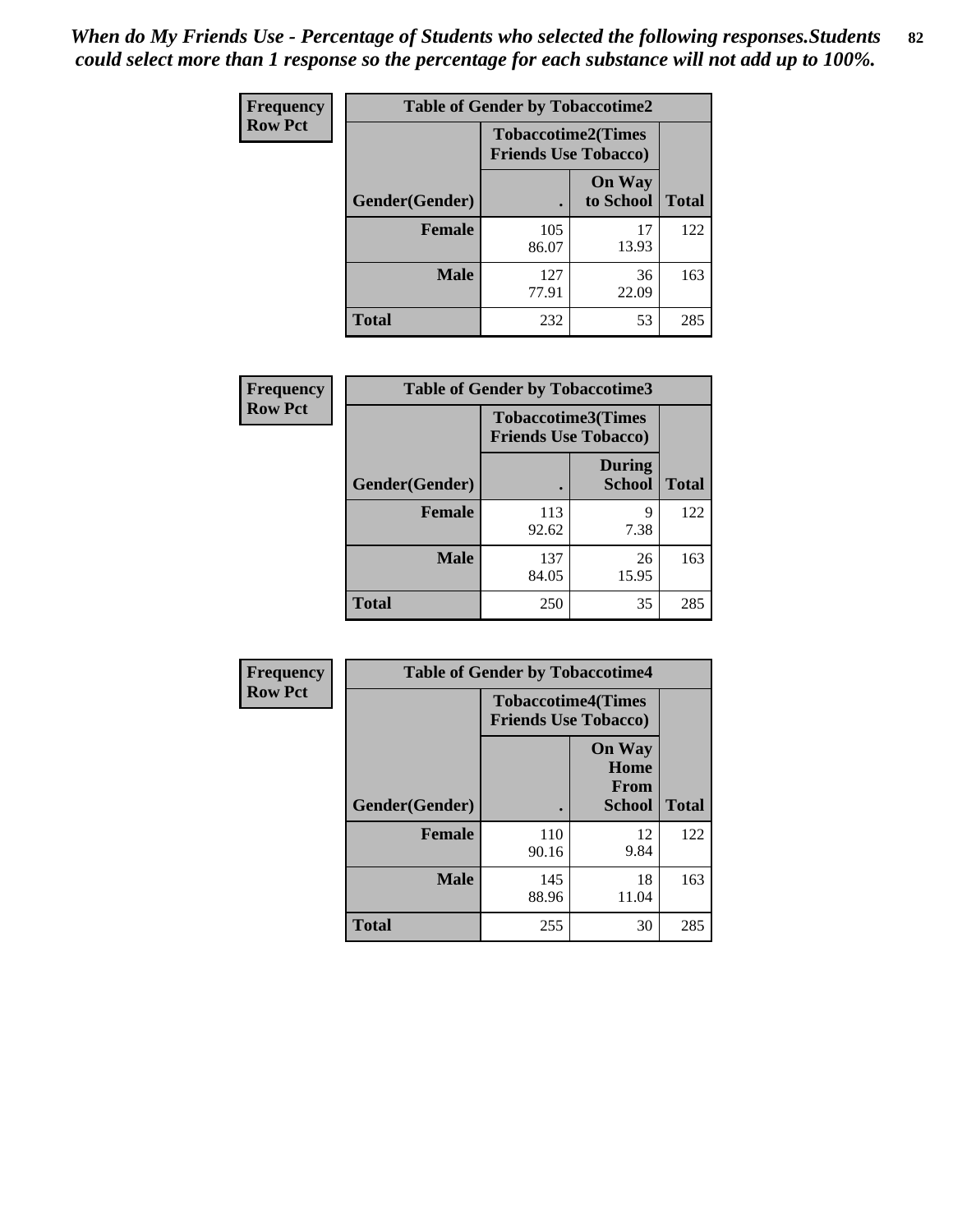*When do My Friends Use - Percentage of Students who selected the following responses.Students could select more than 1 response so the percentage for each substance will not add up to 100%.*

**Frequency**
**Row Pct**

| Table of Gender by Tobaccotime2 | | | |
|---|---|---|---|
| | Tobaccotime2(Times Friends Use Tobacco) | | |
| Gender(Gender) | . | On Way to School | Total |
| **Female** | 105<br>86.07 | 17<br>13.93 | 122 |
| **Male** | 127<br>77.91 | 36<br>22.09 | 163 |
| **Total** | 232 | 53 | 285 |

**Frequency**
**Row Pct**

| Table of Gender by Tobaccotime3 | | | |
|---|---|---|---|
| | Tobaccotime3(Times Friends Use Tobacco) | | |
| Gender(Gender) | . | During School | Total |
| **Female** | 113<br>92.62 | 9<br>7.38 | 122 |
| **Male** | 137<br>84.05 | 26<br>15.95 | 163 |
| **Total** | 250 | 35 | 285 |

**Frequency**
**Row Pct**

| Table of Gender by Tobaccotime4 | | | |
|---|---|---|---|
| | Tobaccotime4(Times Friends Use Tobacco) | | |
| Gender(Gender) | . | On Way Home From School | Total |
| **Female** | 110<br>90.16 | 12<br>9.84 | 122 |
| **Male** | 145<br>88.96 | 18<br>11.04 | 163 |
| **Total** | 255 | 30 | 285 |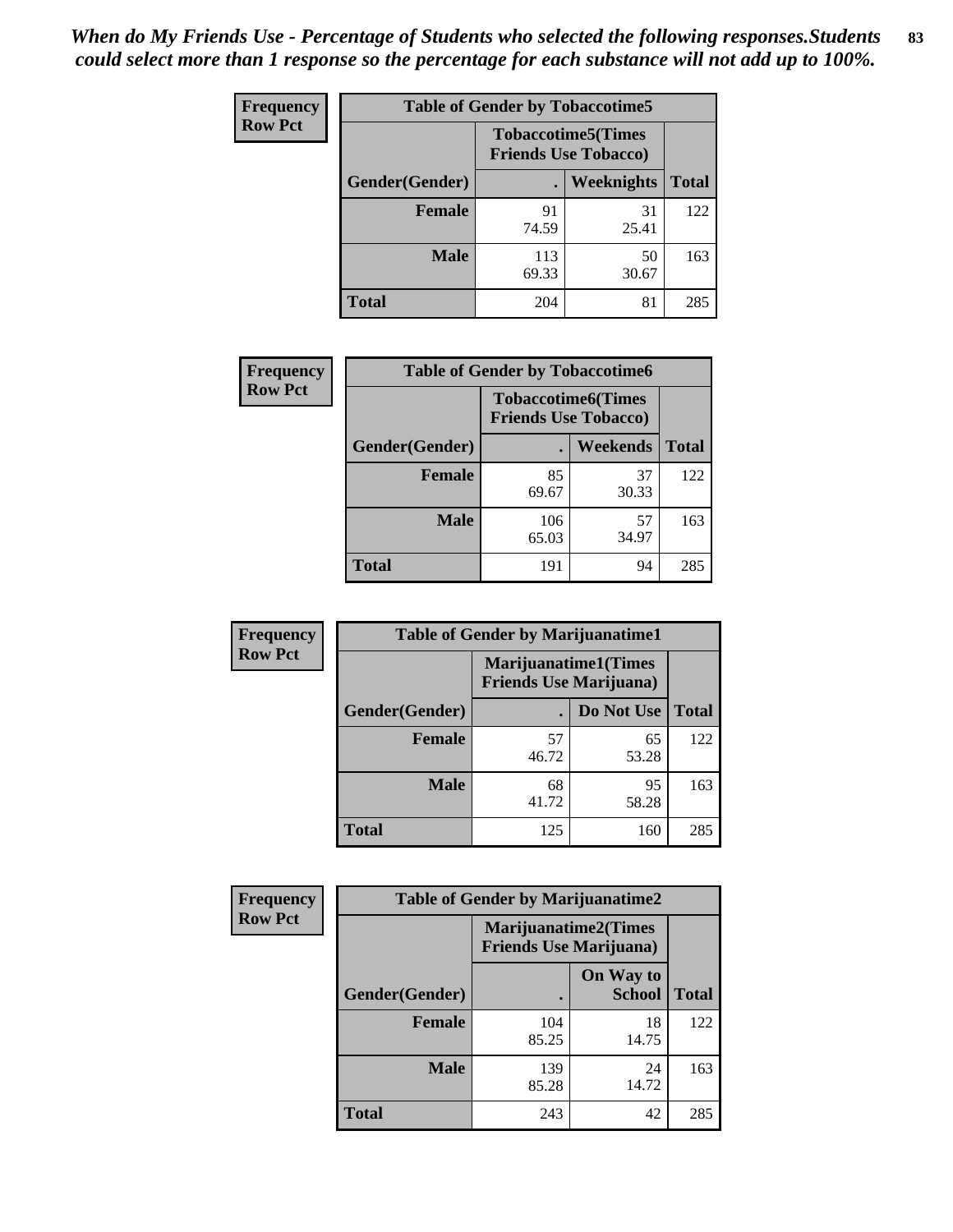*When do My Friends Use - Percentage of Students who selected the following responses.Students could select more than 1 response so the percentage for each substance will not add up to 100%.*

**Frequency Row Pct**

| Table of Gender by Tobaccotime5 | | | |
|---|---|---|---|
| | Tobaccotime5(Times Friends Use Tobacco) | | |
| Gender(Gender) | . | Weeknights | Total |
| **Female** | 91<br>74.59 | 31<br>25.41 | 122 |
| **Male** | 113<br>69.33 | 50<br>30.67 | 163 |
| **Total** | 204 | 81 | 285 |

**Frequency Row Pct**

| Table of Gender by Tobaccotime6 | | | |
|---|---|---|---|
| | Tobaccotime6(Times Friends Use Tobacco) | | |
| Gender(Gender) | . | Weekends | Total |
| **Female** | 85<br>69.67 | 37<br>30.33 | 122 |
| **Male** | 106<br>65.03 | 57<br>34.97 | 163 |
| **Total** | 191 | 94 | 285 |

**Frequency Row Pct**

| Table of Gender by Marijuanatime1 | | | |
|---|---|---|---|
| | Marijuanatime1(Times Friends Use Marijuana) | | |
| Gender(Gender) | . | Do Not Use | Total |
| **Female** | 57<br>46.72 | 65<br>53.28 | 122 |
| **Male** | 68<br>41.72 | 95<br>58.28 | 163 |
| **Total** | 125 | 160 | 285 |

**Frequency Row Pct**

| Table of Gender by Marijuanatime2 | | | |
|---|---|---|---|
| | Marijuanatime2(Times Friends Use Marijuana) | | |
| Gender(Gender) | . | On Way to School | Total |
| **Female** | 104<br>85.25 | 18<br>14.75 | 122 |
| **Male** | 139<br>85.28 | 24<br>14.72 | 163 |
| **Total** | 243 | 42 | 285 |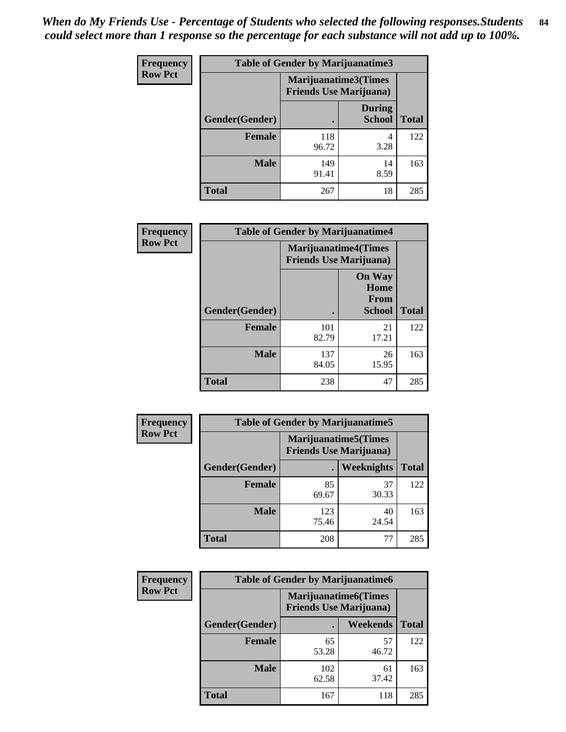***When do My Friends Use - Percentage of Students who selected the following responses.Students could select more than 1 response so the percentage for each substance will not add up to 100%.***

**Frequency**
**Row Pct**

| Table of Gender by Marijuanatime3 | | | |
|---|---|---|---|
| | Marijuanatime3(Times Friends Use Marijuana) | | |
| Gender(Gender) | . | During School | Total |
| Female | 118<br>96.72 | 4<br>3.28 | 122 |
| Male | 149<br>91.41 | 14<br>8.59 | 163 |
| Total | 267 | 18 | 285 |

**Frequency**
**Row Pct**

| Table of Gender by Marijuanatime4 | | | |
|---|---|---|---|
| | Marijuanatime4(Times Friends Use Marijuana) | | |
| Gender(Gender) | . | On Way Home From School | Total |
| Female | 101<br>82.79 | 21<br>17.21 | 122 |
| Male | 137<br>84.05 | 26<br>15.95 | 163 |
| Total | 238 | 47 | 285 |

**Frequency**
**Row Pct**

| Table of Gender by Marijuanatime5 | | | |
|---|---|---|---|
| | Marijuanatime5(Times Friends Use Marijuana) | | |
| Gender(Gender) | . | Weeknights | Total |
| Female | 85<br>69.67 | 37<br>30.33 | 122 |
| Male | 123<br>75.46 | 40<br>24.54 | 163 |
| Total | 208 | 77 | 285 |

**Frequency**
**Row Pct**

| Table of Gender by Marijuanatime6 | | | |
|---|---|---|---|
| | Marijuanatime6(Times Friends Use Marijuana) | | |
| Gender(Gender) | . | Weekends | Total |
| Female | 65<br>53.28 | 57<br>46.72 | 122 |
| Male | 102<br>62.58 | 61<br>37.42 | 163 |
| Total | 167 | 118 | 285 |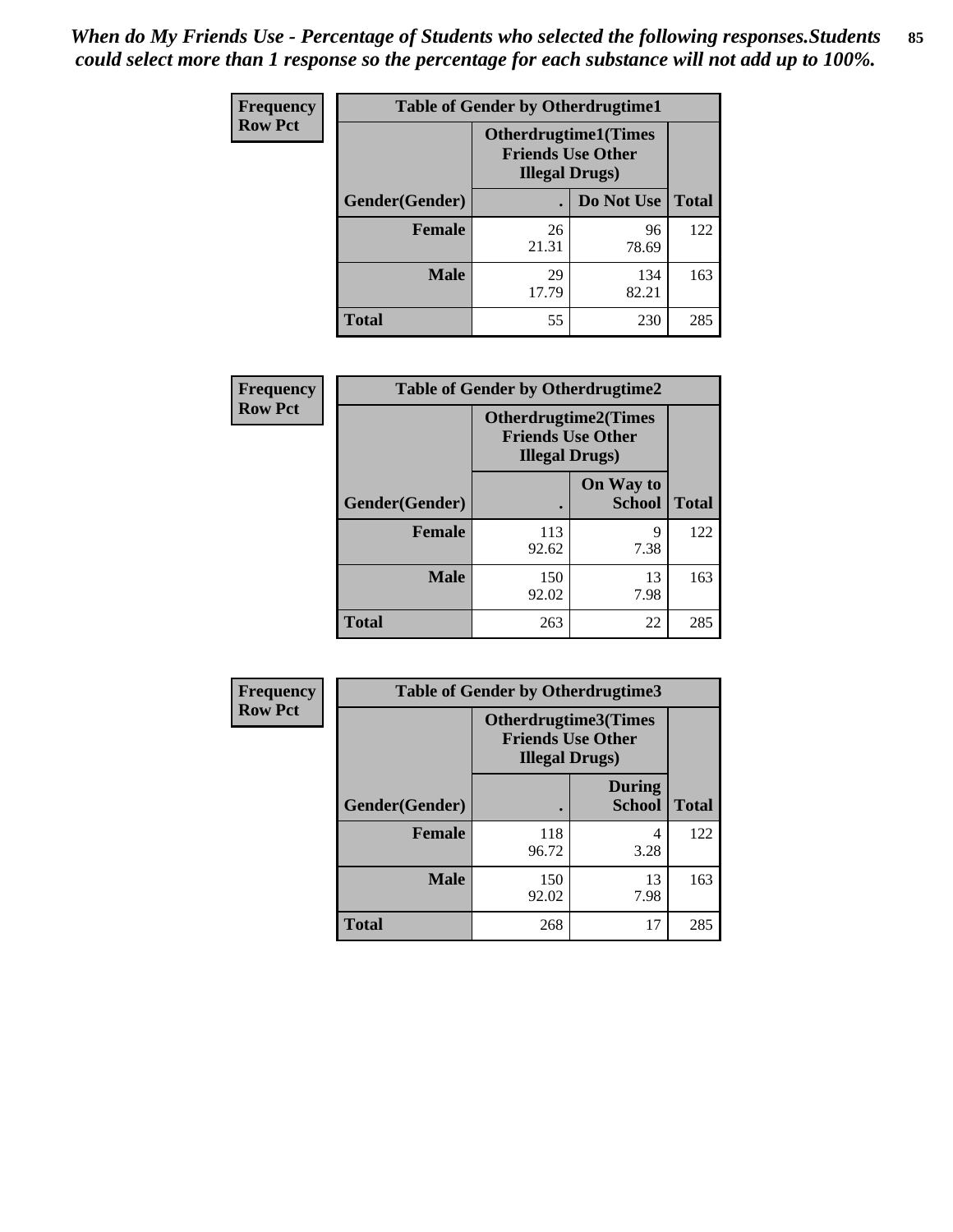*When do My Friends Use - Percentage of Students who selected the following responses.Students could select more than 1 response so the percentage for each substance will not add up to 100%.*

**Frequency**
**Row Pct**

| Table of Gender by Otherdrugtime1 | | | |
|---|---|---|---|
| | Otherdrugtime1(Times Friends Use Other Illegal Drugs) | | |
| Gender(Gender) | . | Do Not Use | Total |
| **Female** | 26<br>21.31 | 96<br>78.69 | 122 |
| **Male** | 29<br>17.79 | 134<br>82.21 | 163 |
| **Total** | 55 | 230 | 285 |

**Frequency**
**Row Pct**

| Table of Gender by Otherdrugtime2 | | | |
|---|---|---|---|
| | Otherdrugtime2(Times Friends Use Other Illegal Drugs) | | |
| Gender(Gender) | . | On Way to School | Total |
| **Female** | 113<br>92.62 | 9<br>7.38 | 122 |
| **Male** | 150<br>92.02 | 13<br>7.98 | 163 |
| **Total** | 263 | 22 | 285 |

**Frequency**
**Row Pct**

| Table of Gender by Otherdrugtime3 | | | |
|---|---|---|---|
| | Otherdrugtime3(Times Friends Use Other Illegal Drugs) | | |
| Gender(Gender) | . | During School | Total |
| **Female** | 118<br>96.72 | 4<br>3.28 | 122 |
| **Male** | 150<br>92.02 | 13<br>7.98 | 163 |
| **Total** | 268 | 17 | 285 |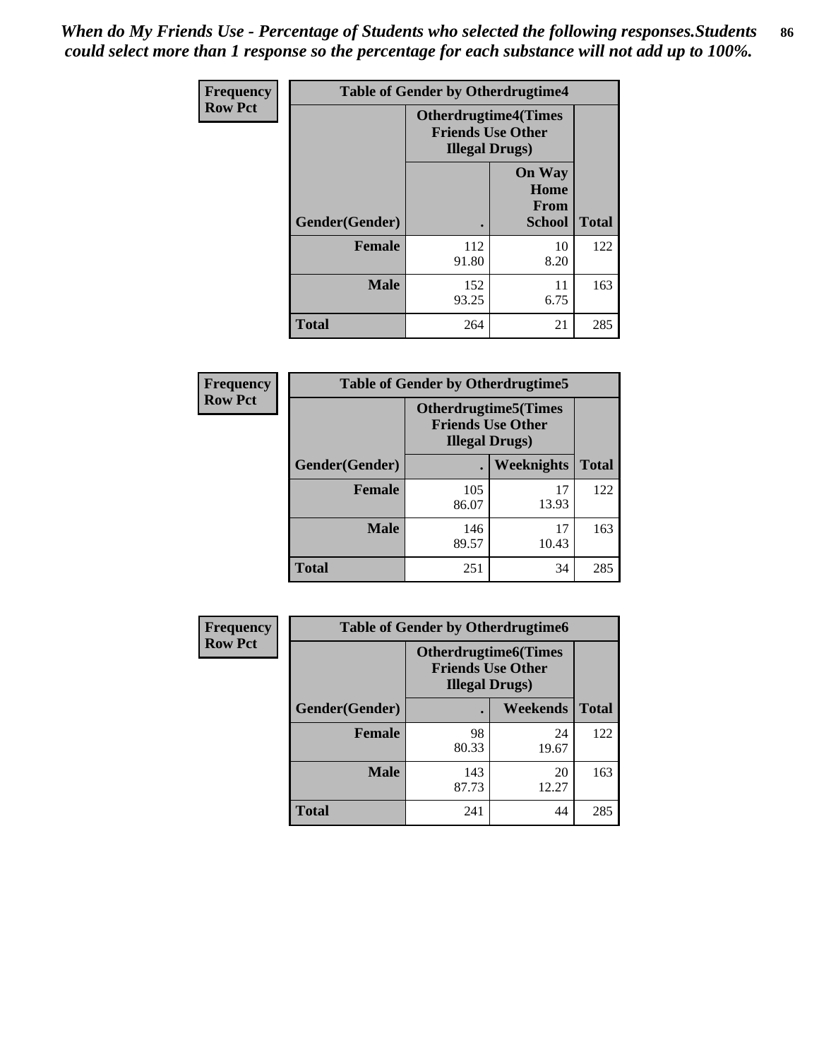*When do My Friends Use - Percentage of Students who selected the following responses.Students could select more than 1 response so the percentage for each substance will not add up to 100%.*

**Frequency**
**Row Pct**

| Table of Gender by Otherdrugtime4 | | | |
|---|---|---|---|
| | Otherdrugtime4(Times Friends Use Other Illegal Drugs) | | |
| Gender(Gender) | . | On Way Home From School | Total |
| **Female** | 112<br>91.80 | 10<br>8.20 | 122 |
| **Male** | 152<br>93.25 | 11<br>6.75 | 163 |
| **Total** | 264 | 21 | 285 |

**Frequency**
**Row Pct**

| Table of Gender by Otherdrugtime5 | | | |
|---|---|---|---|
| | Otherdrugtime5(Times Friends Use Other Illegal Drugs) | | |
| Gender(Gender) | . | Weeknights | Total |
| **Female** | 105<br>86.07 | 17<br>13.93 | 122 |
| **Male** | 146<br>89.57 | 17<br>10.43 | 163 |
| **Total** | 251 | 34 | 285 |

**Frequency**
**Row Pct**

| Table of Gender by Otherdrugtime6 | | | |
|---|---|---|---|
| | Otherdrugtime6(Times Friends Use Other Illegal Drugs) | | |
| Gender(Gender) | . | Weekends | Total |
| **Female** | 98<br>80.33 | 24<br>19.67 | 122 |
| **Male** | 143<br>87.73 | 20<br>12.27 | 163 |
| **Total** | 241 | 44 | 285 |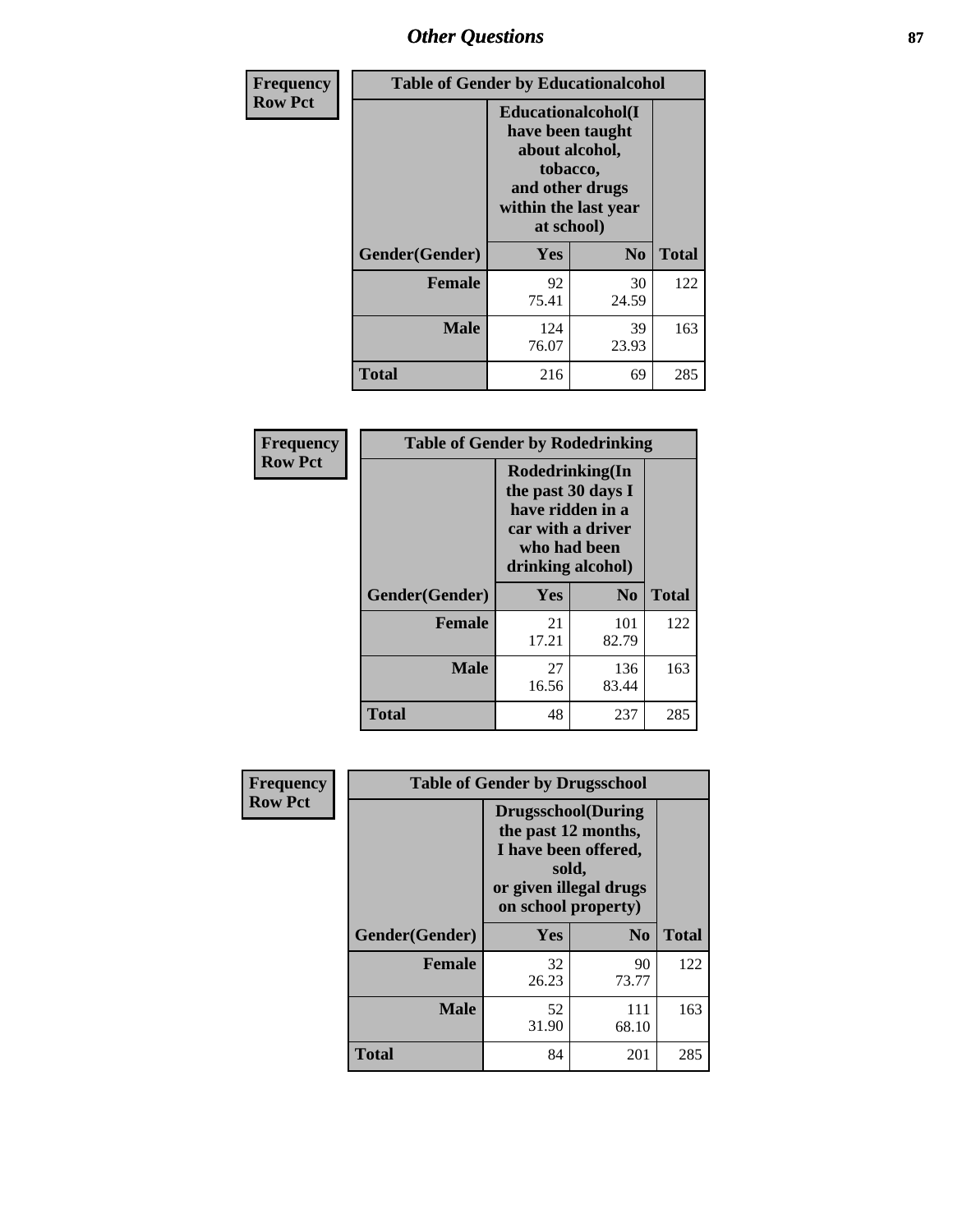| Frequency Row Pct | | | |
|---|---|---|---|

**Table of Gender by Educationalcohol**

| Gender(Gender) | Educationalcohol(I have been taught about alcohol, tobacco, and other drugs within the last year at school) Yes | No | Total |
|---|---|---|---|
| Female | 92<br>75.41 | 30<br>24.59 | 122 |
| Male | 124<br>76.07 | 39<br>23.93 | 163 |
| Total | 216 | 69 | 285 |

| Frequency Row Pct | | | |
|---|---|---|---|

**Table of Gender by Rodedrinking**

| Gender(Gender) | Rodedrinking(In the past 30 days I have ridden in a car with a driver who had been drinking alcohol) Yes | No | Total |
|---|---|---|---|
| Female | 21<br>17.21 | 101<br>82.79 | 122 |
| Male | 27<br>16.56 | 136<br>83.44 | 163 |
| Total | 48 | 237 | 285 |

| Frequency Row Pct | | | |
|---|---|---|---|

**Table of Gender by Drugsschool**

| Gender(Gender) | Drugsschool(During the past 12 months, I have been offered, sold, or given illegal drugs on school property) Yes | No | Total |
|---|---|---|---|
| Female | 32<br>26.23 | 90<br>73.77 | 122 |
| Male | 52<br>31.90 | 111<br>68.10 | 163 |
| Total | 84 | 201 | 285 |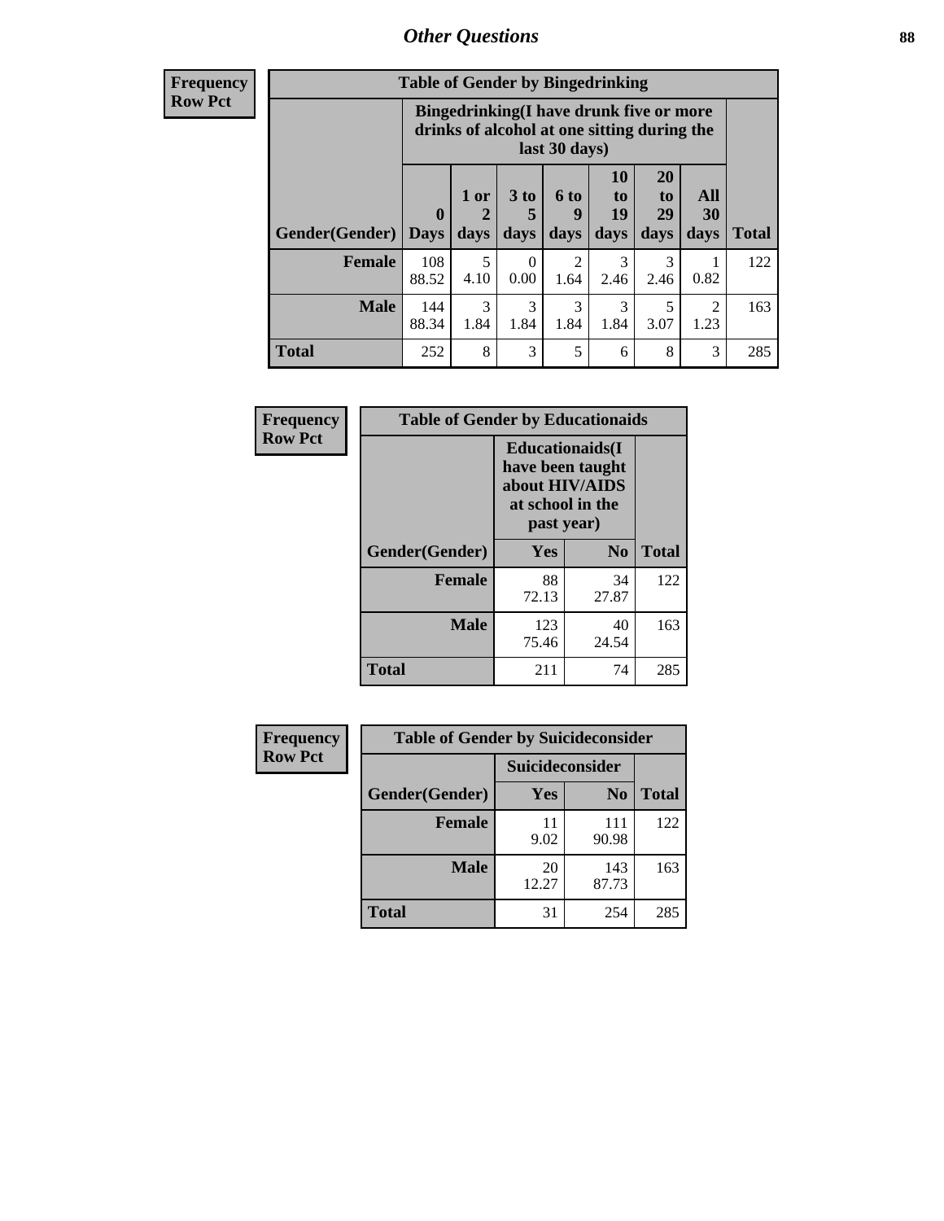| Frequency Row Pct | Table of Gender by Bingedrinking | | | | | | | |
|---|---|---|---|---|---|---|---|---|
| | Bingedrinking(I have drunk five or more drinks of alcohol at one sitting during the last 30 days) | | | | | | | |
| Gender(Gender) | 0 Days | 1 or 2 days | 3 to 5 days | 6 to 9 days | 10 to 19 days | 20 to 29 days | All 30 days | Total |
| Female | 108 88.52 | 5 4.10 | 0 0.00 | 2 1.64 | 3 2.46 | 3 2.46 | 1 0.82 | 122 |
| Male | 144 88.34 | 3 1.84 | 3 1.84 | 3 1.84 | 3 1.84 | 5 3.07 | 2 1.23 | 163 |
| Total | 252 | 8 | 3 | 5 | 6 | 8 | 3 | 285 |

| Frequency Row Pct | Table of Gender by Educationaids | | |
|---|---|---|---|
| | Educationaids(I have been taught about HIV/AIDS at school in the past year) | | |
| Gender(Gender) | Yes | No | Total |
| Female | 88 72.13 | 34 27.87 | 122 |
| Male | 123 75.46 | 40 24.54 | 163 |
| Total | 211 | 74 | 285 |

| Frequency Row Pct | Table of Gender by Suicideconsider | | |
|---|---|---|---|
| | Suicideconsider | | |
| Gender(Gender) | Yes | No | Total |
| Female | 11 9.02 | 111 90.98 | 122 |
| Male | 20 12.27 | 143 87.73 | 163 |
| Total | 31 | 254 | 285 |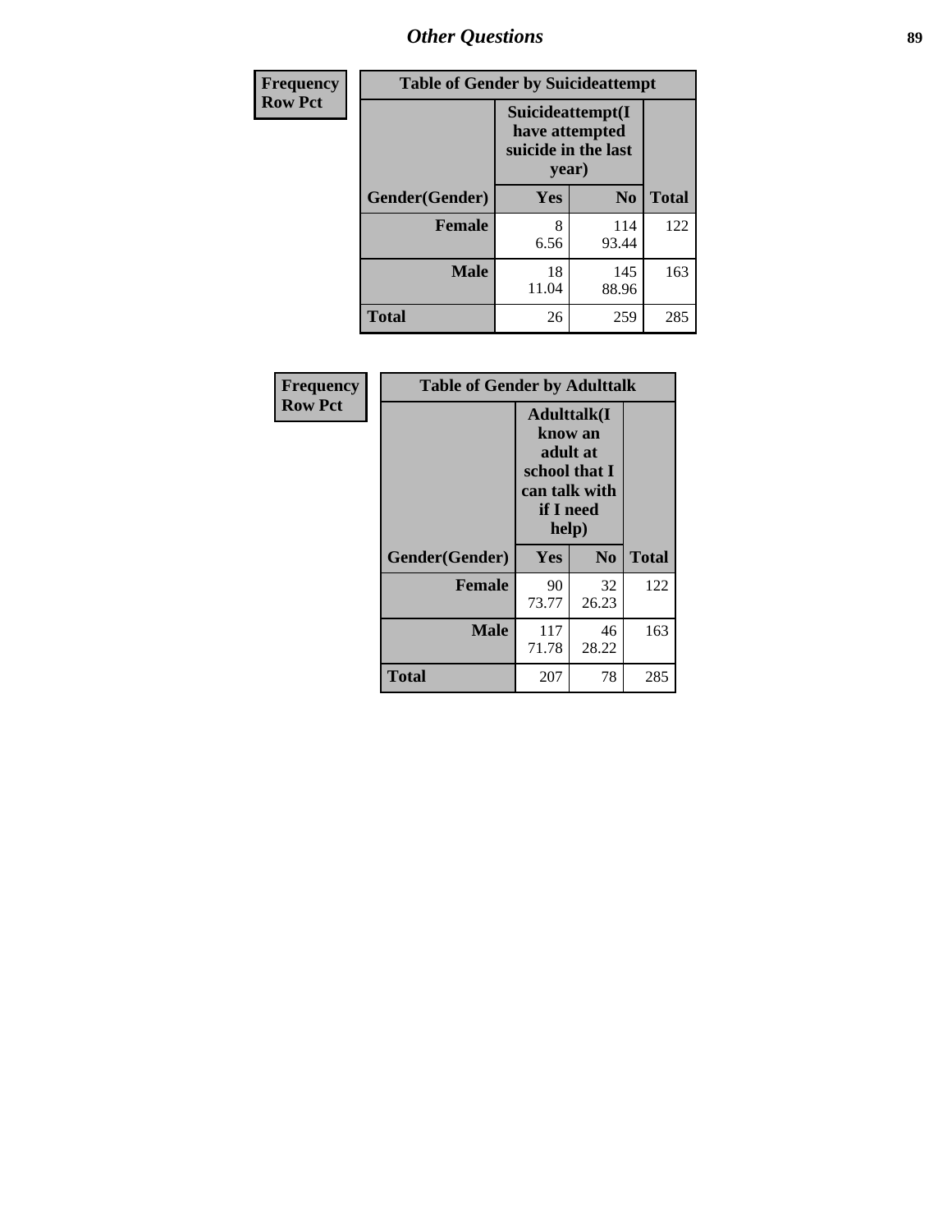| Frequency Row Pct | Table of Gender by Suicideattempt | | |
|---|---|---|---|
| | Suicideattempt(I have attempted suicide in the last year) | | |
| Gender(Gender) | Yes | No | Total |
| Female | 8<br>6.56 | 114<br>93.44 | 122 |
| Male | 18<br>11.04 | 145<br>88.96 | 163 |
| Total | 26 | 259 | 285 |

| Frequency Row Pct | Table of Gender by Adulttalk | | |
|---|---|---|---|
| | Adulttalk(I know an adult at school that I can talk with if I need help) | | |
| Gender(Gender) | Yes | No | Total |
| Female | 90<br>73.77 | 32<br>26.23 | 122 |
| Male | 117<br>71.78 | 46<br>28.22 | 163 |
| Total | 207 | 78 | 285 |